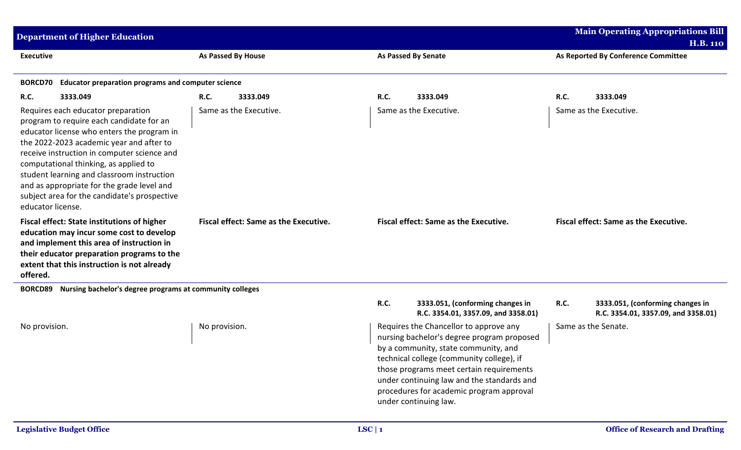# Department of Higher Education

**Main Operating Appropriations Bill H.B. 110**

| Executive | As Passed By House | As Passed By Senate | As Reported By Conference Committee |
|---|---|---|---|
| **BORCD70 Educator preparation programs and computer science** | | | |
| **R.C. 3333.049** | **R.C. 3333.049** | **R.C. 3333.049** | **R.C. 3333.049** |
| Requires each educator preparation program to require each candidate for an educator license who enters the program in the 2022-2023 academic year and after to receive instruction in computer science and computational thinking, as applied to student learning and classroom instruction and as appropriate for the grade level and subject area for the candidate's prospective educator license. | Same as the Executive. | Same as the Executive. | Same as the Executive. |
| **Fiscal effect: State institutions of higher education may incur some cost to develop and implement this area of instruction in their educator preparation programs to the extent that this instruction is not already offered.** | **Fiscal effect: Same as the Executive.** | **Fiscal effect: Same as the Executive.** | **Fiscal effect: Same as the Executive.** |
| **BORCD89 Nursing bachelor's degree programs at community colleges** | | | |
| | | **R.C. 3333.051, (conforming changes in R.C. 3354.01, 3357.09, and 3358.01)** | **R.C. 3333.051, (conforming changes in R.C. 3354.01, 3357.09, and 3358.01)** |
| No provision. | No provision. | Requires the Chancellor to approve any nursing bachelor's degree program proposed by a community, state community, and technical college (community college), if those programs meet certain requirements under continuing law and the standards and procedures for academic program approval under continuing law. | Same as the Senate. |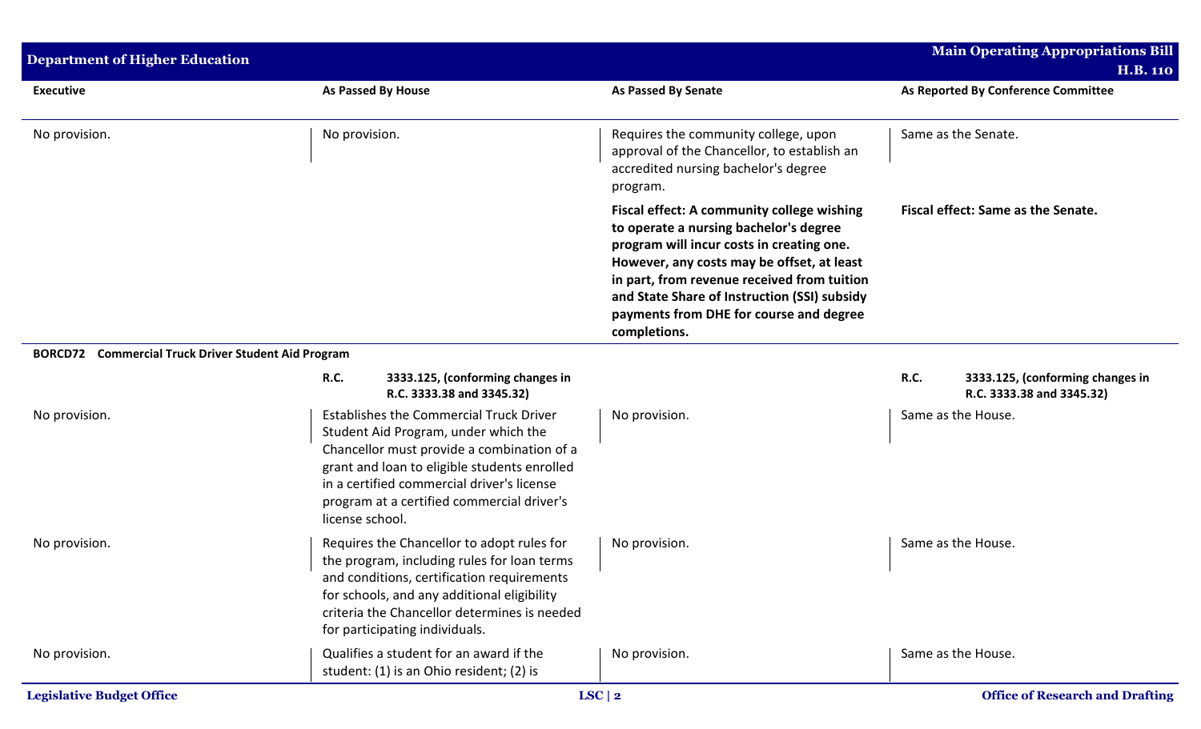| Executive | As Passed By House | As Passed By Senate | As Reported By Conference Committee |
|---|---|---|---|
| No provision. | No provision. | Requires the community college, upon approval of the Chancellor, to establish an accredited nursing bachelor's degree program. | Same as the Senate. |
| | | **Fiscal effect: A community college wishing to operate a nursing bachelor's degree program will incur costs in creating one. However, any costs may be offset, at least in part, from revenue received from tuition and State Share of Instruction (SSI) subsidy payments from DHE for course and degree completions.** | **Fiscal effect: Same as the Senate.** |
| **BORCD72 Commercial Truck Driver Student Aid Program** | | | |
| | **R.C. 3333.125, (conforming changes in R.C. 3333.38 and 3345.32)** | | **R.C. 3333.125, (conforming changes in R.C. 3333.38 and 3345.32)** |
| No provision. | Establishes the Commercial Truck Driver Student Aid Program, under which the Chancellor must provide a combination of a grant and loan to eligible students enrolled in a certified commercial driver's license program at a certified commercial driver's license school. | No provision. | Same as the House. |
| No provision. | Requires the Chancellor to adopt rules for the program, including rules for loan terms and conditions, certification requirements for schools, and any additional eligibility criteria the Chancellor determines is needed for participating individuals. | No provision. | Same as the House. |
| No provision. | Qualifies a student for an award if the student: (1) is an Ohio resident; (2) is | No provision. | Same as the House. |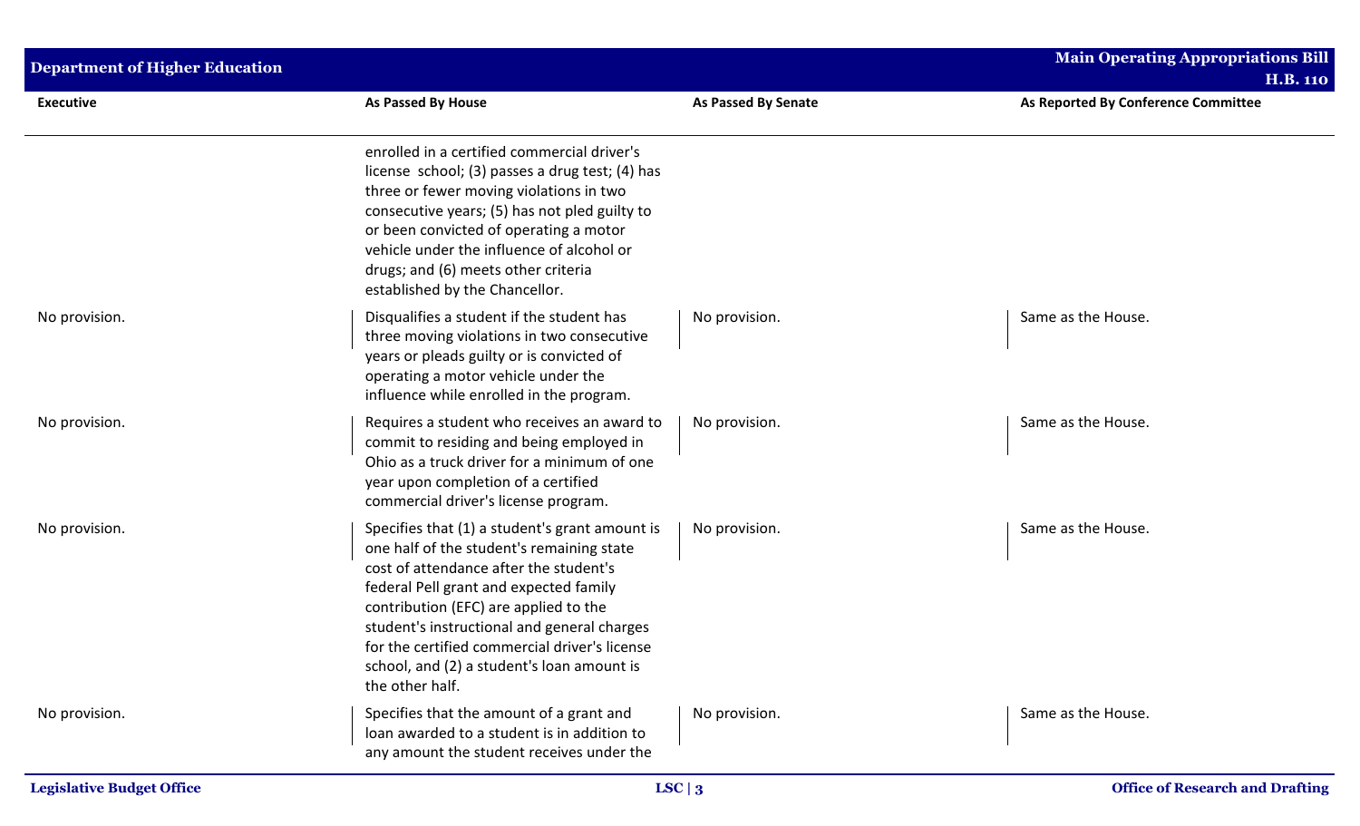| Executive | As Passed By House | As Passed By Senate | As Reported By Conference Committee |
|---|---|---|---|
| | enrolled in a certified commercial driver's license school; (3) passes a drug test; (4) has three or fewer moving violations in two consecutive years; (5) has not pled guilty to or been convicted of operating a motor vehicle under the influence of alcohol or drugs; and (6) meets other criteria established by the Chancellor. | | |
| No provision. | Disqualifies a student if the student has three moving violations in two consecutive years or pleads guilty or is convicted of operating a motor vehicle under the influence while enrolled in the program. | No provision. | Same as the House. |
| No provision. | Requires a student who receives an award to commit to residing and being employed in Ohio as a truck driver for a minimum of one year upon completion of a certified commercial driver's license program. | No provision. | Same as the House. |
| No provision. | Specifies that (1) a student's grant amount is one half of the student's remaining state cost of attendance after the student's federal Pell grant and expected family contribution (EFC) are applied to the student's instructional and general charges for the certified commercial driver's license school, and (2) a student's loan amount is the other half. | No provision. | Same as the House. |
| No provision. | Specifies that the amount of a grant and loan awarded to a student is in addition to any amount the student receives under the | No provision. | Same as the House. |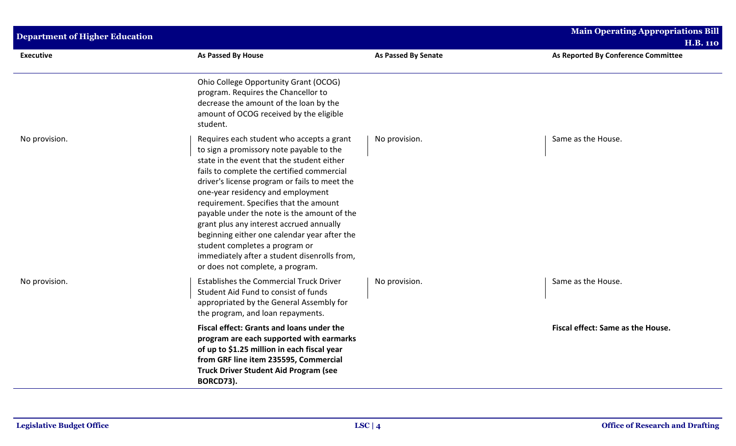| Executive | As Passed By House | As Passed By Senate | As Reported By Conference Committee |
|---|---|---|---|
| | Ohio College Opportunity Grant (OCOG) program. Requires the Chancellor to decrease the amount of the loan by the amount of OCOG received by the eligible student. | | |
| No provision. | Requires each student who accepts a grant to sign a promissory note payable to the state in the event that the student either fails to complete the certified commercial driver's license program or fails to meet the one-year residency and employment requirement. Specifies that the amount payable under the note is the amount of the grant plus any interest accrued annually beginning either one calendar year after the student completes a program or immediately after a student disenrolls from, or does not complete, a program. | No provision. | Same as the House. |
| No provision. | Establishes the Commercial Truck Driver Student Aid Fund to consist of funds appropriated by the General Assembly for the program, and loan repayments. | No provision. | Same as the House. |
| | **Fiscal effect: Grants and loans under the program are each supported with earmarks of up to $1.25 million in each fiscal year from GRF line item 235595, Commercial Truck Driver Student Aid Program (see BORCD73).** | | **Fiscal effect: Same as the House.** |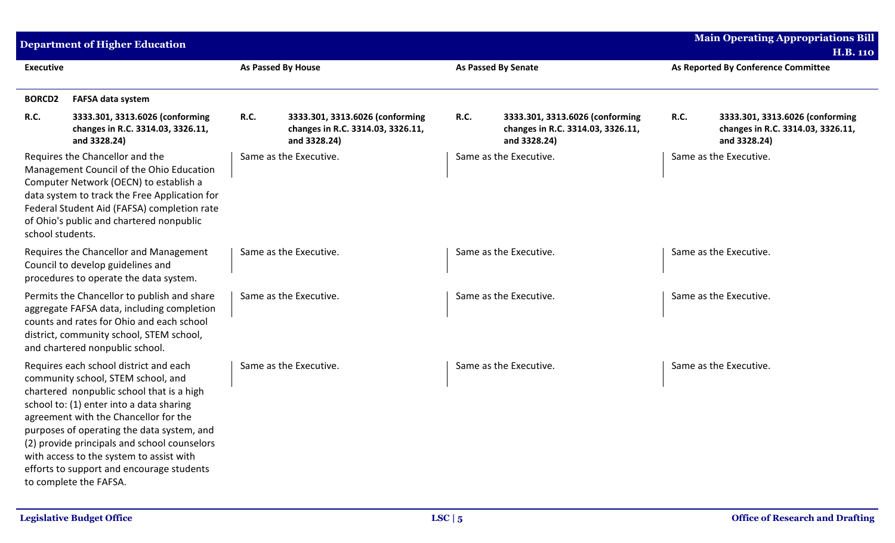| Executive | As Passed By House | As Passed By Senate | As Reported By Conference Committee |
|---|---|---|---|
| **BORCD2 FAFSA data system** | | | |
| **R.C. 3333.301, 3313.6026 (conforming changes in R.C. 3314.03, 3326.11, and 3328.24)** | **R.C. 3333.301, 3313.6026 (conforming changes in R.C. 3314.03, 3326.11, and 3328.24)** | **R.C. 3333.301, 3313.6026 (conforming changes in R.C. 3314.03, 3326.11, and 3328.24)** | **R.C. 3333.301, 3313.6026 (conforming changes in R.C. 3314.03, 3326.11, and 3328.24)** |
| Requires the Chancellor and the Management Council of the Ohio Education Computer Network (OECN) to establish a data system to track the Free Application for Federal Student Aid (FAFSA) completion rate of Ohio's public and chartered nonpublic school students. | Same as the Executive. | Same as the Executive. | Same as the Executive. |
| Requires the Chancellor and Management Council to develop guidelines and procedures to operate the data system. | Same as the Executive. | Same as the Executive. | Same as the Executive. |
| Permits the Chancellor to publish and share aggregate FAFSA data, including completion counts and rates for Ohio and each school district, community school, STEM school, and chartered nonpublic school. | Same as the Executive. | Same as the Executive. | Same as the Executive. |
| Requires each school district and each community school, STEM school, and chartered nonpublic school that is a high school to: (1) enter into a data sharing agreement with the Chancellor for the purposes of operating the data system, and (2) provide principals and school counselors with access to the system to assist with efforts to support and encourage students to complete the FAFSA. | Same as the Executive. | Same as the Executive. | Same as the Executive. |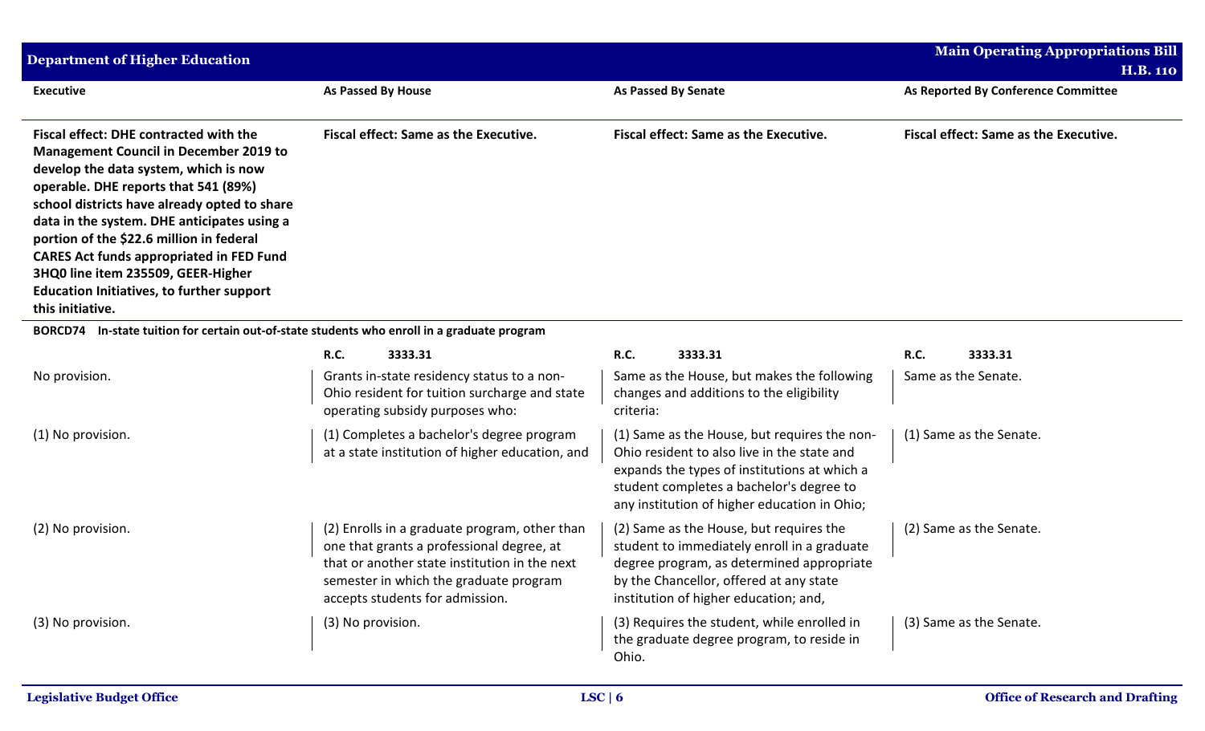| Executive | As Passed By House | As Passed By Senate | As Reported By Conference Committee |
|---|---|---|---|
| **Fiscal effect: DHE contracted with the Management Council in December 2019 to develop the data system, which is now operable. DHE reports that 541 (89%) school districts have already opted to share data in the system. DHE anticipates using a portion of the $22.6 million in federal CARES Act funds appropriated in FED Fund 3HQ0 line item 235509, GEER-Higher Education Initiatives, to further support this initiative.** | **Fiscal effect: Same as the Executive.** | **Fiscal effect: Same as the Executive.** | **Fiscal effect: Same as the Executive.** |
| **BORCD74 In-state tuition for certain out-of-state students who enroll in a graduate program** | | | |
| | **R.C. 3333.31** | **R.C. 3333.31** | **R.C. 3333.31** |
| No provision. | Grants in-state residency status to a non-Ohio resident for tuition surcharge and state operating subsidy purposes who: | Same as the House, but makes the following changes and additions to the eligibility criteria: | Same as the Senate. |
| (1) No provision. | (1) Completes a bachelor's degree program at a state institution of higher education, and | (1) Same as the House, but requires the non-Ohio resident to also live in the state and expands the types of institutions at which a student completes a bachelor's degree to any institution of higher education in Ohio; | (1) Same as the Senate. |
| (2) No provision. | (2) Enrolls in a graduate program, other than one that grants a professional degree, at that or another state institution in the next semester in which the graduate program accepts students for admission. | (2) Same as the House, but requires the student to immediately enroll in a graduate degree program, as determined appropriate by the Chancellor, offered at any state institution of higher education; and, | (2) Same as the Senate. |
| (3) No provision. | (3) No provision. | (3) Requires the student, while enrolled in the graduate degree program, to reside in Ohio. | (3) Same as the Senate. |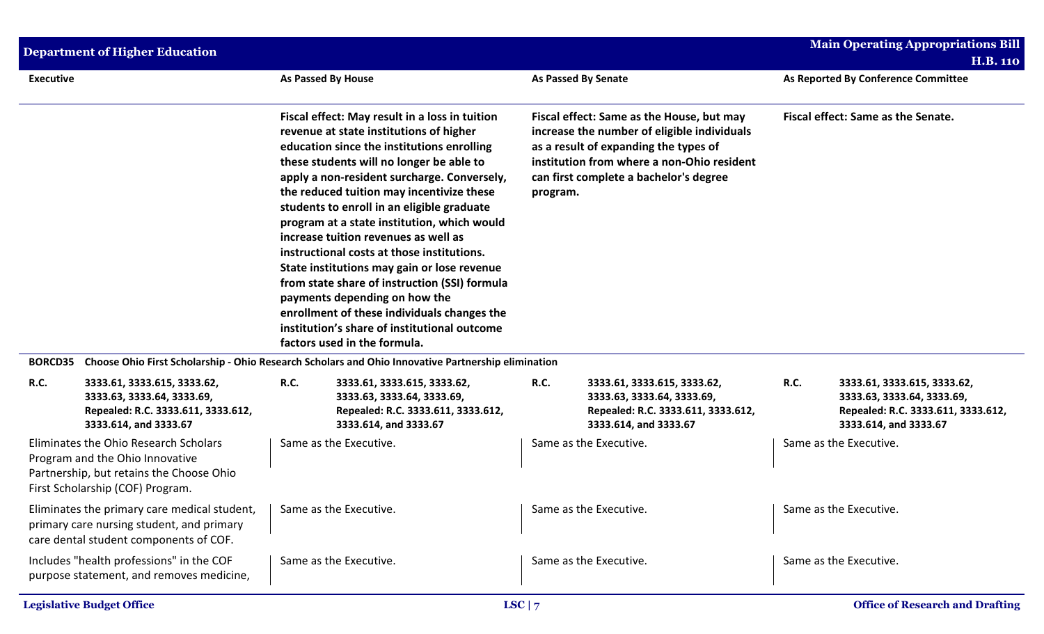| Executive | As Passed By House | As Passed By Senate | As Reported By Conference Committee |
|---|---|---|---|
| | **Fiscal effect: May result in a loss in tuition revenue at state institutions of higher education since the institutions enrolling these students will no longer be able to apply a non-resident surcharge. Conversely, the reduced tuition may incentivize these students to enroll in an eligible graduate program at a state institution, which would increase tuition revenues as well as instructional costs at those institutions. State institutions may gain or lose revenue from state share of instruction (SSI) formula payments depending on how the enrollment of these individuals changes the institution's share of institutional outcome factors used in the formula.** | **Fiscal effect: Same as the House, but may increase the number of eligible individuals as a result of expanding the types of institution from where a non-Ohio resident can first complete a bachelor's degree program.** | **Fiscal effect: Same as the Senate.** |

**BORCD35 Choose Ohio First Scholarship - Ohio Research Scholars and Ohio Innovative Partnership elimination**

| Executive | As Passed By House | As Passed By Senate | As Reported By Conference Committee |
|---|---|---|---|
| **R.C. 3333.61, 3333.615, 3333.62, 3333.63, 3333.64, 3333.69, Repealed: R.C. 3333.611, 3333.612, 3333.614, and 3333.67** | **R.C. 3333.61, 3333.615, 3333.62, 3333.63, 3333.64, 3333.69, Repealed: R.C. 3333.611, 3333.612, 3333.614, and 3333.67** | **R.C. 3333.61, 3333.615, 3333.62, 3333.63, 3333.64, 3333.69, Repealed: R.C. 3333.611, 3333.612, 3333.614, and 3333.67** | **R.C. 3333.61, 3333.615, 3333.62, 3333.63, 3333.64, 3333.69, Repealed: R.C. 3333.611, 3333.612, 3333.614, and 3333.67** |
| Eliminates the Ohio Research Scholars Program and the Ohio Innovative Partnership, but retains the Choose Ohio First Scholarship (COF) Program. | Same as the Executive. | Same as the Executive. | Same as the Executive. |
| Eliminates the primary care medical student, primary care nursing student, and primary care dental student components of COF. | Same as the Executive. | Same as the Executive. | Same as the Executive. |
| Includes "health professions" in the COF purpose statement, and removes medicine, | Same as the Executive. | Same as the Executive. | Same as the Executive. |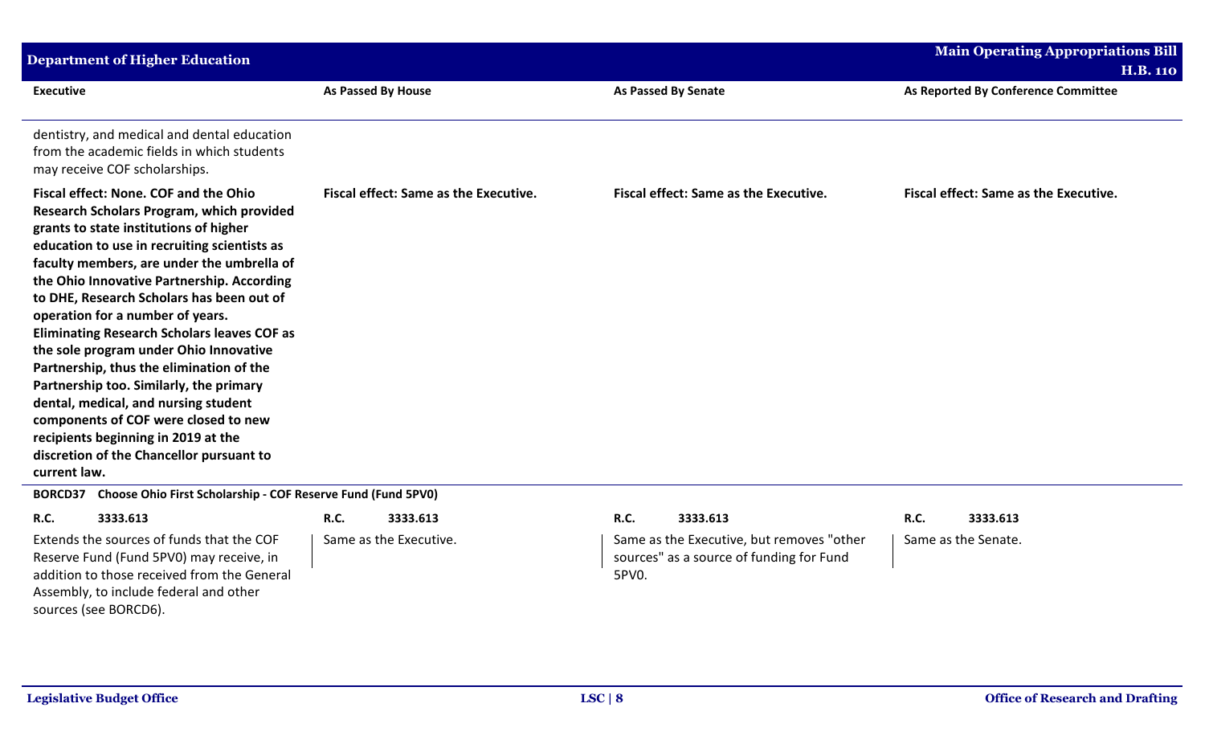| Executive | As Passed By House | As Passed By Senate | As Reported By Conference Committee |
|---|---|---|---|
| dentistry, and medical and dental education from the academic fields in which students may receive COF scholarships. | | | |
| **Fiscal effect: None. COF and the Ohio Research Scholars Program, which provided grants to state institutions of higher education to use in recruiting scientists as faculty members, are under the umbrella of the Ohio Innovative Partnership. According to DHE, Research Scholars has been out of operation for a number of years. Eliminating Research Scholars leaves COF as the sole program under Ohio Innovative Partnership, thus the elimination of the Partnership too. Similarly, the primary dental, medical, and nursing student components of COF were closed to new recipients beginning in 2019 at the discretion of the Chancellor pursuant to current law.** | **Fiscal effect: Same as the Executive.** | **Fiscal effect: Same as the Executive.** | **Fiscal effect: Same as the Executive.** |

**BORCD37 Choose Ohio First Scholarship - COF Reserve Fund (Fund 5PV0)**

| Executive | As Passed By House | As Passed By Senate | As Reported By Conference Committee |
|---|---|---|---|
| **R.C.** **3333.613** | **R.C.** **3333.613** | **R.C.** **3333.613** | **R.C.** **3333.613** |
| Extends the sources of funds that the COF Reserve Fund (Fund 5PV0) may receive, in addition to those received from the General Assembly, to include federal and other sources (see BORCD6). | Same as the Executive. | Same as the Executive, but removes "other sources" as a source of funding for Fund 5PV0. | Same as the Senate. |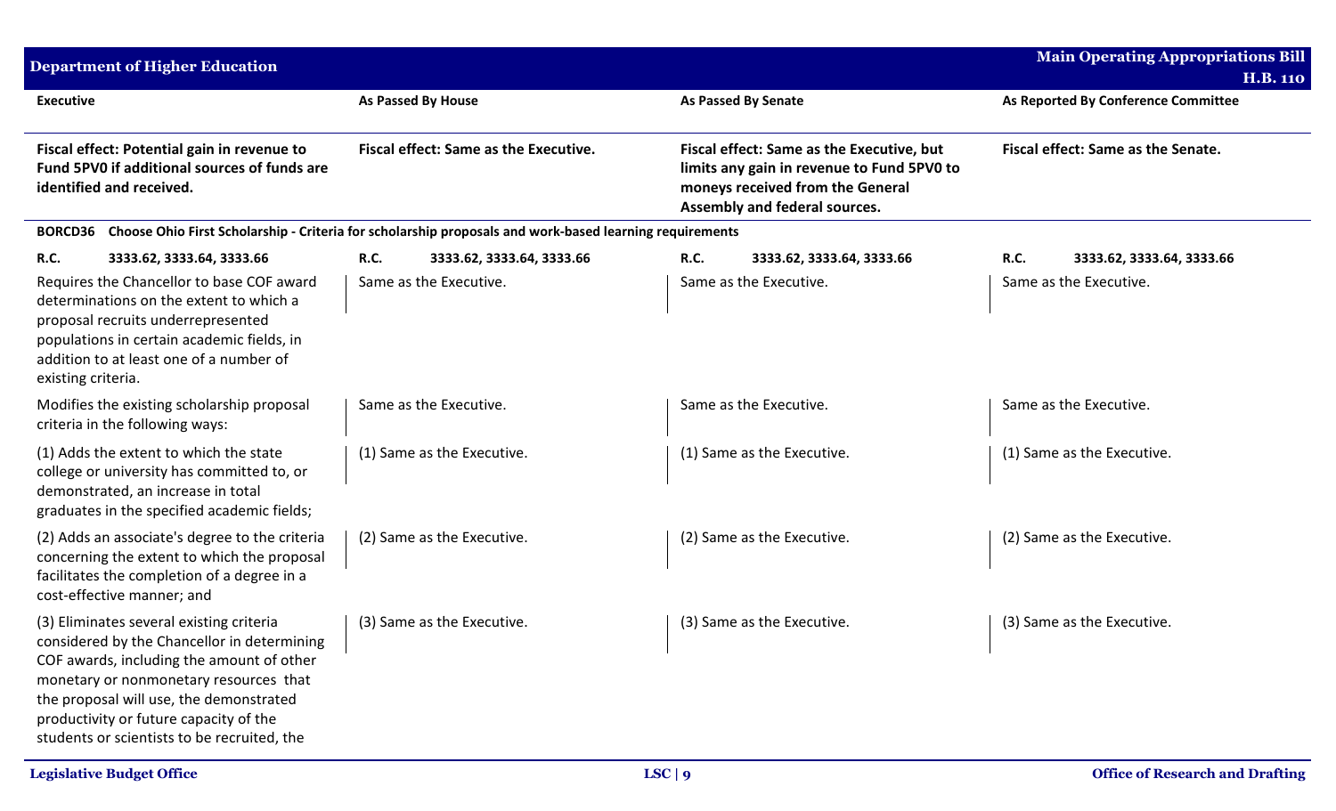| Executive | As Passed By House | As Passed By Senate | As Reported By Conference Committee |
|---|---|---|---|
| **Fiscal effect: Potential gain in revenue to Fund 5PV0 if additional sources of funds are identified and received.** | **Fiscal effect: Same as the Executive.** | **Fiscal effect: Same as the Executive, but limits any gain in revenue to Fund 5PV0 to moneys received from the General Assembly and federal sources.** | **Fiscal effect: Same as the Senate.** |
| **BORCD36 Choose Ohio First Scholarship - Criteria for scholarship proposals and work-based learning requirements** | | | |
| **R.C. 3333.62, 3333.64, 3333.66** | **R.C. 3333.62, 3333.64, 3333.66** | **R.C. 3333.62, 3333.64, 3333.66** | **R.C. 3333.62, 3333.64, 3333.66** |
| Requires the Chancellor to base COF award determinations on the extent to which a proposal recruits underrepresented populations in certain academic fields, in addition to at least one of a number of existing criteria. | Same as the Executive. | Same as the Executive. | Same as the Executive. |
| Modifies the existing scholarship proposal criteria in the following ways: | Same as the Executive. | Same as the Executive. | Same as the Executive. |
| (1) Adds the extent to which the state college or university has committed to, or demonstrated, an increase in total graduates in the specified academic fields; | (1) Same as the Executive. | (1) Same as the Executive. | (1) Same as the Executive. |
| (2) Adds an associate's degree to the criteria concerning the extent to which the proposal facilitates the completion of a degree in a cost-effective manner; and | (2) Same as the Executive. | (2) Same as the Executive. | (2) Same as the Executive. |
| (3) Eliminates several existing criteria considered by the Chancellor in determining COF awards, including the amount of other monetary or nonmonetary resources that the proposal will use, the demonstrated productivity or future capacity of the students or scientists to be recruited, the | (3) Same as the Executive. | (3) Same as the Executive. | (3) Same as the Executive. |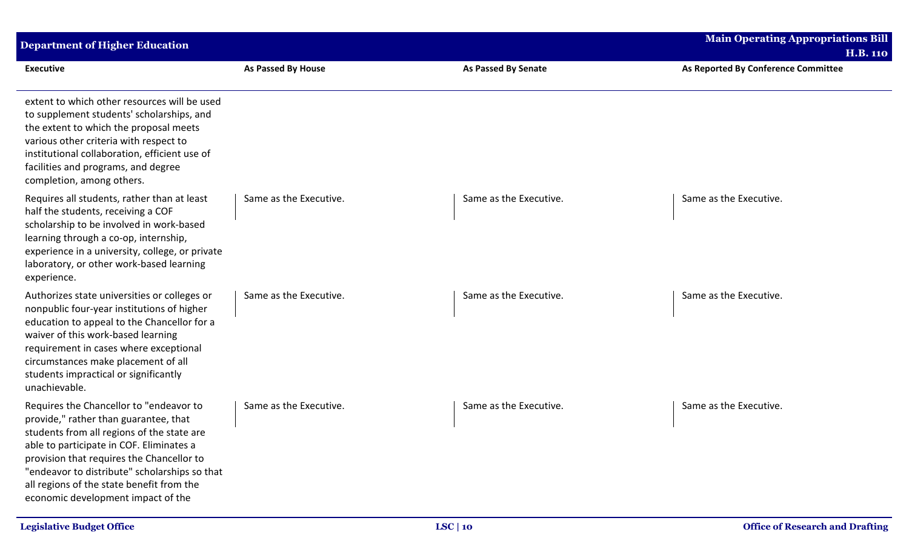| Executive | As Passed By House | As Passed By Senate | As Reported By Conference Committee |
|---|---|---|---|
| extent to which other resources will be used to supplement students' scholarships, and the extent to which the proposal meets various other criteria with respect to institutional collaboration, efficient use of facilities and programs, and degree completion, among others. | | | |
| Requires all students, rather than at least half the students, receiving a COF scholarship to be involved in work-based learning through a co-op, internship, experience in a university, college, or private laboratory, or other work-based learning experience. | Same as the Executive. | Same as the Executive. | Same as the Executive. |
| Authorizes state universities or colleges or nonpublic four-year institutions of higher education to appeal to the Chancellor for a waiver of this work-based learning requirement in cases where exceptional circumstances make placement of all students impractical or significantly unachievable. | Same as the Executive. | Same as the Executive. | Same as the Executive. |
| Requires the Chancellor to "endeavor to provide," rather than guarantee, that students from all regions of the state are able to participate in COF. Eliminates a provision that requires the Chancellor to "endeavor to distribute" scholarships so that all regions of the state benefit from the economic development impact of the | Same as the Executive. | Same as the Executive. | Same as the Executive. |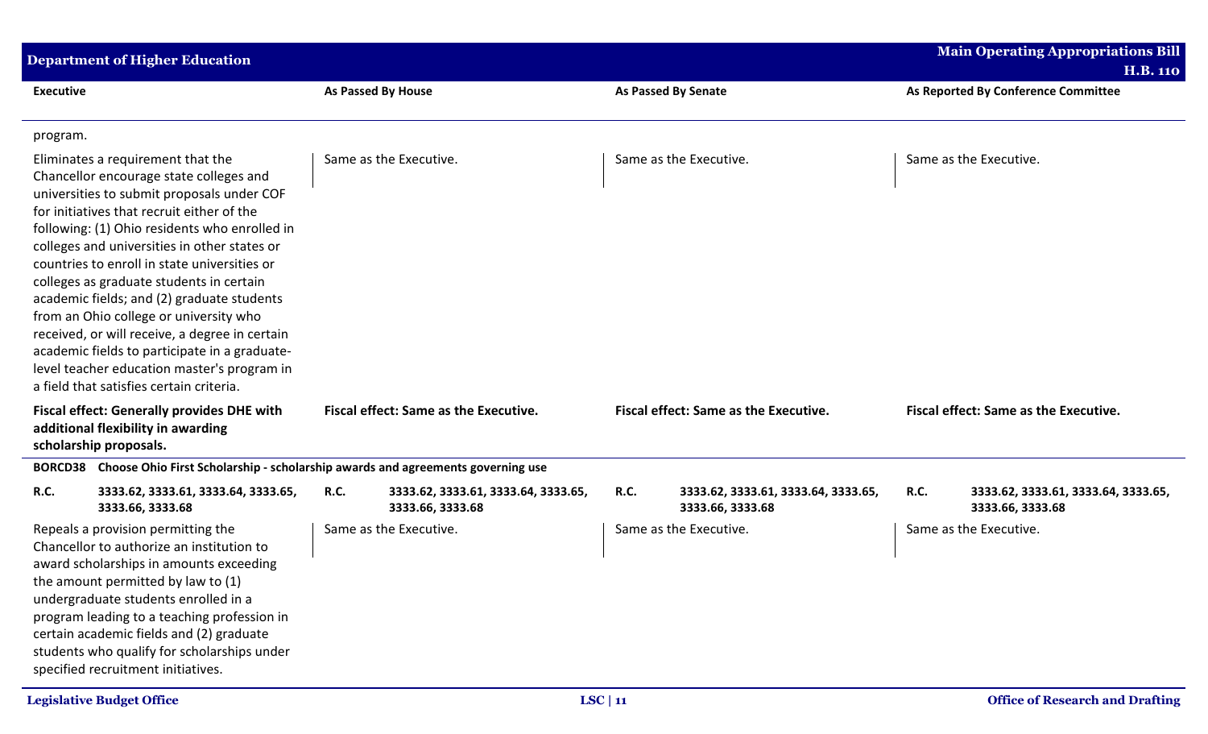| Executive | As Passed By House | As Passed By Senate | As Reported By Conference Committee |
|---|---|---|---|
| program. | | | |
| Eliminates a requirement that the Chancellor encourage state colleges and universities to submit proposals under COF for initiatives that recruit either of the following: (1) Ohio residents who enrolled in colleges and universities in other states or countries to enroll in state universities or colleges as graduate students in certain academic fields; and (2) graduate students from an Ohio college or university who received, or will receive, a degree in certain academic fields to participate in a graduate-level teacher education master's program in a field that satisfies certain criteria. | Same as the Executive. | Same as the Executive. | Same as the Executive. |
| **Fiscal effect: Generally provides DHE with additional flexibility in awarding scholarship proposals.** | **Fiscal effect: Same as the Executive.** | **Fiscal effect: Same as the Executive.** | **Fiscal effect: Same as the Executive.** |
| **BORCD38 Choose Ohio First Scholarship - scholarship awards and agreements governing use** | | | |
| **R.C. 3333.62, 3333.61, 3333.64, 3333.65, 3333.66, 3333.68** | **R.C. 3333.62, 3333.61, 3333.64, 3333.65, 3333.66, 3333.68** | **R.C. 3333.62, 3333.61, 3333.64, 3333.65, 3333.66, 3333.68** | **R.C. 3333.62, 3333.61, 3333.64, 3333.65, 3333.66, 3333.68** |
| Repeals a provision permitting the Chancellor to authorize an institution to award scholarships in amounts exceeding the amount permitted by law to (1) undergraduate students enrolled in a program leading to a teaching profession in certain academic fields and (2) graduate students who qualify for scholarships under specified recruitment initiatives. | Same as the Executive. | Same as the Executive. | Same as the Executive. |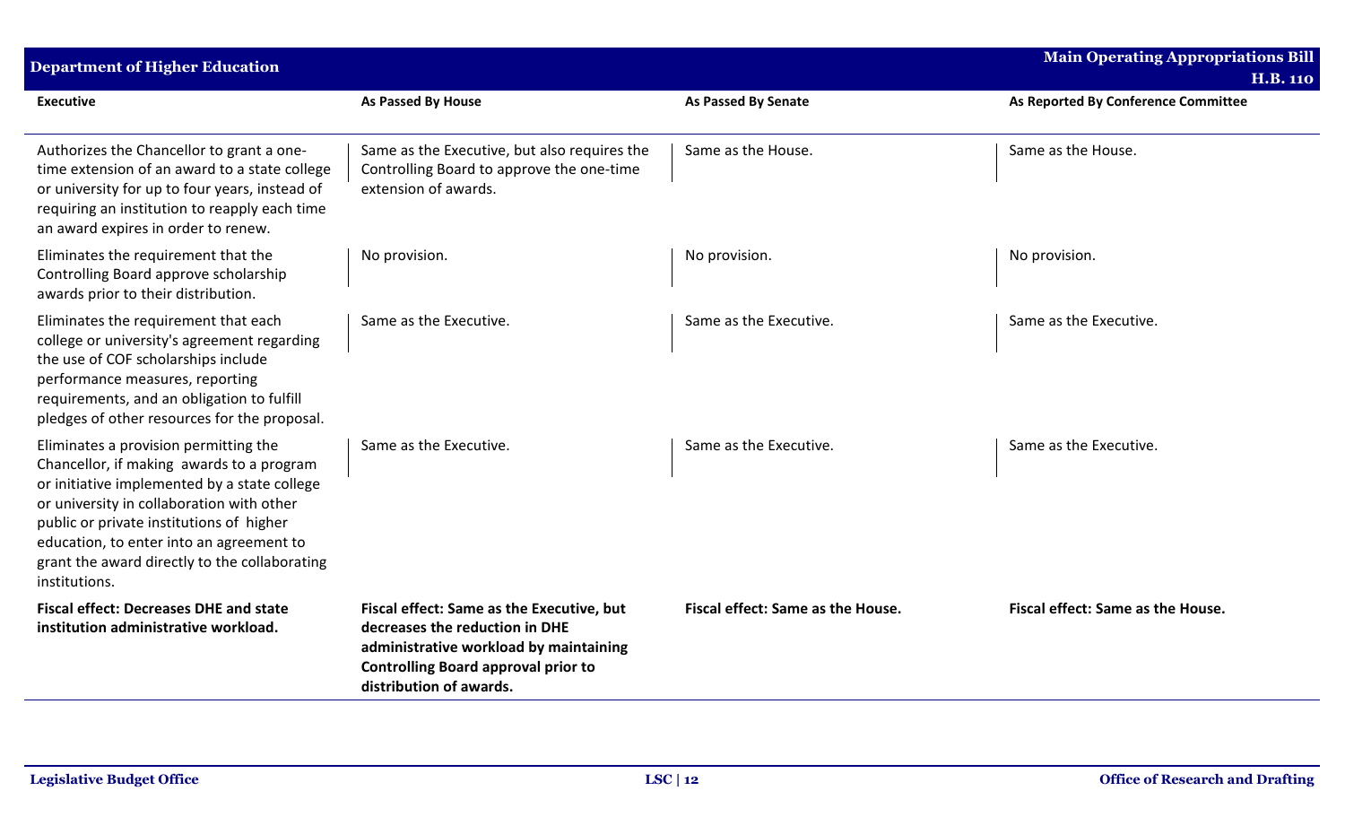| Executive | As Passed By House | As Passed By Senate | As Reported By Conference Committee |
|---|---|---|---|
| Authorizes the Chancellor to grant a one-time extension of an award to a state college or university for up to four years, instead of requiring an institution to reapply each time an award expires in order to renew. | Same as the Executive, but also requires the Controlling Board to approve the one-time extension of awards. | Same as the House. | Same as the House. |
| Eliminates the requirement that the Controlling Board approve scholarship awards prior to their distribution. | No provision. | No provision. | No provision. |
| Eliminates the requirement that each college or university's agreement regarding the use of COF scholarships include performance measures, reporting requirements, and an obligation to fulfill pledges of other resources for the proposal. | Same as the Executive. | Same as the Executive. | Same as the Executive. |
| Eliminates a provision permitting the Chancellor, if making awards to a program or initiative implemented by a state college or university in collaboration with other public or private institutions of higher education, to enter into an agreement to grant the award directly to the collaborating institutions. | Same as the Executive. | Same as the Executive. | Same as the Executive. |
| **Fiscal effect: Decreases DHE and state institution administrative workload.** | **Fiscal effect: Same as the Executive, but decreases the reduction in DHE administrative workload by maintaining Controlling Board approval prior to distribution of awards.** | **Fiscal effect: Same as the House.** | **Fiscal effect: Same as the House.** |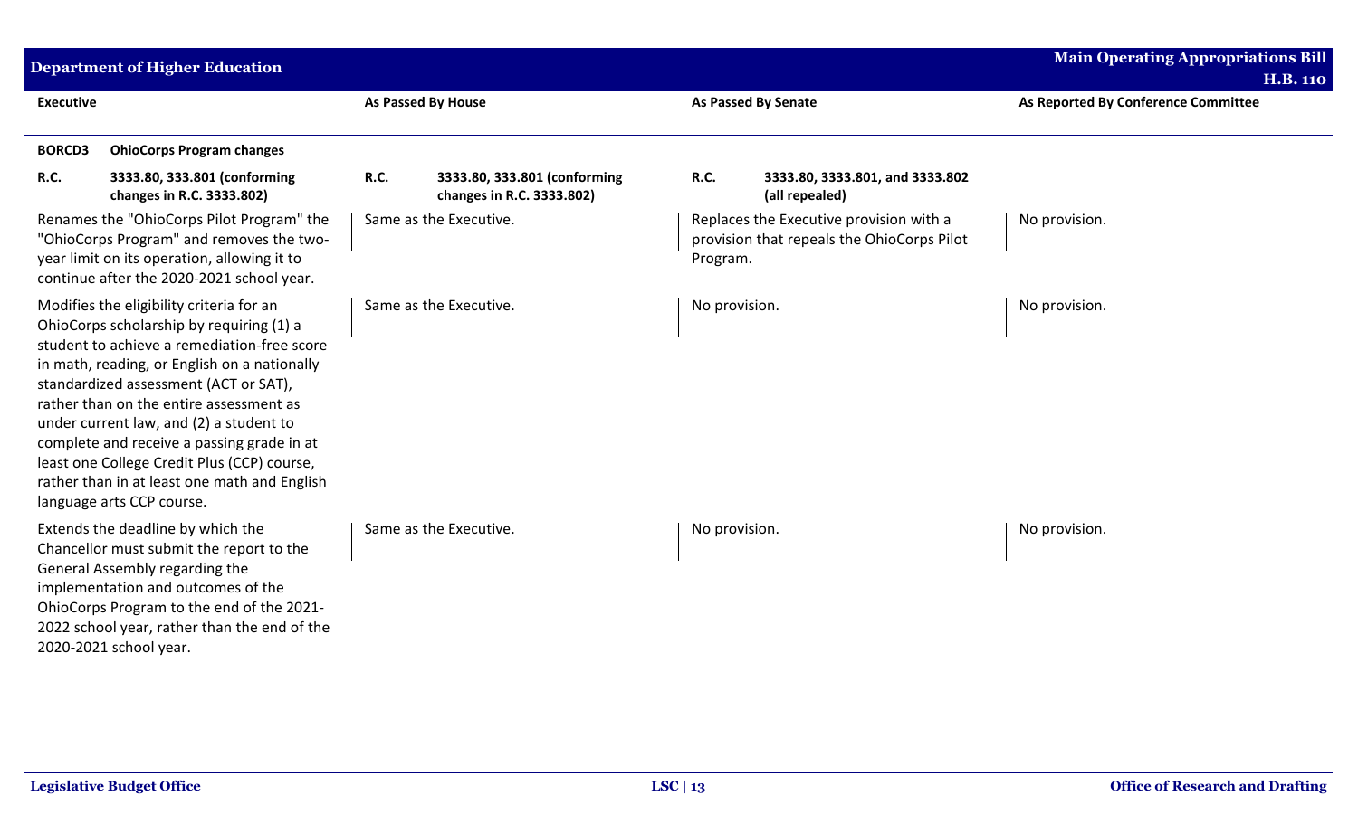| Executive | As Passed By House | As Passed By Senate | As Reported By Conference Committee |
|---|---|---|---|
| **BORCD3 OhioCorps Program changes** | | | |
| **R.C. 3333.80, 333.801 (conforming changes in R.C. 3333.802)** | **R.C. 3333.80, 333.801 (conforming changes in R.C. 3333.802)** | **R.C. 3333.80, 3333.801, and 3333.802 (all repealed)** | |
| Renames the "OhioCorps Pilot Program" the "OhioCorps Program" and removes the two-year limit on its operation, allowing it to continue after the 2020-2021 school year. | Same as the Executive. | Replaces the Executive provision with a provision that repeals the OhioCorps Pilot Program. | No provision. |
| Modifies the eligibility criteria for an OhioCorps scholarship by requiring (1) a student to achieve a remediation-free score in math, reading, or English on a nationally standardized assessment (ACT or SAT), rather than on the entire assessment as under current law, and (2) a student to complete and receive a passing grade in at least one College Credit Plus (CCP) course, rather than in at least one math and English language arts CCP course. | Same as the Executive. | No provision. | No provision. |
| Extends the deadline by which the Chancellor must submit the report to the General Assembly regarding the implementation and outcomes of the OhioCorps Program to the end of the 2021-2022 school year, rather than the end of the 2020-2021 school year. | Same as the Executive. | No provision. | No provision. |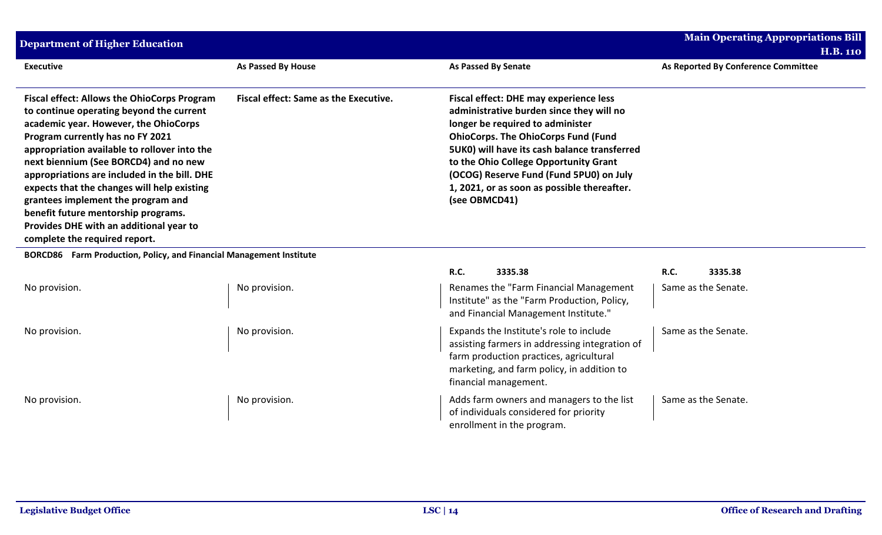| Executive | As Passed By House | As Passed By Senate | As Reported By Conference Committee |
|---|---|---|---|
| **Fiscal effect: Allows the OhioCorps Program to continue operating beyond the current academic year. However, the OhioCorps Program currently has no FY 2021 appropriation available to rollover into the next biennium (See BORCD4) and no new appropriations are included in the bill. DHE expects that the changes will help existing grantees implement the program and benefit future mentorship programs. Provides DHE with an additional year to complete the required report.** | **Fiscal effect: Same as the Executive.** | **Fiscal effect: DHE may experience less administrative burden since they will no longer be required to administer OhioCorps. The OhioCorps Fund (Fund 5UK0) will have its cash balance transferred to the Ohio College Opportunity Grant (OCOG) Reserve Fund (Fund 5PU0) on July 1, 2021, or as soon as possible thereafter. (see OBMCD41)** | |

**BORCD86 Farm Production, Policy, and Financial Management Institute**

| Executive | As Passed By House | As Passed By Senate | As Reported By Conference Committee |
|---|---|---|---|
| | | **R.C. 3335.38** | **R.C. 3335.38** |
| No provision. | No provision. | Renames the "Farm Financial Management Institute" as the "Farm Production, Policy, and Financial Management Institute." | Same as the Senate. |
| No provision. | No provision. | Expands the Institute's role to include assisting farmers in addressing integration of farm production practices, agricultural marketing, and farm policy, in addition to financial management. | Same as the Senate. |
| No provision. | No provision. | Adds farm owners and managers to the list of individuals considered for priority enrollment in the program. | Same as the Senate. |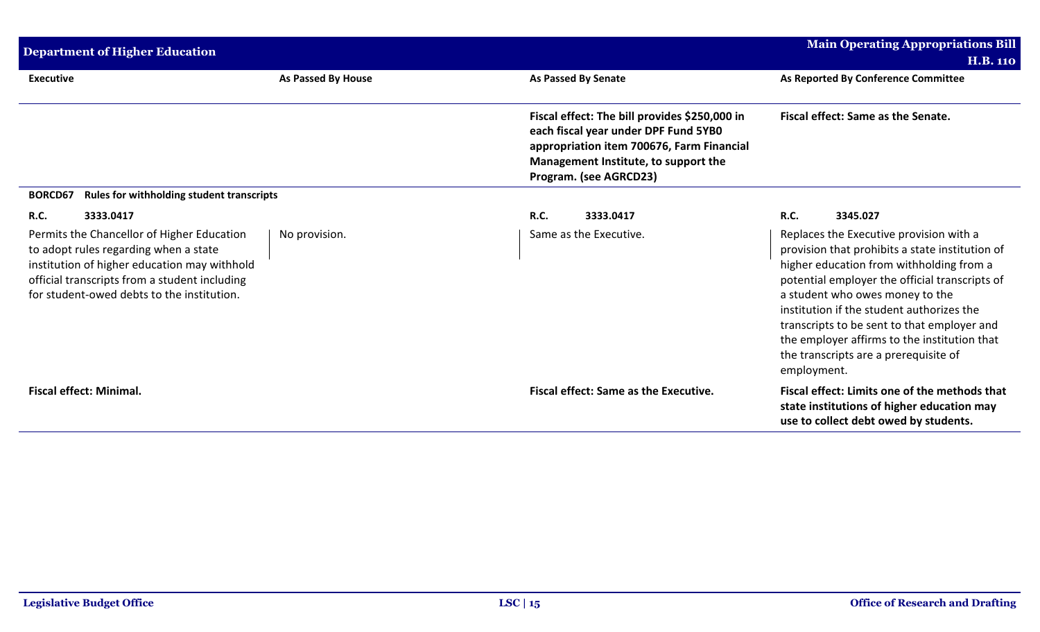| Executive | As Passed By House | As Passed By Senate | As Reported By Conference Committee |
|---|---|---|---|
| | | **Fiscal effect: The bill provides $250,000 in each fiscal year under DPF Fund 5YB0 appropriation item 700676, Farm Financial Management Institute, to support the Program. (see AGRCD23)** | **Fiscal effect: Same as the Senate.** |
| **BORCD67 Rules for withholding student transcripts** | | | |
| **R.C. 3333.0417** | | **R.C. 3333.0417** | **R.C. 3345.027** |
| Permits the Chancellor of Higher Education to adopt rules regarding when a state institution of higher education may withhold official transcripts from a student including for student-owed debts to the institution. | No provision. | Same as the Executive. | Replaces the Executive provision with a provision that prohibits a state institution of higher education from withholding from a potential employer the official transcripts of a student who owes money to the institution if the student authorizes the transcripts to be sent to that employer and the employer affirms to the institution that the transcripts are a prerequisite of employment. |
| **Fiscal effect: Minimal.** | | **Fiscal effect: Same as the Executive.** | **Fiscal effect: Limits one of the methods that state institutions of higher education may use to collect debt owed by students.** |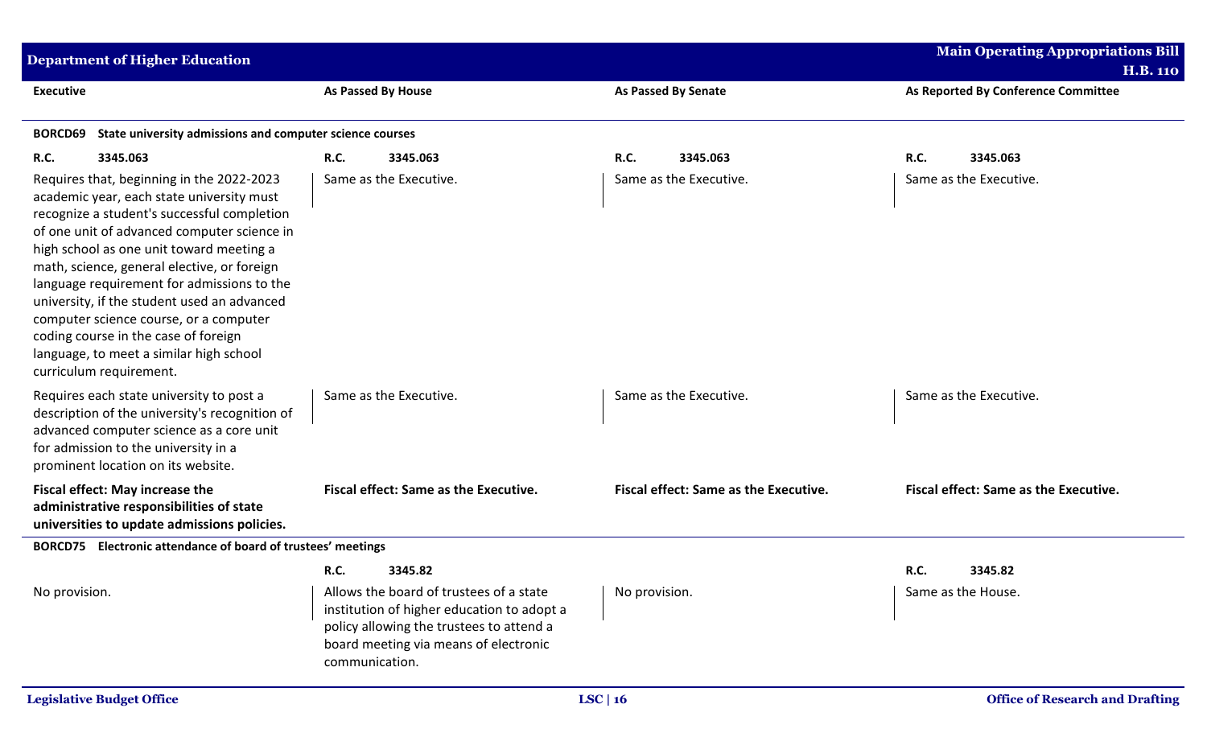| Executive | As Passed By House | As Passed By Senate | As Reported By Conference Committee |
|---|---|---|---|
| **BORCD69 State university admissions and computer science courses** | | | |
| **R.C. 3345.063** | **R.C. 3345.063** | **R.C. 3345.063** | **R.C. 3345.063** |
| Requires that, beginning in the 2022-2023 academic year, each state university must recognize a student's successful completion of one unit of advanced computer science in high school as one unit toward meeting a math, science, general elective, or foreign language requirement for admissions to the university, if the student used an advanced computer science course, or a computer coding course in the case of foreign language, to meet a similar high school curriculum requirement. | Same as the Executive. | Same as the Executive. | Same as the Executive. |
| Requires each state university to post a description of the university's recognition of advanced computer science as a core unit for admission to the university in a prominent location on its website. | Same as the Executive. | Same as the Executive. | Same as the Executive. |
| **Fiscal effect: May increase the administrative responsibilities of state universities to update admissions policies.** | **Fiscal effect: Same as the Executive.** | **Fiscal effect: Same as the Executive.** | **Fiscal effect: Same as the Executive.** |
| **BORCD75 Electronic attendance of board of trustees' meetings** | | | |
| | **R.C. 3345.82** | | **R.C. 3345.82** |
| No provision. | Allows the board of trustees of a state institution of higher education to adopt a policy allowing the trustees to attend a board meeting via means of electronic communication. | No provision. | Same as the House. |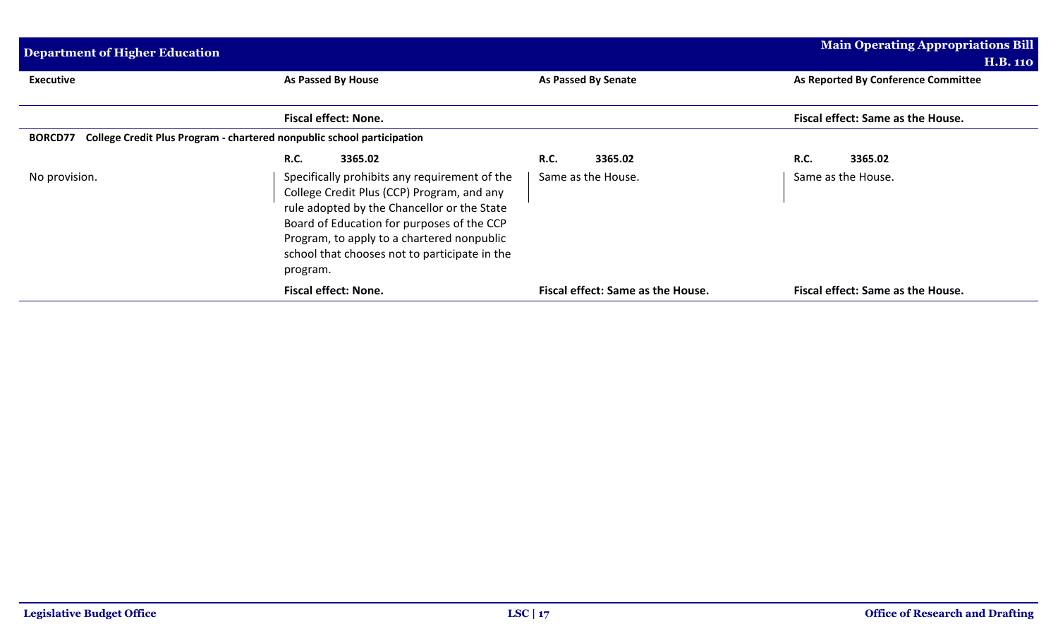| Executive | As Passed By House | As Passed By Senate | As Reported By Conference Committee |
|---|---|---|---|
| | **Fiscal effect: None.** | | **Fiscal effect: Same as the House.** |
| **BORCD77 College Credit Plus Program - chartered nonpublic school participation** | | | |
| | **R.C. 3365.02** | **R.C. 3365.02** | **R.C. 3365.02** |
| No provision. | Specifically prohibits any requirement of the College Credit Plus (CCP) Program, and any rule adopted by the Chancellor or the State Board of Education for purposes of the CCP Program, to apply to a chartered nonpublic school that chooses not to participate in the program. | Same as the House. | Same as the House. |
| | **Fiscal effect: None.** | **Fiscal effect: Same as the House.** | **Fiscal effect: Same as the House.** |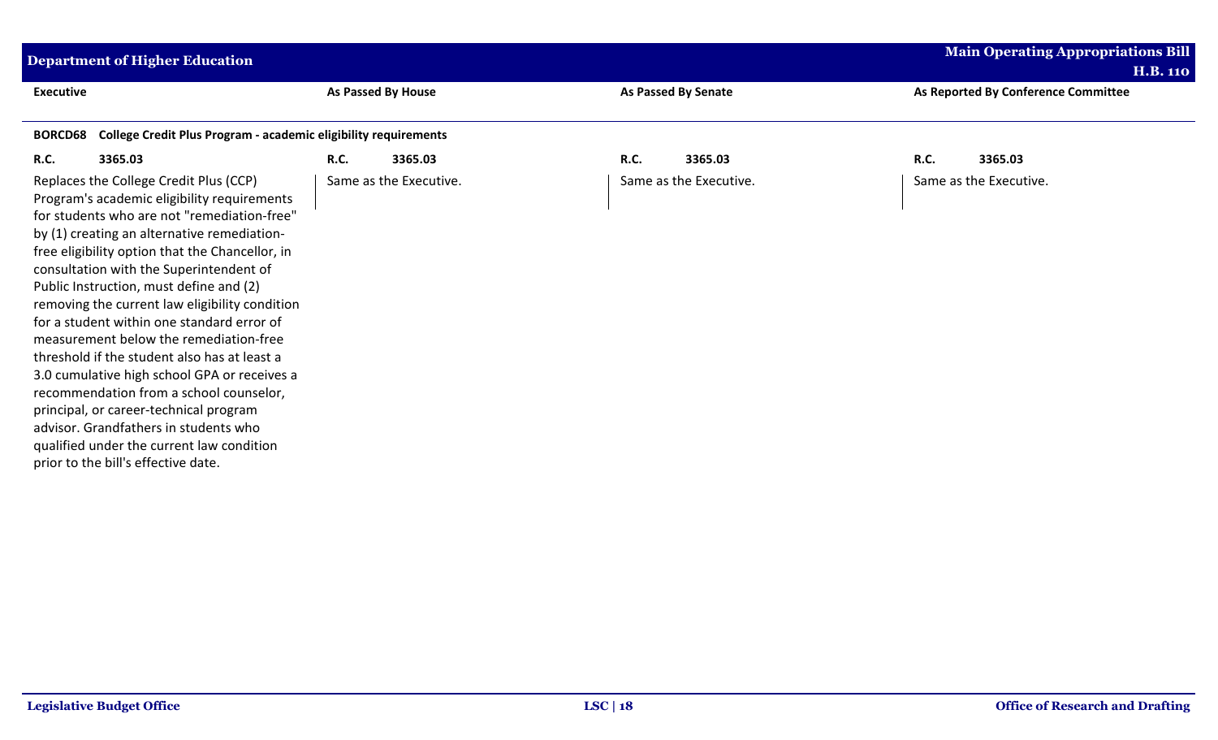| Executive | As Passed By House | As Passed By Senate | As Reported By Conference Committee |
|---|---|---|---|
| **BORCD68 College Credit Plus Program - academic eligibility requirements** | | | |
| **R.C. 3365.03** | **R.C. 3365.03** | **R.C. 3365.03** | **R.C. 3365.03** |
| Replaces the College Credit Plus (CCP) Program's academic eligibility requirements for students who are not "remediation-free" by (1) creating an alternative remediation-free eligibility option that the Chancellor, in consultation with the Superintendent of Public Instruction, must define and (2) removing the current law eligibility condition for a student within one standard error of measurement below the remediation-free threshold if the student also has at least a 3.0 cumulative high school GPA or receives a recommendation from a school counselor, principal, or career-technical program advisor. Grandfathers in students who qualified under the current law condition prior to the bill's effective date. | Same as the Executive. | Same as the Executive. | Same as the Executive. |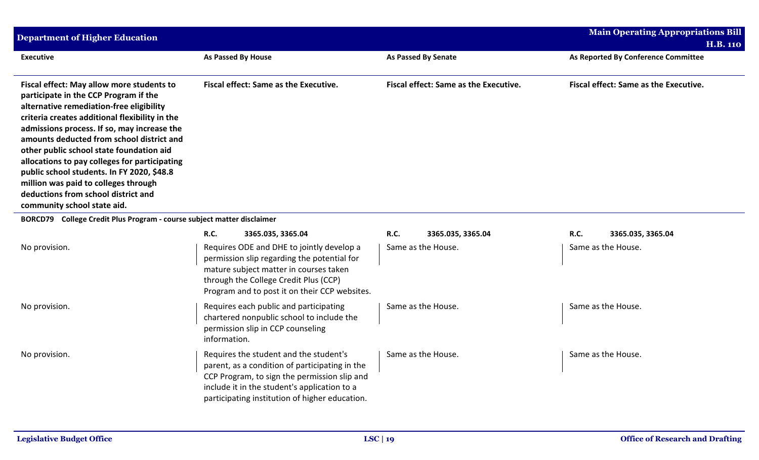| Executive | As Passed By House | As Passed By Senate | As Reported By Conference Committee |
|---|---|---|---|
| **Fiscal effect: May allow more students to participate in the CCP Program if the alternative remediation-free eligibility criteria creates additional flexibility in the admissions process. If so, may increase the amounts deducted from school district and other public school state foundation aid allocations to pay colleges for participating public school students. In FY 2020, $48.8 million was paid to colleges through deductions from school district and community school state aid.** | **Fiscal effect: Same as the Executive.** | **Fiscal effect: Same as the Executive.** | **Fiscal effect: Same as the Executive.** |

**BORCD79 College Credit Plus Program - course subject matter disclaimer**

| Executive | As Passed By House | As Passed By Senate | As Reported By Conference Committee |
|---|---|---|---|
| | **R.C.** 3365.035, 3365.04 | **R.C.** 3365.035, 3365.04 | **R.C.** 3365.035, 3365.04 |
| No provision. | Requires ODE and DHE to jointly develop a permission slip regarding the potential for mature subject matter in courses taken through the College Credit Plus (CCP) Program and to post it on their CCP websites. | Same as the House. | Same as the House. |
| No provision. | Requires each public and participating chartered nonpublic school to include the permission slip in CCP counseling information. | Same as the House. | Same as the House. |
| No provision. | Requires the student and the student's parent, as a condition of participating in the CCP Program, to sign the permission slip and include it in the student's application to a participating institution of higher education. | Same as the House. | Same as the House. |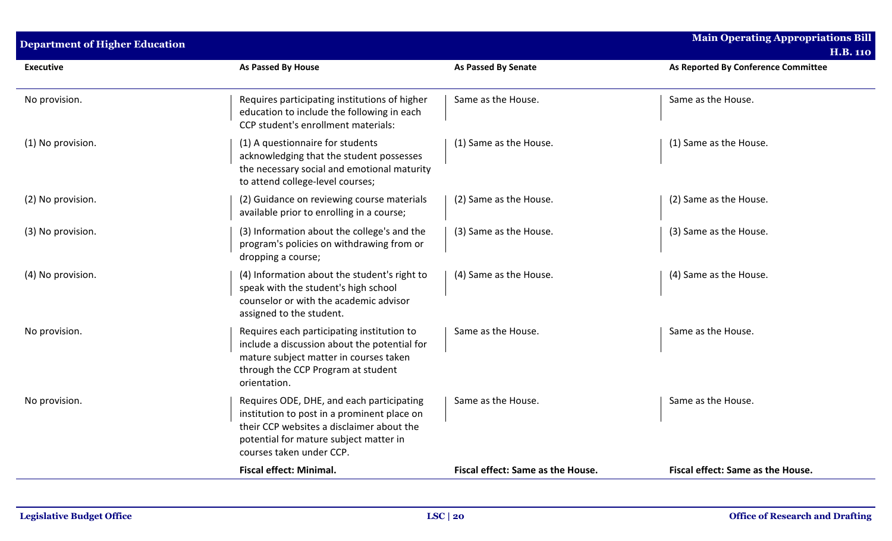| Executive | As Passed By House | As Passed By Senate | As Reported By Conference Committee |
|---|---|---|---|
| No provision. | Requires participating institutions of higher education to include the following in each CCP student's enrollment materials: | Same as the House. | Same as the House. |
| (1) No provision. | (1) A questionnaire for students acknowledging that the student possesses the necessary social and emotional maturity to attend college-level courses; | (1) Same as the House. | (1) Same as the House. |
| (2) No provision. | (2) Guidance on reviewing course materials available prior to enrolling in a course; | (2) Same as the House. | (2) Same as the House. |
| (3) No provision. | (3) Information about the college's and the program's policies on withdrawing from or dropping a course; | (3) Same as the House. | (3) Same as the House. |
| (4) No provision. | (4) Information about the student's right to speak with the student's high school counselor or with the academic advisor assigned to the student. | (4) Same as the House. | (4) Same as the House. |
| No provision. | Requires each participating institution to include a discussion about the potential for mature subject matter in courses taken through the CCP Program at student orientation. | Same as the House. | Same as the House. |
| No provision. | Requires ODE, DHE, and each participating institution to post in a prominent place on their CCP websites a disclaimer about the potential for mature subject matter in courses taken under CCP. | Same as the House. | Same as the House. |
| | **Fiscal effect: Minimal.** | **Fiscal effect: Same as the House.** | **Fiscal effect: Same as the House.** |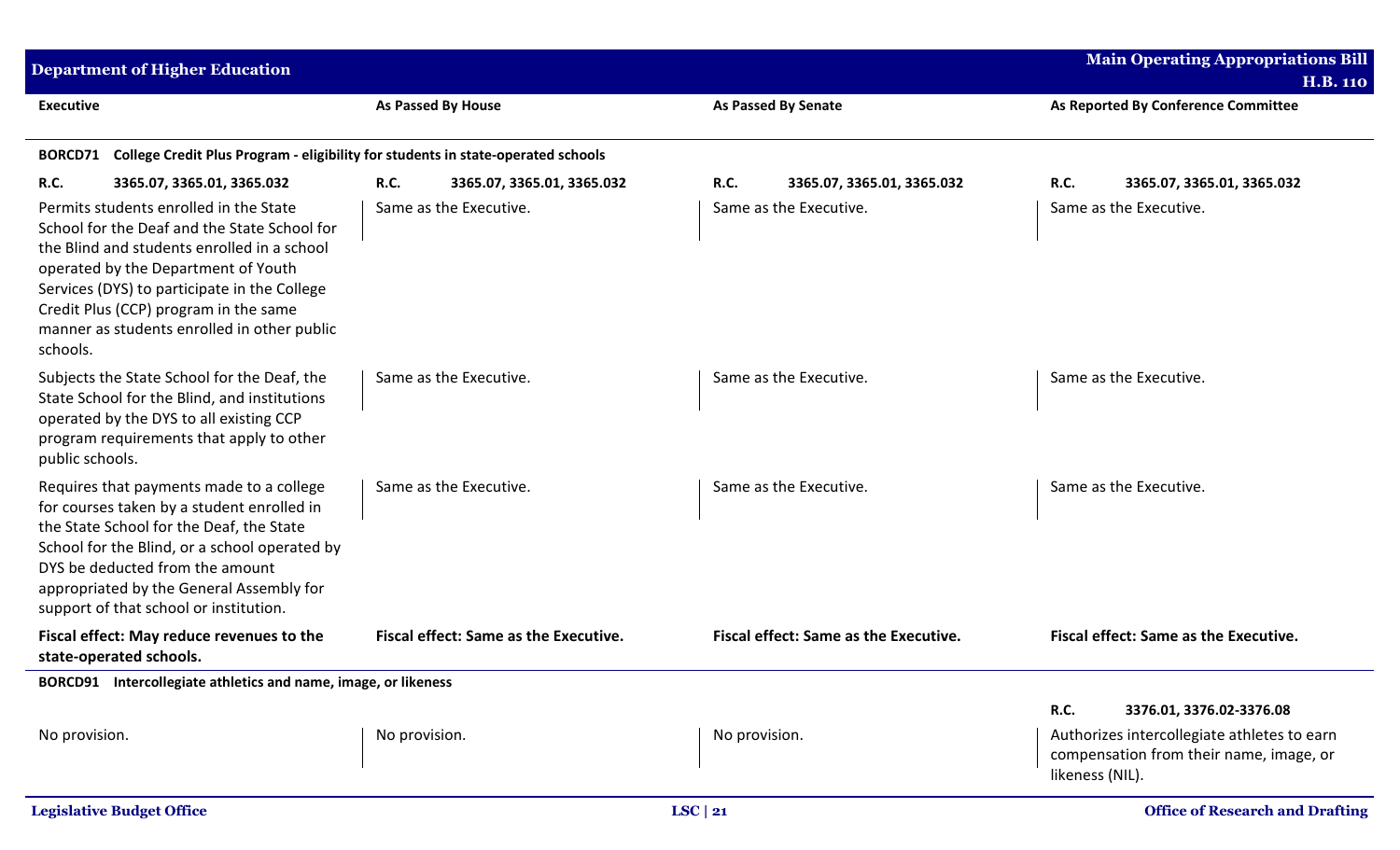| Executive | As Passed By House | As Passed By Senate | As Reported By Conference Committee |
|---|---|---|---|
| **BORCD71 College Credit Plus Program - eligibility for students in state-operated schools** | | | |
| **R.C. 3365.07, 3365.01, 3365.032** | **R.C. 3365.07, 3365.01, 3365.032** | **R.C. 3365.07, 3365.01, 3365.032** | **R.C. 3365.07, 3365.01, 3365.032** |
| Permits students enrolled in the State School for the Deaf and the State School for the Blind and students enrolled in a school operated by the Department of Youth Services (DYS) to participate in the College Credit Plus (CCP) program in the same manner as students enrolled in other public schools. | Same as the Executive. | Same as the Executive. | Same as the Executive. |
| Subjects the State School for the Deaf, the State School for the Blind, and institutions operated by the DYS to all existing CCP program requirements that apply to other public schools. | Same as the Executive. | Same as the Executive. | Same as the Executive. |
| Requires that payments made to a college for courses taken by a student enrolled in the State School for the Deaf, the State School for the Blind, or a school operated by DYS be deducted from the amount appropriated by the General Assembly for support of that school or institution. | Same as the Executive. | Same as the Executive. | Same as the Executive. |
| **Fiscal effect: May reduce revenues to the state-operated schools.** | **Fiscal effect: Same as the Executive.** | **Fiscal effect: Same as the Executive.** | **Fiscal effect: Same as the Executive.** |
| **BORCD91 Intercollegiate athletics and name, image, or likeness** | | | |
| | | | **R.C. 3376.01, 3376.02-3376.08** |
| No provision. | No provision. | No provision. | Authorizes intercollegiate athletes to earn compensation from their name, image, or likeness (NIL). |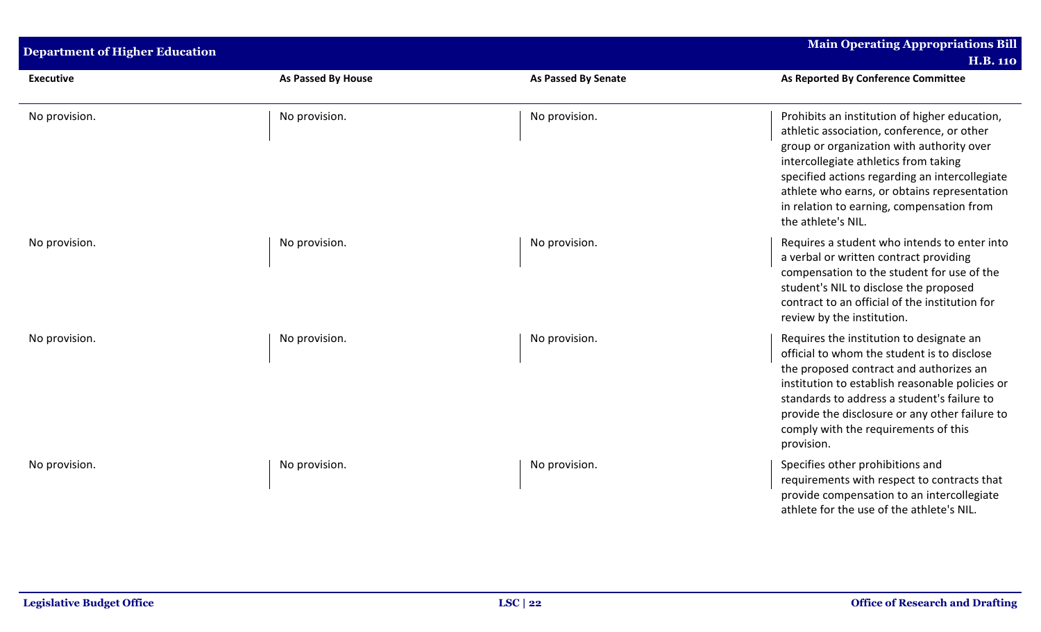| Executive | As Passed By House | As Passed By Senate | As Reported By Conference Committee |
|---|---|---|---|
| No provision. | No provision. | No provision. | Prohibits an institution of higher education, athletic association, conference, or other group or organization with authority over intercollegiate athletics from taking specified actions regarding an intercollegiate athlete who earns, or obtains representation in relation to earning, compensation from the athlete's NIL. |
| No provision. | No provision. | No provision. | Requires a student who intends to enter into a verbal or written contract providing compensation to the student for use of the student's NIL to disclose the proposed contract to an official of the institution for review by the institution. |
| No provision. | No provision. | No provision. | Requires the institution to designate an official to whom the student is to disclose the proposed contract and authorizes an institution to establish reasonable policies or standards to address a student's failure to provide the disclosure or any other failure to comply with the requirements of this provision. |
| No provision. | No provision. | No provision. | Specifies other prohibitions and requirements with respect to contracts that provide compensation to an intercollegiate athlete for the use of the athlete's NIL. |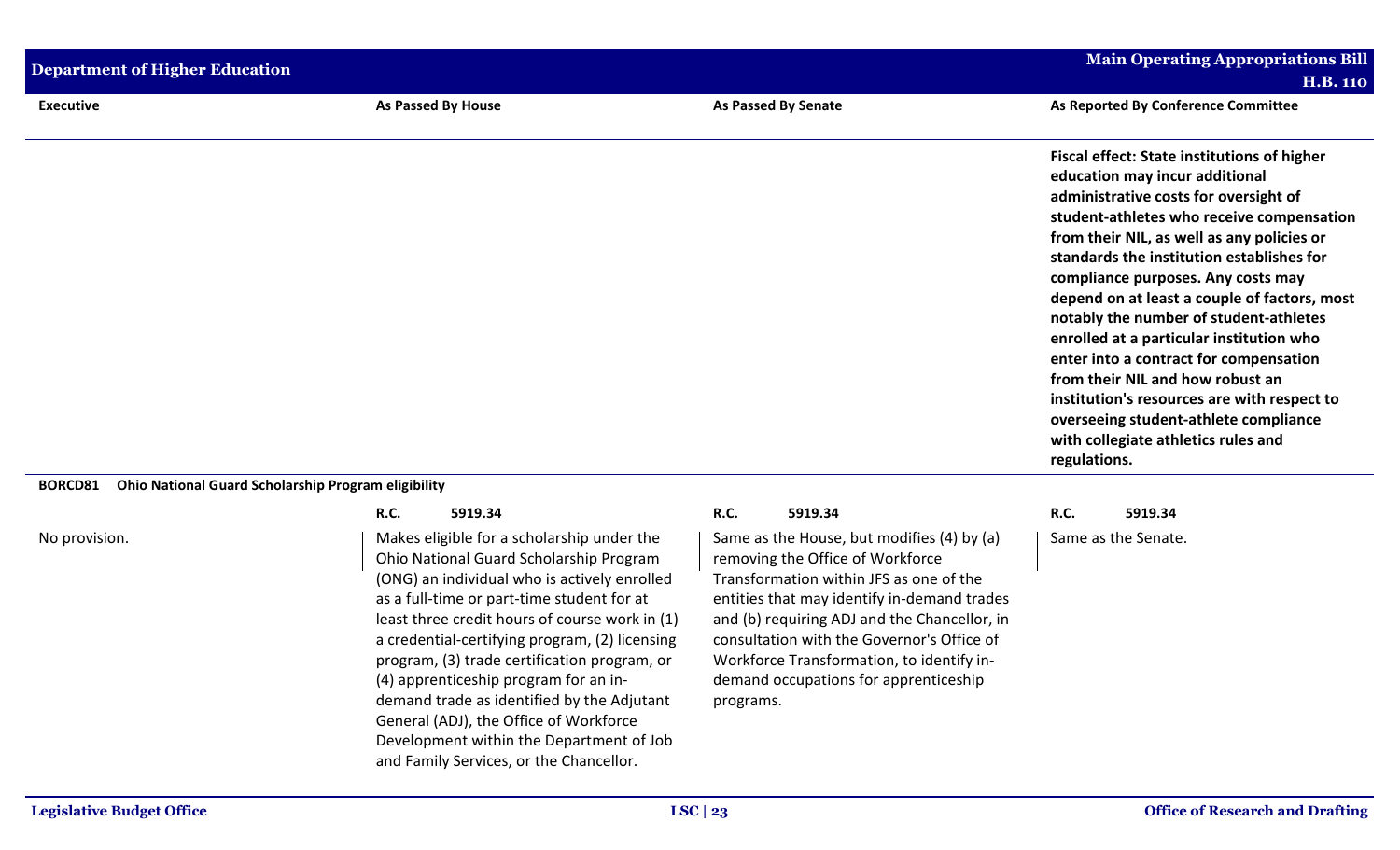| Executive | As Passed By House | As Passed By Senate | As Reported By Conference Committee |
|---|---|---|---|
| | | | **Fiscal effect: State institutions of higher education may incur additional administrative costs for oversight of student-athletes who receive compensation from their NIL, as well as any policies or standards the institution establishes for compliance purposes. Any costs may depend on at least a couple of factors, most notably the number of student-athletes enrolled at a particular institution who enter into a contract for compensation from their NIL and how robust an institution's resources are with respect to overseeing student-athlete compliance with collegiate athletics rules and regulations.** |

**BORCD81 Ohio National Guard Scholarship Program eligibility**

| Executive | As Passed By House | As Passed By Senate | As Reported By Conference Committee |
|---|---|---|---|
| | **R.C. 5919.34** | **R.C. 5919.34** | **R.C. 5919.34** |
| No provision. | Makes eligible for a scholarship under the Ohio National Guard Scholarship Program (ONG) an individual who is actively enrolled as a full-time or part-time student for at least three credit hours of course work in (1) a credential-certifying program, (2) licensing program, (3) trade certification program, or (4) apprenticeship program for an in-demand trade as identified by the Adjutant General (ADJ), the Office of Workforce Development within the Department of Job and Family Services, or the Chancellor. | Same as the House, but modifies (4) by (a) removing the Office of Workforce Transformation within JFS as one of the entities that may identify in-demand trades and (b) requiring ADJ and the Chancellor, in consultation with the Governor's Office of Workforce Transformation, to identify in-demand occupations for apprenticeship programs. | Same as the Senate. |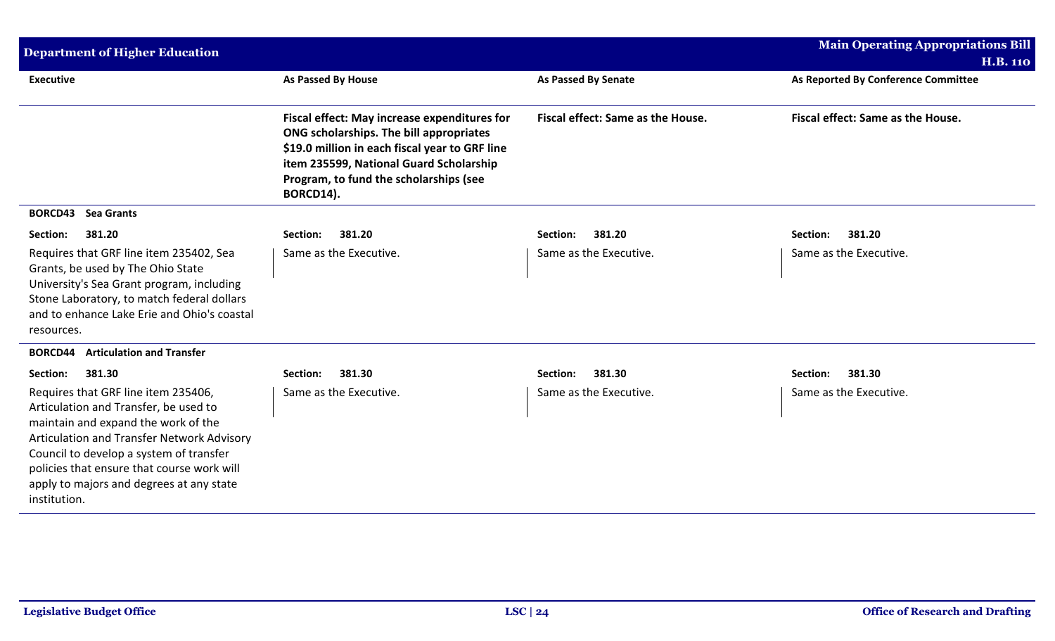| Executive | As Passed By House | As Passed By Senate | As Reported By Conference Committee |
|---|---|---|---|
| | **Fiscal effect: May increase expenditures for ONG scholarships. The bill appropriates $19.0 million in each fiscal year to GRF line item 235599, National Guard Scholarship Program, to fund the scholarships (see BORCD14).** | **Fiscal effect: Same as the House.** | **Fiscal effect: Same as the House.** |
| **BORCD43 Sea Grants** | | | |
| **Section: 381.20** | **Section: 381.20** | **Section: 381.20** | **Section: 381.20** |
| Requires that GRF line item 235402, Sea Grants, be used by The Ohio State University's Sea Grant program, including Stone Laboratory, to match federal dollars and to enhance Lake Erie and Ohio's coastal resources. | Same as the Executive. | Same as the Executive. | Same as the Executive. |
| **BORCD44 Articulation and Transfer** | | | |
| **Section: 381.30** | **Section: 381.30** | **Section: 381.30** | **Section: 381.30** |
| Requires that GRF line item 235406, Articulation and Transfer, be used to maintain and expand the work of the Articulation and Transfer Network Advisory Council to develop a system of transfer policies that ensure that course work will apply to majors and degrees at any state institution. | Same as the Executive. | Same as the Executive. | Same as the Executive. |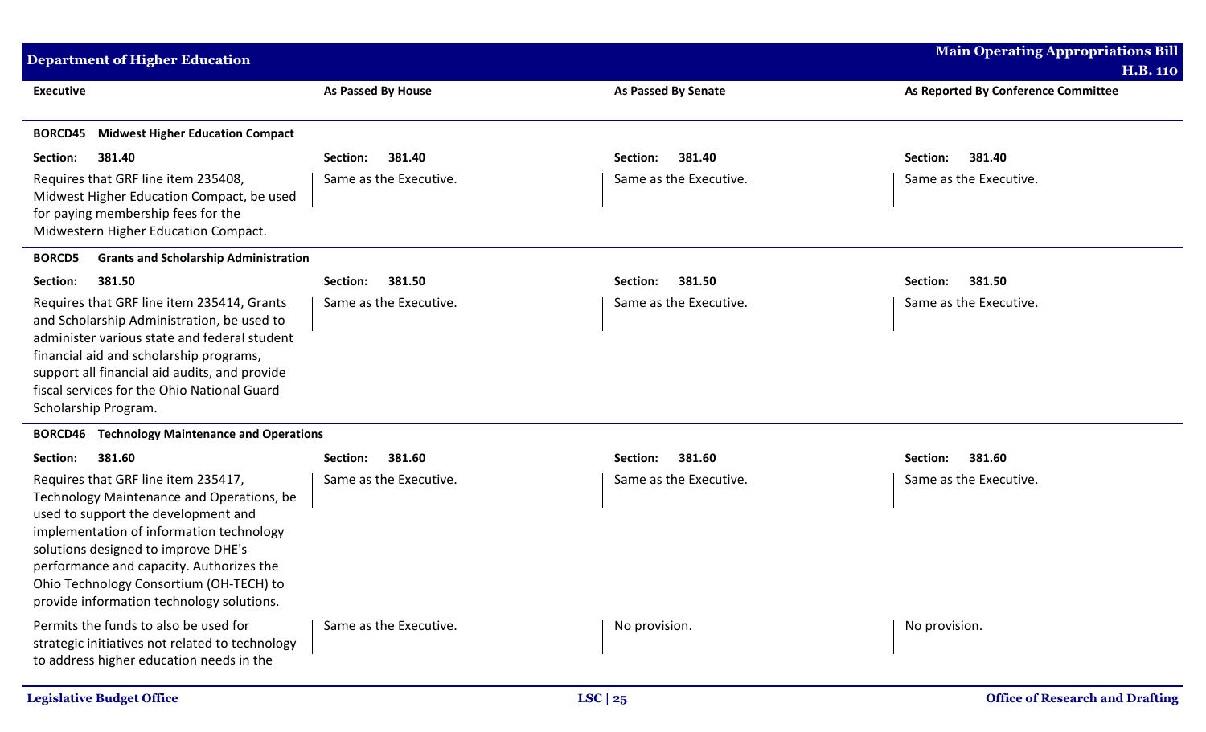| Executive | As Passed By House | As Passed By Senate | As Reported By Conference Committee |
|---|---|---|---|
| **BORCD45 Midwest Higher Education Compact** | | | |
| **Section: 381.40** | **Section: 381.40** | **Section: 381.40** | **Section: 381.40** |
| Requires that GRF line item 235408, Midwest Higher Education Compact, be used for paying membership fees for the Midwestern Higher Education Compact. | Same as the Executive. | Same as the Executive. | Same as the Executive. |
| **BORCD5 Grants and Scholarship Administration** | | | |
| **Section: 381.50** | **Section: 381.50** | **Section: 381.50** | **Section: 381.50** |
| Requires that GRF line item 235414, Grants and Scholarship Administration, be used to administer various state and federal student financial aid and scholarship programs, support all financial aid audits, and provide fiscal services for the Ohio National Guard Scholarship Program. | Same as the Executive. | Same as the Executive. | Same as the Executive. |
| **BORCD46 Technology Maintenance and Operations** | | | |
| **Section: 381.60** | **Section: 381.60** | **Section: 381.60** | **Section: 381.60** |
| Requires that GRF line item 235417, Technology Maintenance and Operations, be used to support the development and implementation of information technology solutions designed to improve DHE's performance and capacity. Authorizes the Ohio Technology Consortium (OH-TECH) to provide information technology solutions. | Same as the Executive. | Same as the Executive. | Same as the Executive. |
| Permits the funds to also be used for strategic initiatives not related to technology to address higher education needs in the | Same as the Executive. | No provision. | No provision. |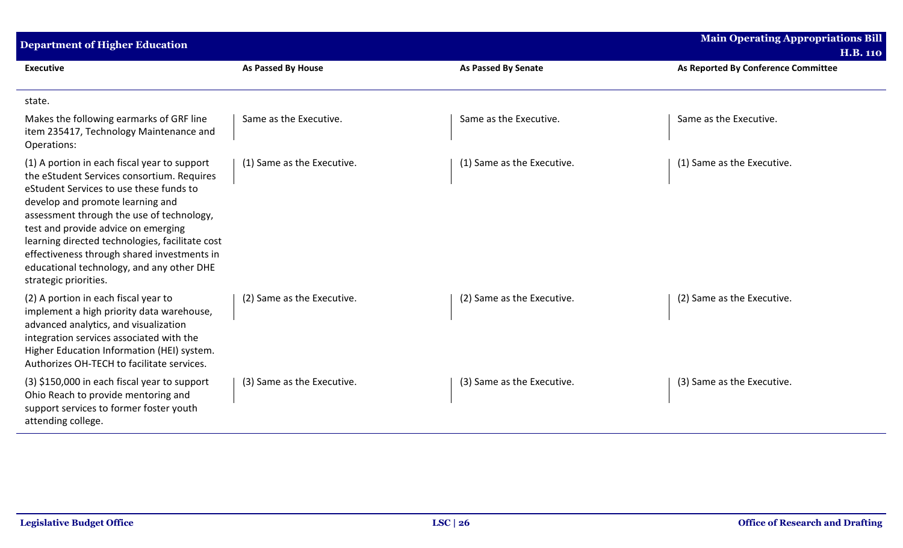| Executive | As Passed By House | As Passed By Senate | As Reported By Conference Committee |
|---|---|---|---|
| state. | | | |
| Makes the following earmarks of GRF line item 235417, Technology Maintenance and Operations: | Same as the Executive. | Same as the Executive. | Same as the Executive. |
| (1) A portion in each fiscal year to support the eStudent Services consortium. Requires eStudent Services to use these funds to develop and promote learning and assessment through the use of technology, test and provide advice on emerging learning directed technologies, facilitate cost effectiveness through shared investments in educational technology, and any other DHE strategic priorities. | (1) Same as the Executive. | (1) Same as the Executive. | (1) Same as the Executive. |
| (2) A portion in each fiscal year to implement a high priority data warehouse, advanced analytics, and visualization integration services associated with the Higher Education Information (HEI) system. Authorizes OH-TECH to facilitate services. | (2) Same as the Executive. | (2) Same as the Executive. | (2) Same as the Executive. |
| (3) $150,000 in each fiscal year to support Ohio Reach to provide mentoring and support services to former foster youth attending college. | (3) Same as the Executive. | (3) Same as the Executive. | (3) Same as the Executive. |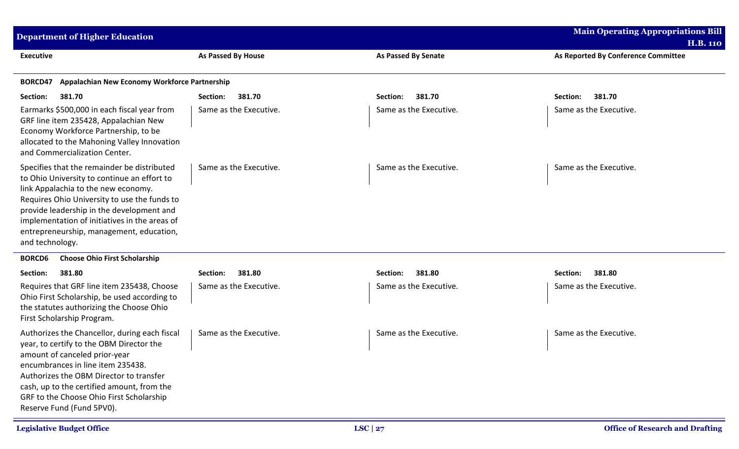| Executive | As Passed By House | As Passed By Senate | As Reported By Conference Committee |
|---|---|---|---|
| **BORCD47 Appalachian New Economy Workforce Partnership** | | | |
| **Section: 381.70** | **Section: 381.70** | **Section: 381.70** | **Section: 381.70** |
| Earmarks $500,000 in each fiscal year from GRF line item 235428, Appalachian New Economy Workforce Partnership, to be allocated to the Mahoning Valley Innovation and Commercialization Center. | Same as the Executive. | Same as the Executive. | Same as the Executive. |
| Specifies that the remainder be distributed to Ohio University to continue an effort to link Appalachia to the new economy. Requires Ohio University to use the funds to provide leadership in the development and implementation of initiatives in the areas of entrepreneurship, management, education, and technology. | Same as the Executive. | Same as the Executive. | Same as the Executive. |
| **BORCD6 Choose Ohio First Scholarship** | | | |
| **Section: 381.80** | **Section: 381.80** | **Section: 381.80** | **Section: 381.80** |
| Requires that GRF line item 235438, Choose Ohio First Scholarship, be used according to the statutes authorizing the Choose Ohio First Scholarship Program. | Same as the Executive. | Same as the Executive. | Same as the Executive. |
| Authorizes the Chancellor, during each fiscal year, to certify to the OBM Director the amount of canceled prior-year encumbrances in line item 235438. Authorizes the OBM Director to transfer cash, up to the certified amount, from the GRF to the Choose Ohio First Scholarship Reserve Fund (Fund 5PV0). | Same as the Executive. | Same as the Executive. | Same as the Executive. |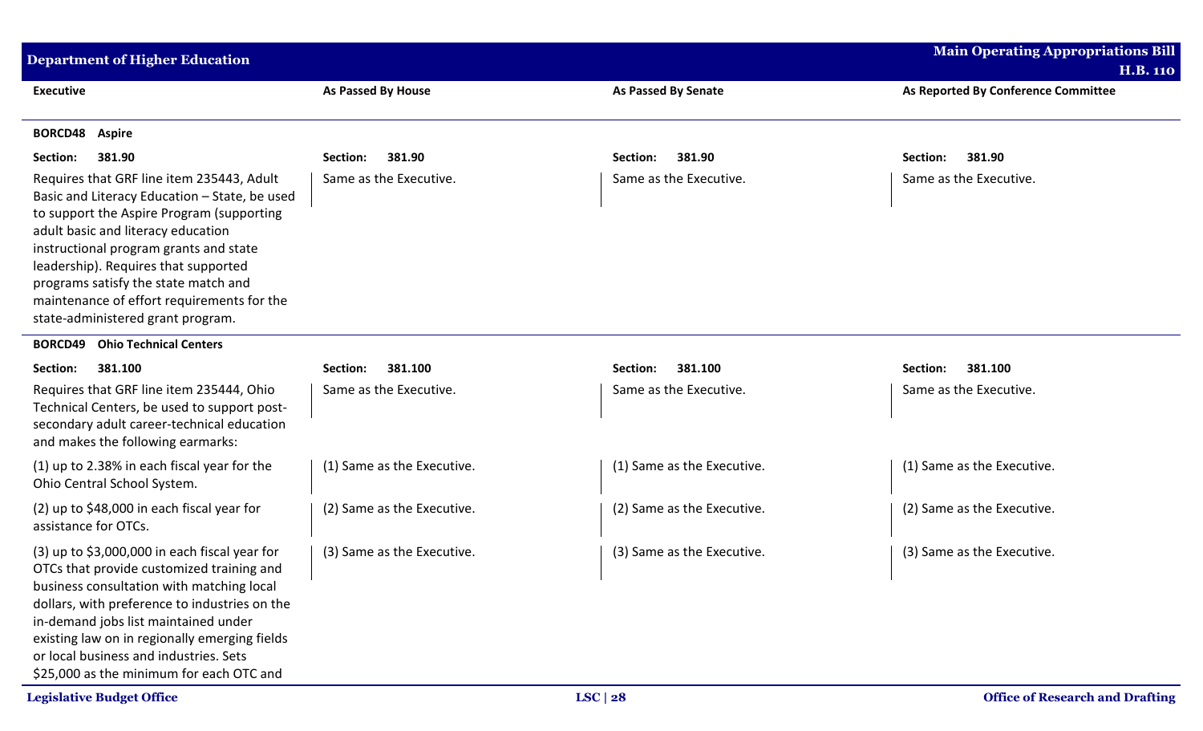| Executive | As Passed By House | As Passed By Senate | As Reported By Conference Committee |
|---|---|---|---|
| **BORCD48 Aspire** | | | |
| **Section: 381.90** | **Section: 381.90** | **Section: 381.90** | **Section: 381.90** |
| Requires that GRF line item 235443, Adult Basic and Literacy Education – State, be used to support the Aspire Program (supporting adult basic and literacy education instructional program grants and state leadership). Requires that supported programs satisfy the state match and maintenance of effort requirements for the state-administered grant program. | Same as the Executive. | Same as the Executive. | Same as the Executive. |
| **BORCD49 Ohio Technical Centers** | | | |
| **Section: 381.100** | **Section: 381.100** | **Section: 381.100** | **Section: 381.100** |
| Requires that GRF line item 235444, Ohio Technical Centers, be used to support post-secondary adult career-technical education and makes the following earmarks: | Same as the Executive. | Same as the Executive. | Same as the Executive. |
| (1) up to 2.38% in each fiscal year for the Ohio Central School System. | (1) Same as the Executive. | (1) Same as the Executive. | (1) Same as the Executive. |
| (2) up to $48,000 in each fiscal year for assistance for OTCs. | (2) Same as the Executive. | (2) Same as the Executive. | (2) Same as the Executive. |
| (3) up to $3,000,000 in each fiscal year for OTCs that provide customized training and business consultation with matching local dollars, with preference to industries on the in-demand jobs list maintained under existing law on in regionally emerging fields or local business and industries. Sets $25,000 as the minimum for each OTC and | (3) Same as the Executive. | (3) Same as the Executive. | (3) Same as the Executive. |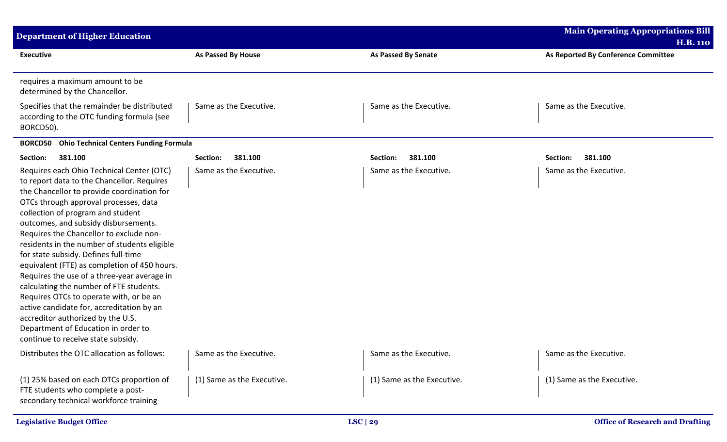| Executive | As Passed By House | As Passed By Senate | As Reported By Conference Committee |
|---|---|---|---|
| requires a maximum amount to be determined by the Chancellor. | | | |
| Specifies that the remainder be distributed according to the OTC funding formula (see BORCD50). | Same as the Executive. | Same as the Executive. | Same as the Executive. |
| **BORCD50 Ohio Technical Centers Funding Formula** | | | |
| **Section: 381.100** | **Section: 381.100** | **Section: 381.100** | **Section: 381.100** |
| Requires each Ohio Technical Center (OTC) to report data to the Chancellor. Requires the Chancellor to provide coordination for OTCs through approval processes, data collection of program and student outcomes, and subsidy disbursements. Requires the Chancellor to exclude non-residents in the number of students eligible for state subsidy. Defines full-time equivalent (FTE) as completion of 450 hours. Requires the use of a three-year average in calculating the number of FTE students. Requires OTCs to operate with, or be an active candidate for, accreditation by an accreditor authorized by the U.S. Department of Education in order to continue to receive state subsidy. | Same as the Executive. | Same as the Executive. | Same as the Executive. |
| Distributes the OTC allocation as follows: | Same as the Executive. | Same as the Executive. | Same as the Executive. |
| (1) 25% based on each OTCs proportion of FTE students who complete a post-secondary technical workforce training | (1) Same as the Executive. | (1) Same as the Executive. | (1) Same as the Executive. |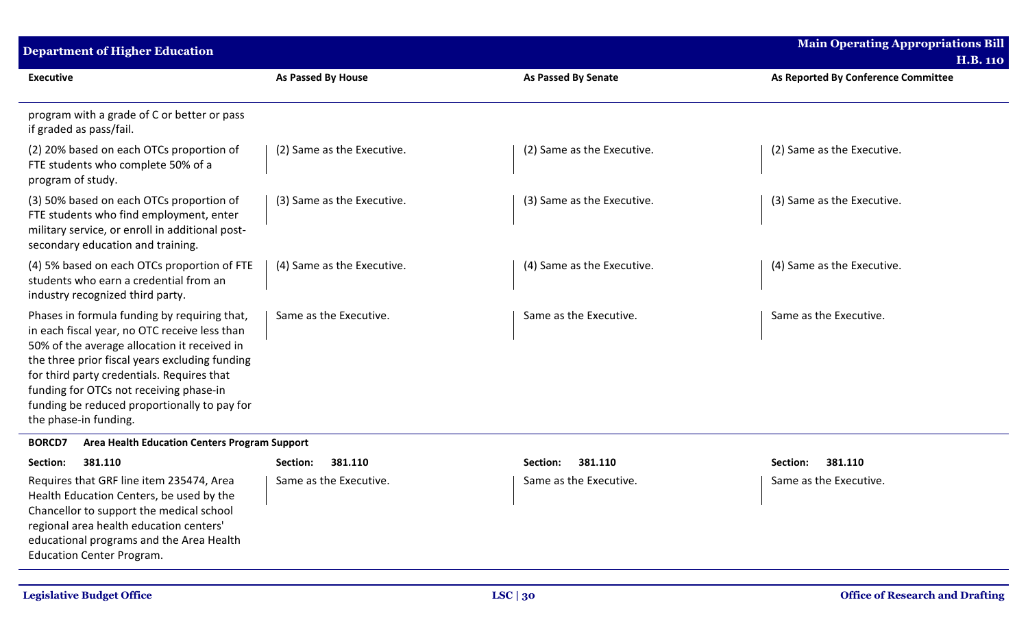| Executive | As Passed By House | As Passed By Senate | As Reported By Conference Committee |
|---|---|---|---|
| program with a grade of C or better or pass if graded as pass/fail. | | | |
| (2) 20% based on each OTCs proportion of FTE students who complete 50% of a program of study. | (2) Same as the Executive. | (2) Same as the Executive. | (2) Same as the Executive. |
| (3) 50% based on each OTCs proportion of FTE students who find employment, enter military service, or enroll in additional post-secondary education and training. | (3) Same as the Executive. | (3) Same as the Executive. | (3) Same as the Executive. |
| (4) 5% based on each OTCs proportion of FTE students who earn a credential from an industry recognized third party. | (4) Same as the Executive. | (4) Same as the Executive. | (4) Same as the Executive. |
| Phases in formula funding by requiring that, in each fiscal year, no OTC receive less than 50% of the average allocation it received in the three prior fiscal years excluding funding for third party credentials. Requires that funding for OTCs not receiving phase-in funding be reduced proportionally to pay for the phase-in funding. | Same as the Executive. | Same as the Executive. | Same as the Executive. |
| **BORCD7 Area Health Education Centers Program Support** | | | |
| **Section: 381.110** | **Section: 381.110** | **Section: 381.110** | **Section: 381.110** |
| Requires that GRF line item 235474, Area Health Education Centers, be used by the Chancellor to support the medical school regional area health education centers' educational programs and the Area Health Education Center Program. | Same as the Executive. | Same as the Executive. | Same as the Executive. |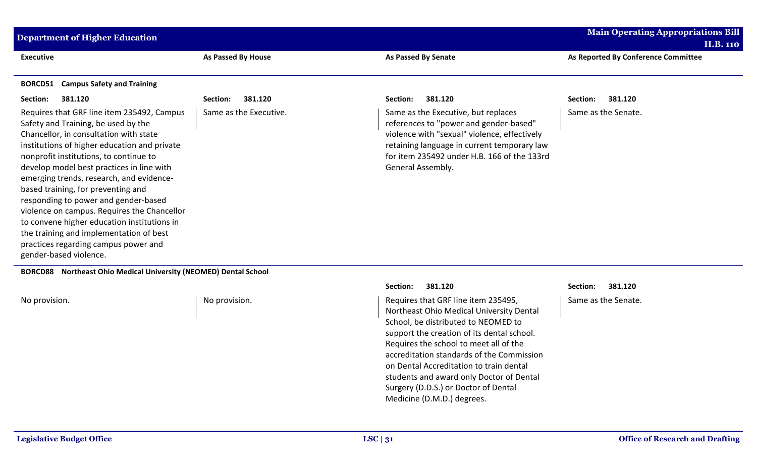| Executive | As Passed By House | As Passed By Senate | As Reported By Conference Committee |
| --- | --- | --- | --- |
| **BORCD51 Campus Safety and Training** | | | |
| **Section: 381.120** | **Section: 381.120** | **Section: 381.120** | **Section: 381.120** |
| Requires that GRF line item 235492, Campus Safety and Training, be used by the Chancellor, in consultation with state institutions of higher education and private nonprofit institutions, to continue to develop model best practices in line with emerging trends, research, and evidence-based training, for preventing and responding to power and gender-based violence on campus. Requires the Chancellor to convene higher education institutions in the training and implementation of best practices regarding campus power and gender-based violence. | Same as the Executive. | Same as the Executive, but replaces references to "power and gender-based" violence with "sexual" violence, effectively retaining language in current temporary law for item 235492 under H.B. 166 of the 133rd General Assembly. | Same as the Senate. |
| **BORCD88 Northeast Ohio Medical University (NEOMED) Dental School** | | | |
| | | **Section: 381.120** | **Section: 381.120** |
| No provision. | No provision. | Requires that GRF line item 235495, Northeast Ohio Medical University Dental School, be distributed to NEOMED to support the creation of its dental school. Requires the school to meet all of the accreditation standards of the Commission on Dental Accreditation to train dental students and award only Doctor of Dental Surgery (D.D.S.) or Doctor of Dental Medicine (D.M.D.) degrees. | Same as the Senate. |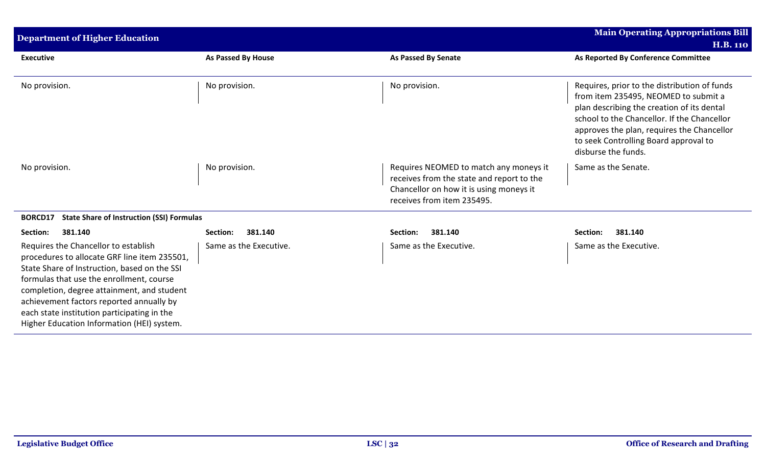| Executive | As Passed By House | As Passed By Senate | As Reported By Conference Committee |
|---|---|---|---|
| No provision. | No provision. | No provision. | Requires, prior to the distribution of funds from item 235495, NEOMED to submit a plan describing the creation of its dental school to the Chancellor. If the Chancellor approves the plan, requires the Chancellor to seek Controlling Board approval to disburse the funds. |
| No provision. | No provision. | Requires NEOMED to match any moneys it receives from the state and report to the Chancellor on how it is using moneys it receives from item 235495. | Same as the Senate. |
| **BORCD17 State Share of Instruction (SSI) Formulas** | | | |
| **Section: 381.140** | **Section: 381.140** | **Section: 381.140** | **Section: 381.140** |
| Requires the Chancellor to establish procedures to allocate GRF line item 235501, State Share of Instruction, based on the SSI formulas that use the enrollment, course completion, degree attainment, and student achievement factors reported annually by each state institution participating in the Higher Education Information (HEI) system. | Same as the Executive. | Same as the Executive. | Same as the Executive. |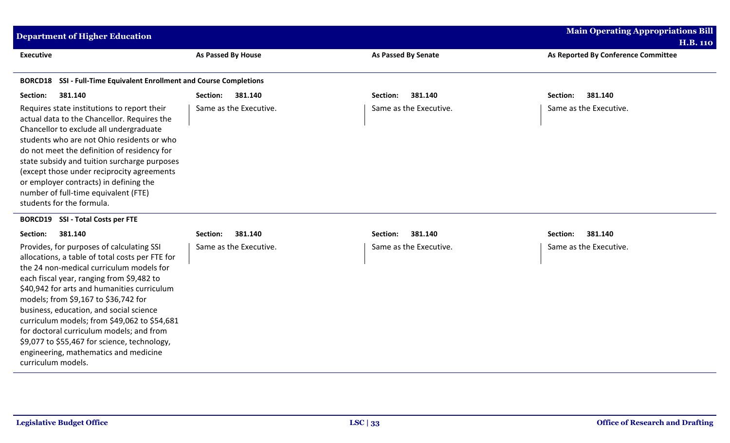| Executive | As Passed By House | As Passed By Senate | As Reported By Conference Committee |
|---|---|---|---|
| **BORCD18 SSI - Full-Time Equivalent Enrollment and Course Completions** | | | |
| **Section: 381.140** | **Section: 381.140** | **Section: 381.140** | **Section: 381.140** |
| Requires state institutions to report their actual data to the Chancellor. Requires the Chancellor to exclude all undergraduate students who are not Ohio residents or who do not meet the definition of residency for state subsidy and tuition surcharge purposes (except those under reciprocity agreements or employer contracts) in defining the number of full-time equivalent (FTE) students for the formula. | Same as the Executive. | Same as the Executive. | Same as the Executive. |
| **BORCD19 SSI - Total Costs per FTE** | | | |
| **Section: 381.140** | **Section: 381.140** | **Section: 381.140** | **Section: 381.140** |
| Provides, for purposes of calculating SSI allocations, a table of total costs per FTE for the 24 non-medical curriculum models for each fiscal year, ranging from $9,482 to $40,942 for arts and humanities curriculum models; from $9,167 to $36,742 for business, education, and social science curriculum models; from $49,062 to $54,681 for doctoral curriculum models; and from $9,077 to $55,467 for science, technology, engineering, mathematics and medicine curriculum models. | Same as the Executive. | Same as the Executive. | Same as the Executive. |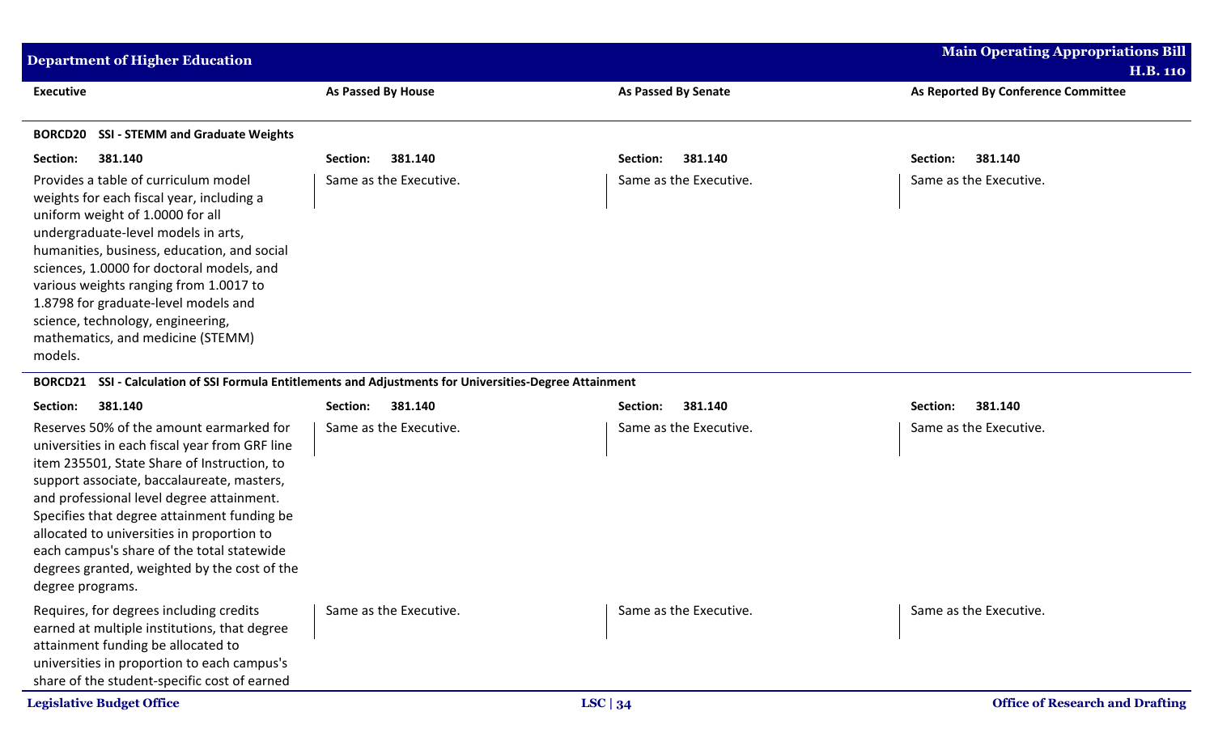| Executive | As Passed By House | As Passed By Senate | As Reported By Conference Committee |
|---|---|---|---|
| **BORCD20 SSI - STEMM and Graduate Weights** | | | |
| **Section: 381.140** | **Section: 381.140** | **Section: 381.140** | **Section: 381.140** |
| Provides a table of curriculum model weights for each fiscal year, including a uniform weight of 1.0000 for all undergraduate-level models in arts, humanities, business, education, and social sciences, 1.0000 for doctoral models, and various weights ranging from 1.0017 to 1.8798 for graduate-level models and science, technology, engineering, mathematics, and medicine (STEMM) models. | Same as the Executive. | Same as the Executive. | Same as the Executive. |
| **BORCD21 SSI - Calculation of SSI Formula Entitlements and Adjustments for Universities-Degree Attainment** | | | |
| **Section: 381.140** | **Section: 381.140** | **Section: 381.140** | **Section: 381.140** |
| Reserves 50% of the amount earmarked for universities in each fiscal year from GRF line item 235501, State Share of Instruction, to support associate, baccalaureate, masters, and professional level degree attainment. Specifies that degree attainment funding be allocated to universities in proportion to each campus's share of the total statewide degrees granted, weighted by the cost of the degree programs. | Same as the Executive. | Same as the Executive. | Same as the Executive. |
| Requires, for degrees including credits earned at multiple institutions, that degree attainment funding be allocated to universities in proportion to each campus's share of the student-specific cost of earned | Same as the Executive. | Same as the Executive. | Same as the Executive. |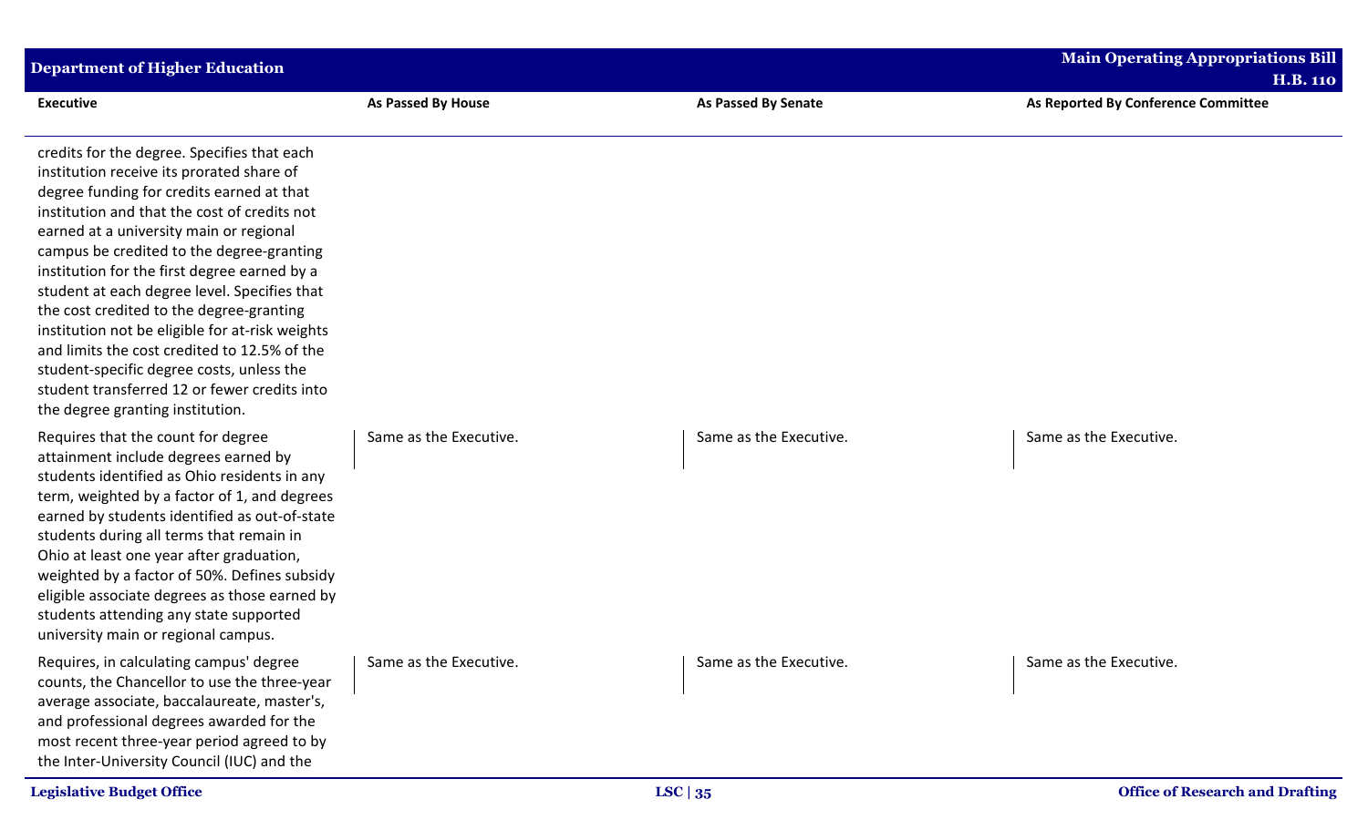| Executive | As Passed By House | As Passed By Senate | As Reported By Conference Committee |
|---|---|---|---|
| credits for the degree. Specifies that each institution receive its prorated share of degree funding for credits earned at that institution and that the cost of credits not earned at a university main or regional campus be credited to the degree-granting institution for the first degree earned by a student at each degree level. Specifies that the cost credited to the degree-granting institution not be eligible for at-risk weights and limits the cost credited to 12.5% of the student-specific degree costs, unless the student transferred 12 or fewer credits into the degree granting institution. | | | |
| Requires that the count for degree attainment include degrees earned by students identified as Ohio residents in any term, weighted by a factor of 1, and degrees earned by students identified as out-of-state students during all terms that remain in Ohio at least one year after graduation, weighted by a factor of 50%. Defines subsidy eligible associate degrees as those earned by students attending any state supported university main or regional campus. | Same as the Executive. | Same as the Executive. | Same as the Executive. |
| Requires, in calculating campus' degree counts, the Chancellor to use the three-year average associate, baccalaureate, master's, and professional degrees awarded for the most recent three-year period agreed to by the Inter-University Council (IUC) and the | Same as the Executive. | Same as the Executive. | Same as the Executive. |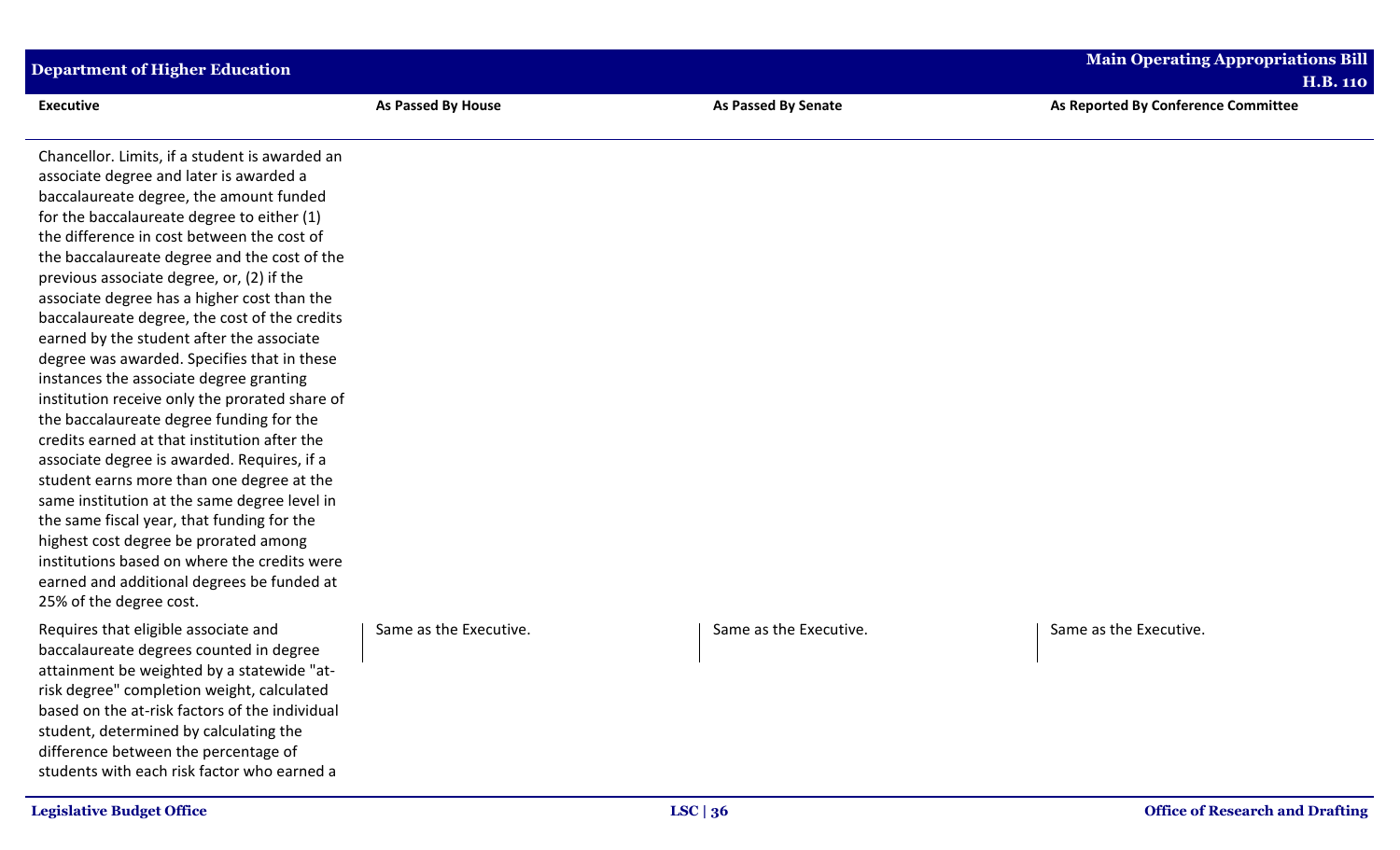| Executive | As Passed By House | As Passed By Senate | As Reported By Conference Committee |
|---|---|---|---|
| Chancellor. Limits, if a student is awarded an associate degree and later is awarded a baccalaureate degree, the amount funded for the baccalaureate degree to either (1) the difference in cost between the cost of the baccalaureate degree and the cost of the previous associate degree, or, (2) if the associate degree has a higher cost than the baccalaureate degree, the cost of the credits earned by the student after the associate degree was awarded. Specifies that in these instances the associate degree granting institution receive only the prorated share of the baccalaureate degree funding for the credits earned at that institution after the associate degree is awarded. Requires, if a student earns more than one degree at the same institution at the same degree level in the same fiscal year, that funding for the highest cost degree be prorated among institutions based on where the credits were earned and additional degrees be funded at 25% of the degree cost. | | | |
| Requires that eligible associate and baccalaureate degrees counted in degree attainment be weighted by a statewide "at-risk degree" completion weight, calculated based on the at-risk factors of the individual student, determined by calculating the difference between the percentage of students with each risk factor who earned a | Same as the Executive. | Same as the Executive. | Same as the Executive. |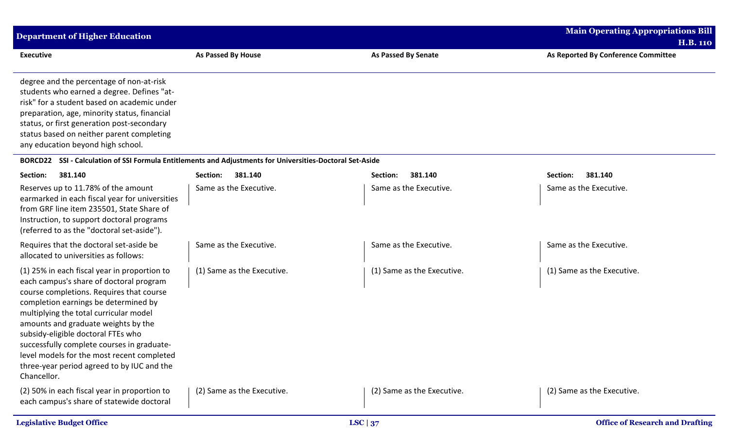| Executive | As Passed By House | As Passed By Senate | As Reported By Conference Committee |
|---|---|---|---|
| degree and the percentage of non-at-risk students who earned a degree. Defines "at-risk" for a student based on academic under preparation, age, minority status, financial status, or first generation post-secondary status based on neither parent completing any education beyond high school. | | | |
| **BORCD22 SSI - Calculation of SSI Formula Entitlements and Adjustments for Universities-Doctoral Set-Aside** | | | |
| **Section: 381.140** | **Section: 381.140** | **Section: 381.140** | **Section: 381.140** |
| Reserves up to 11.78% of the amount earmarked in each fiscal year for universities from GRF line item 235501, State Share of Instruction, to support doctoral programs (referred to as the "doctoral set-aside"). | Same as the Executive. | Same as the Executive. | Same as the Executive. |
| Requires that the doctoral set-aside be allocated to universities as follows: | Same as the Executive. | Same as the Executive. | Same as the Executive. |
| (1) 25% in each fiscal year in proportion to each campus's share of doctoral program course completions. Requires that course completion earnings be determined by multiplying the total curricular model amounts and graduate weights by the subsidy-eligible doctoral FTEs who successfully complete courses in graduate-level models for the most recent completed three-year period agreed to by IUC and the Chancellor. | (1) Same as the Executive. | (1) Same as the Executive. | (1) Same as the Executive. |
| (2) 50% in each fiscal year in proportion to each campus's share of statewide doctoral | (2) Same as the Executive. | (2) Same as the Executive. | (2) Same as the Executive. |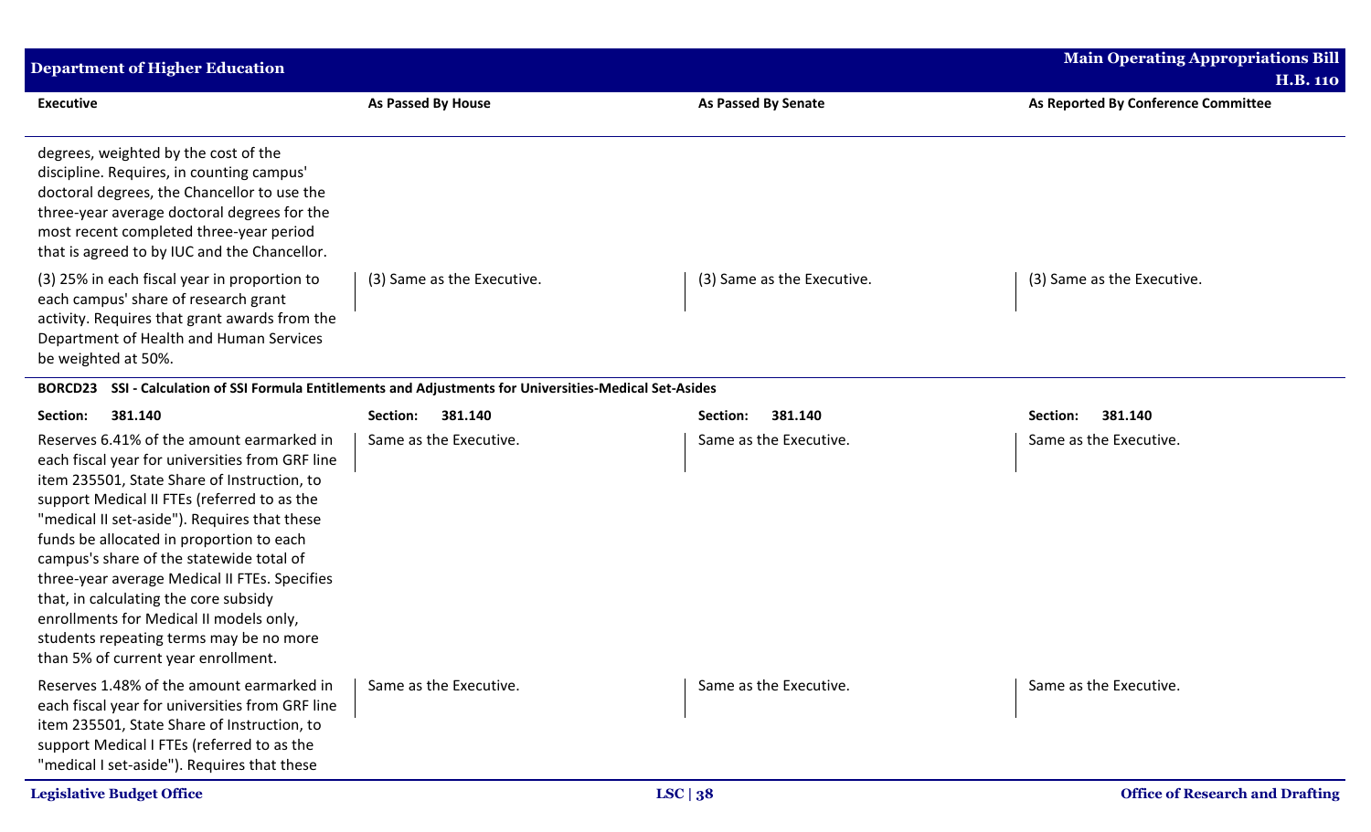| Executive | As Passed By House | As Passed By Senate | As Reported By Conference Committee |
|---|---|---|---|
| degrees, weighted by the cost of the discipline. Requires, in counting campus' doctoral degrees, the Chancellor to use the three-year average doctoral degrees for the most recent completed three-year period that is agreed to by IUC and the Chancellor. | | | |
| (3) 25% in each fiscal year in proportion to each campus' share of research grant activity. Requires that grant awards from the Department of Health and Human Services be weighted at 50%. | (3) Same as the Executive. | (3) Same as the Executive. | (3) Same as the Executive. |
| **BORCD23 SSI - Calculation of SSI Formula Entitlements and Adjustments for Universities-Medical Set-Asides** | | | |
| **Section: 381.140** | **Section: 381.140** | **Section: 381.140** | **Section: 381.140** |
| Reserves 6.41% of the amount earmarked in each fiscal year for universities from GRF line item 235501, State Share of Instruction, to support Medical II FTEs (referred to as the "medical II set-aside"). Requires that these funds be allocated in proportion to each campus's share of the statewide total of three-year average Medical II FTEs. Specifies that, in calculating the core subsidy enrollments for Medical II models only, students repeating terms may be no more than 5% of current year enrollment. | Same as the Executive. | Same as the Executive. | Same as the Executive. |
| Reserves 1.48% of the amount earmarked in each fiscal year for universities from GRF line item 235501, State Share of Instruction, to support Medical I FTEs (referred to as the "medical I set-aside"). Requires that these | Same as the Executive. | Same as the Executive. | Same as the Executive. |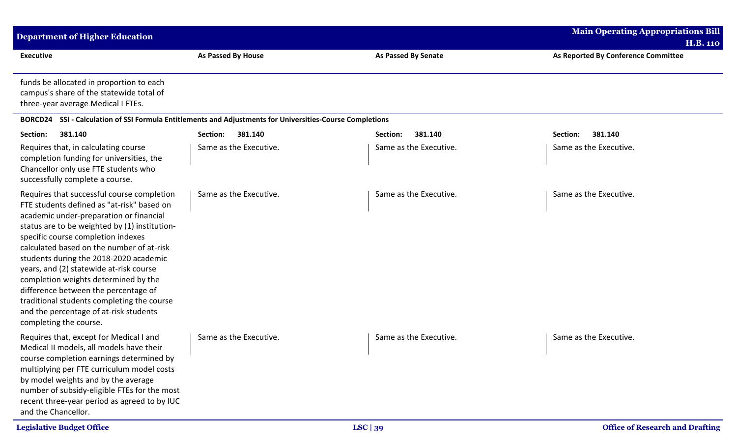| Executive | As Passed By House | As Passed By Senate | As Reported By Conference Committee |
|---|---|---|---|
| funds be allocated in proportion to each campus's share of the statewide total of three-year average Medical I FTEs. | | | |

**BORCD24 SSI - Calculation of SSI Formula Entitlements and Adjustments for Universities-Course Completions**

| Executive | As Passed By House | As Passed By Senate | As Reported By Conference Committee |
|---|---|---|---|
| **Section: 381.140** | **Section: 381.140** | **Section: 381.140** | **Section: 381.140** |
| Requires that, in calculating course completion funding for universities, the Chancellor only use FTE students who successfully complete a course. | Same as the Executive. | Same as the Executive. | Same as the Executive. |
| Requires that successful course completion FTE students defined as "at-risk" based on academic under-preparation or financial status are to be weighted by (1) institution-specific course completion indexes calculated based on the number of at-risk students during the 2018-2020 academic years, and (2) statewide at-risk course completion weights determined by the difference between the percentage of traditional students completing the course and the percentage of at-risk students completing the course. | Same as the Executive. | Same as the Executive. | Same as the Executive. |
| Requires that, except for Medical I and Medical II models, all models have their course completion earnings determined by multiplying per FTE curriculum model costs by model weights and by the average number of subsidy-eligible FTEs for the most recent three-year period as agreed to by IUC and the Chancellor. | Same as the Executive. | Same as the Executive. | Same as the Executive. |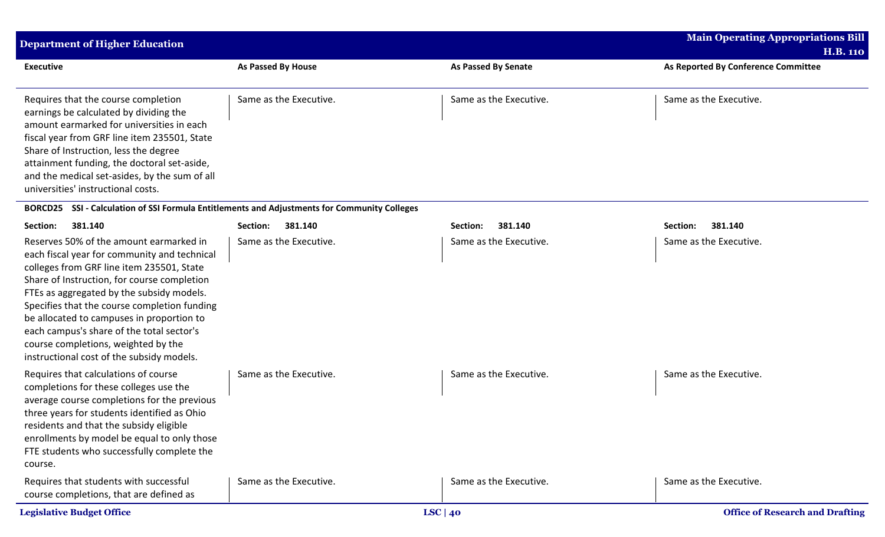| Executive | As Passed By House | As Passed By Senate | As Reported By Conference Committee |
|---|---|---|---|
| Requires that the course completion earnings be calculated by dividing the amount earmarked for universities in each fiscal year from GRF line item 235501, State Share of Instruction, less the degree attainment funding, the doctoral set-aside, and the medical set-asides, by the sum of all universities' instructional costs. | Same as the Executive. | Same as the Executive. | Same as the Executive. |
| **BORCD25 SSI - Calculation of SSI Formula Entitlements and Adjustments for Community Colleges** | | | |
| **Section: 381.140** | **Section: 381.140** | **Section: 381.140** | **Section: 381.140** |
| Reserves 50% of the amount earmarked in each fiscal year for community and technical colleges from GRF line item 235501, State Share of Instruction, for course completion FTEs as aggregated by the subsidy models. Specifies that the course completion funding be allocated to campuses in proportion to each campus's share of the total sector's course completions, weighted by the instructional cost of the subsidy models. | Same as the Executive. | Same as the Executive. | Same as the Executive. |
| Requires that calculations of course completions for these colleges use the average course completions for the previous three years for students identified as Ohio residents and that the subsidy eligible enrollments by model be equal to only those FTE students who successfully complete the course. | Same as the Executive. | Same as the Executive. | Same as the Executive. |
| Requires that students with successful course completions, that are defined as | Same as the Executive. | Same as the Executive. | Same as the Executive. |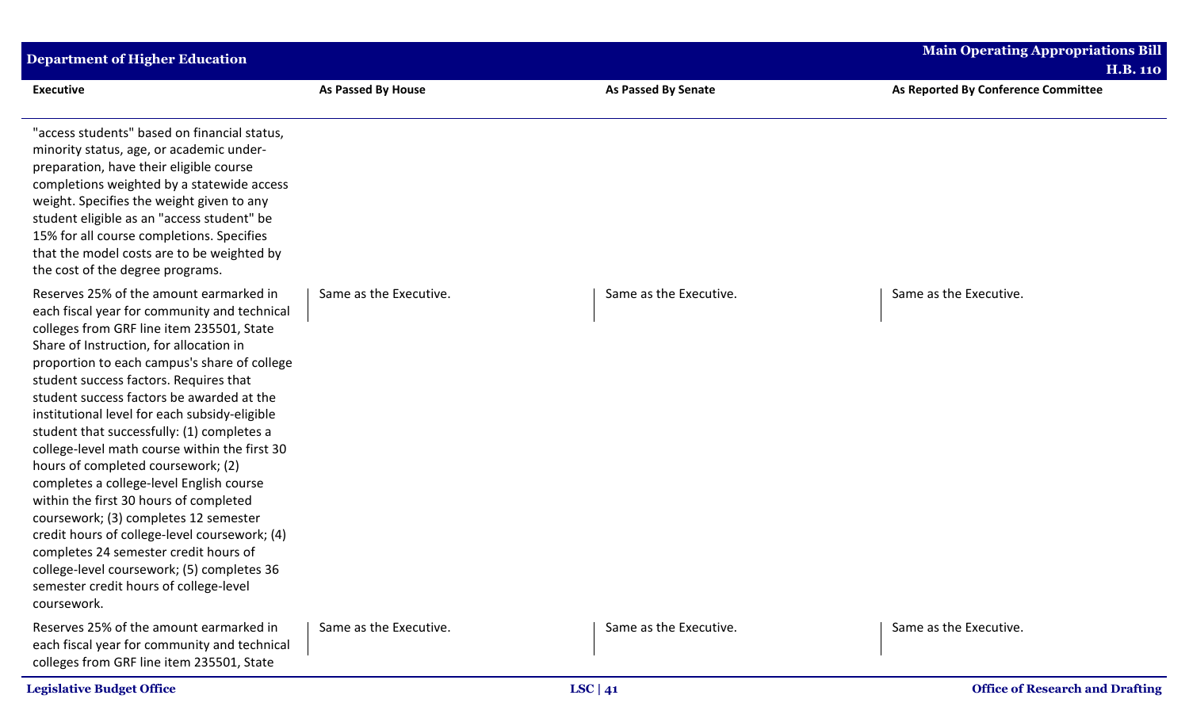| Executive | As Passed By House | As Passed By Senate | As Reported By Conference Committee |
|---|---|---|---|
| "access students" based on financial status, minority status, age, or academic under-preparation, have their eligible course completions weighted by a statewide access weight. Specifies the weight given to any student eligible as an "access student" be 15% for all course completions. Specifies that the model costs are to be weighted by the cost of the degree programs. | | | |
| Reserves 25% of the amount earmarked in each fiscal year for community and technical colleges from GRF line item 235501, State Share of Instruction, for allocation in proportion to each campus's share of college student success factors. Requires that student success factors be awarded at the institutional level for each subsidy-eligible student that successfully: (1) completes a college-level math course within the first 30 hours of completed coursework; (2) completes a college-level English course within the first 30 hours of completed coursework; (3) completes 12 semester credit hours of college-level coursework; (4) completes 24 semester credit hours of college-level coursework; (5) completes 36 semester credit hours of college-level coursework. | Same as the Executive. | Same as the Executive. | Same as the Executive. |
| Reserves 25% of the amount earmarked in each fiscal year for community and technical colleges from GRF line item 235501, State | Same as the Executive. | Same as the Executive. | Same as the Executive. |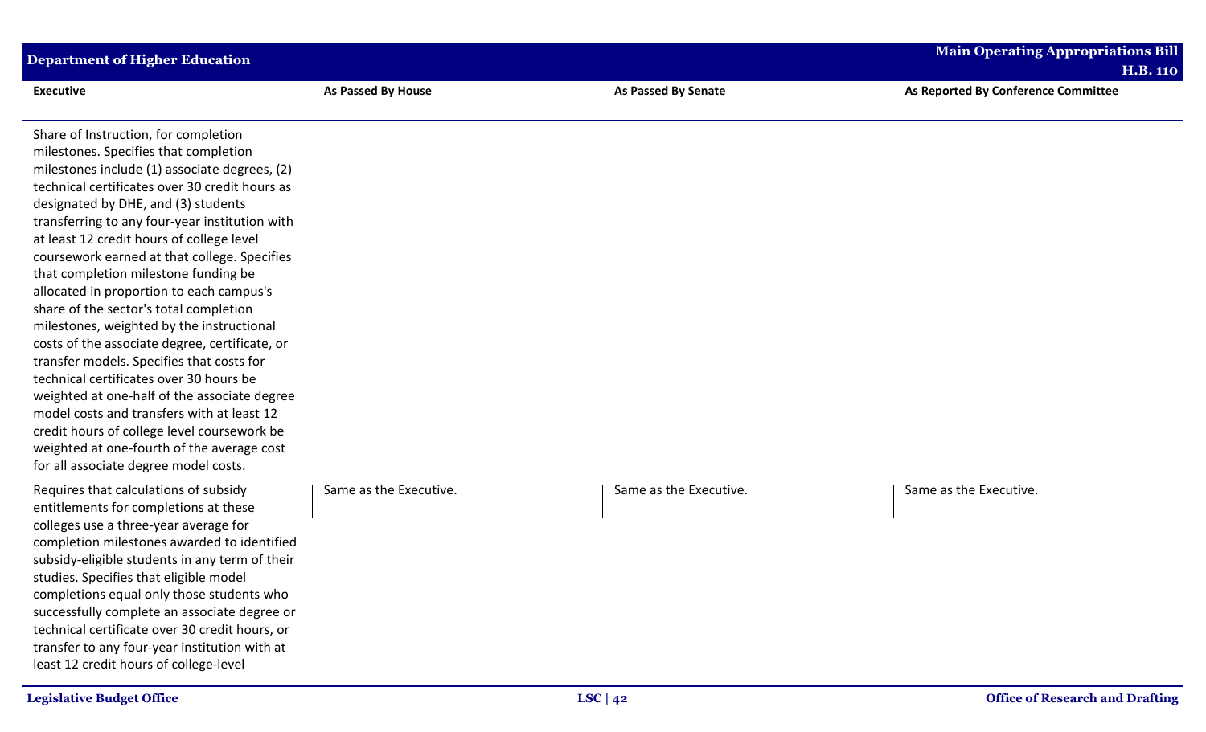| Executive | As Passed By House | As Passed By Senate | As Reported By Conference Committee |
|---|---|---|---|
| Share of Instruction, for completion milestones. Specifies that completion milestones include (1) associate degrees, (2) technical certificates over 30 credit hours as designated by DHE, and (3) students transferring to any four-year institution with at least 12 credit hours of college level coursework earned at that college. Specifies that completion milestone funding be allocated in proportion to each campus's share of the sector's total completion milestones, weighted by the instructional costs of the associate degree, certificate, or transfer models. Specifies that costs for technical certificates over 30 hours be weighted at one-half of the associate degree model costs and transfers with at least 12 credit hours of college level coursework be weighted at one-fourth of the average cost for all associate degree model costs. | | | |
| Requires that calculations of subsidy entitlements for completions at these colleges use a three-year average for completion milestones awarded to identified subsidy-eligible students in any term of their studies. Specifies that eligible model completions equal only those students who successfully complete an associate degree or technical certificate over 30 credit hours, or transfer to any four-year institution with at least 12 credit hours of college-level | Same as the Executive. | Same as the Executive. | Same as the Executive. |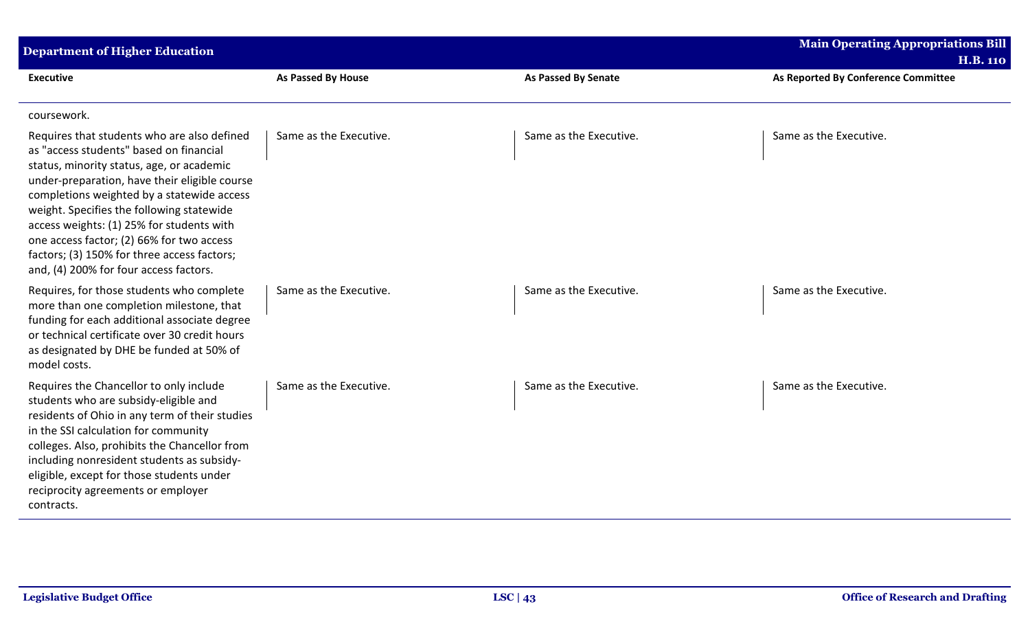| Executive | As Passed By House | As Passed By Senate | As Reported By Conference Committee |
|---|---|---|---|
| coursework. | | | |
| Requires that students who are also defined as "access students" based on financial status, minority status, age, or academic under-preparation, have their eligible course completions weighted by a statewide access weight. Specifies the following statewide access weights: (1) 25% for students with one access factor; (2) 66% for two access factors; (3) 150% for three access factors; and, (4) 200% for four access factors. | Same as the Executive. | Same as the Executive. | Same as the Executive. |
| Requires, for those students who complete more than one completion milestone, that funding for each additional associate degree or technical certificate over 30 credit hours as designated by DHE be funded at 50% of model costs. | Same as the Executive. | Same as the Executive. | Same as the Executive. |
| Requires the Chancellor to only include students who are subsidy-eligible and residents of Ohio in any term of their studies in the SSI calculation for community colleges. Also, prohibits the Chancellor from including nonresident students as subsidy-eligible, except for those students under reciprocity agreements or employer contracts. | Same as the Executive. | Same as the Executive. | Same as the Executive. |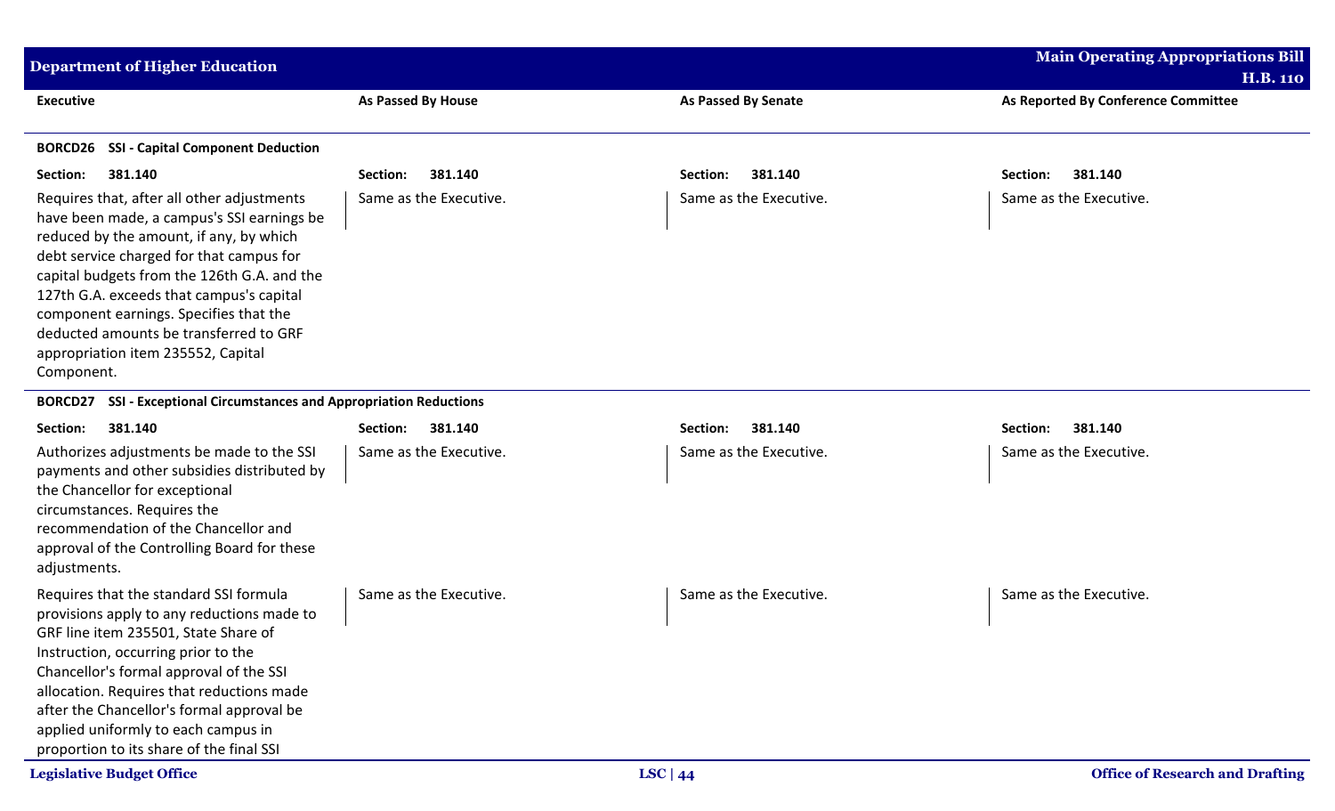| Executive | As Passed By House | As Passed By Senate | As Reported By Conference Committee |
|---|---|---|---|
| **BORCD26 SSI - Capital Component Deduction** | | | |
| **Section: 381.140** | **Section: 381.140** | **Section: 381.140** | **Section: 381.140** |
| Requires that, after all other adjustments have been made, a campus's SSI earnings be reduced by the amount, if any, by which debt service charged for that campus for capital budgets from the 126th G.A. and the 127th G.A. exceeds that campus's capital component earnings. Specifies that the deducted amounts be transferred to GRF appropriation item 235552, Capital Component. | Same as the Executive. | Same as the Executive. | Same as the Executive. |
| **BORCD27 SSI - Exceptional Circumstances and Appropriation Reductions** | | | |
| **Section: 381.140** | **Section: 381.140** | **Section: 381.140** | **Section: 381.140** |
| Authorizes adjustments be made to the SSI payments and other subsidies distributed by the Chancellor for exceptional circumstances. Requires the recommendation of the Chancellor and approval of the Controlling Board for these adjustments. | Same as the Executive. | Same as the Executive. | Same as the Executive. |
| Requires that the standard SSI formula provisions apply to any reductions made to GRF line item 235501, State Share of Instruction, occurring prior to the Chancellor's formal approval of the SSI allocation. Requires that reductions made after the Chancellor's formal approval be applied uniformly to each campus in proportion to its share of the final SSI | Same as the Executive. | Same as the Executive. | Same as the Executive. |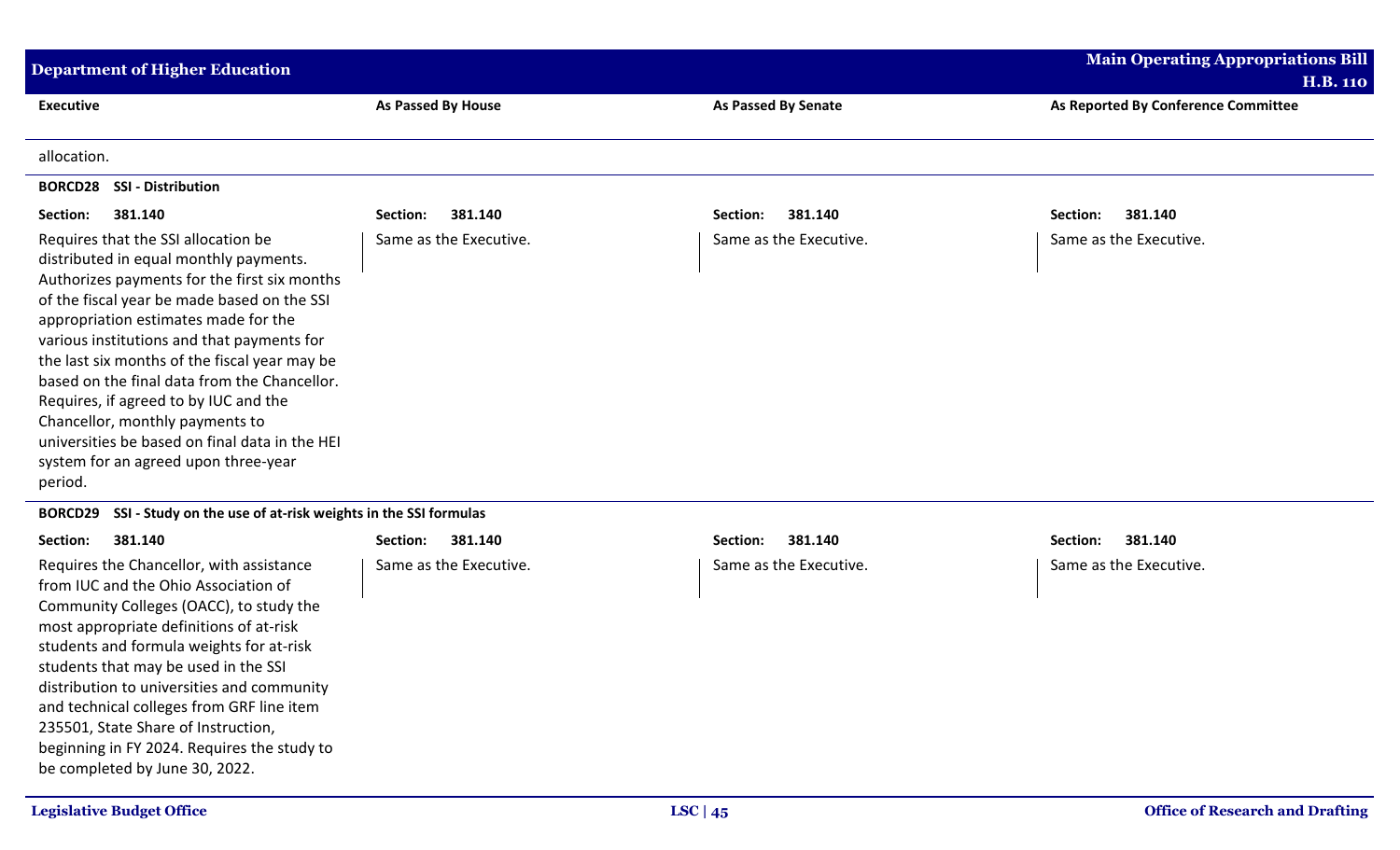| Executive | As Passed By House | As Passed By Senate | As Reported By Conference Committee |
|---|---|---|---|
| allocation. | | | |
| **BORCD28 SSI - Distribution** | | | |
| **Section: 381.140** | **Section: 381.140** | **Section: 381.140** | **Section: 381.140** |
| Requires that the SSI allocation be distributed in equal monthly payments. Authorizes payments for the first six months of the fiscal year be made based on the SSI appropriation estimates made for the various institutions and that payments for the last six months of the fiscal year may be based on the final data from the Chancellor. Requires, if agreed to by IUC and the Chancellor, monthly payments to universities be based on final data in the HEI system for an agreed upon three-year period. | Same as the Executive. | Same as the Executive. | Same as the Executive. |
| **BORCD29 SSI - Study on the use of at-risk weights in the SSI formulas** | | | |
| **Section: 381.140** | **Section: 381.140** | **Section: 381.140** | **Section: 381.140** |
| Requires the Chancellor, with assistance from IUC and the Ohio Association of Community Colleges (OACC), to study the most appropriate definitions of at-risk students and formula weights for at-risk students that may be used in the SSI distribution to universities and community and technical colleges from GRF line item 235501, State Share of Instruction, beginning in FY 2024. Requires the study to be completed by June 30, 2022. | Same as the Executive. | Same as the Executive. | Same as the Executive. |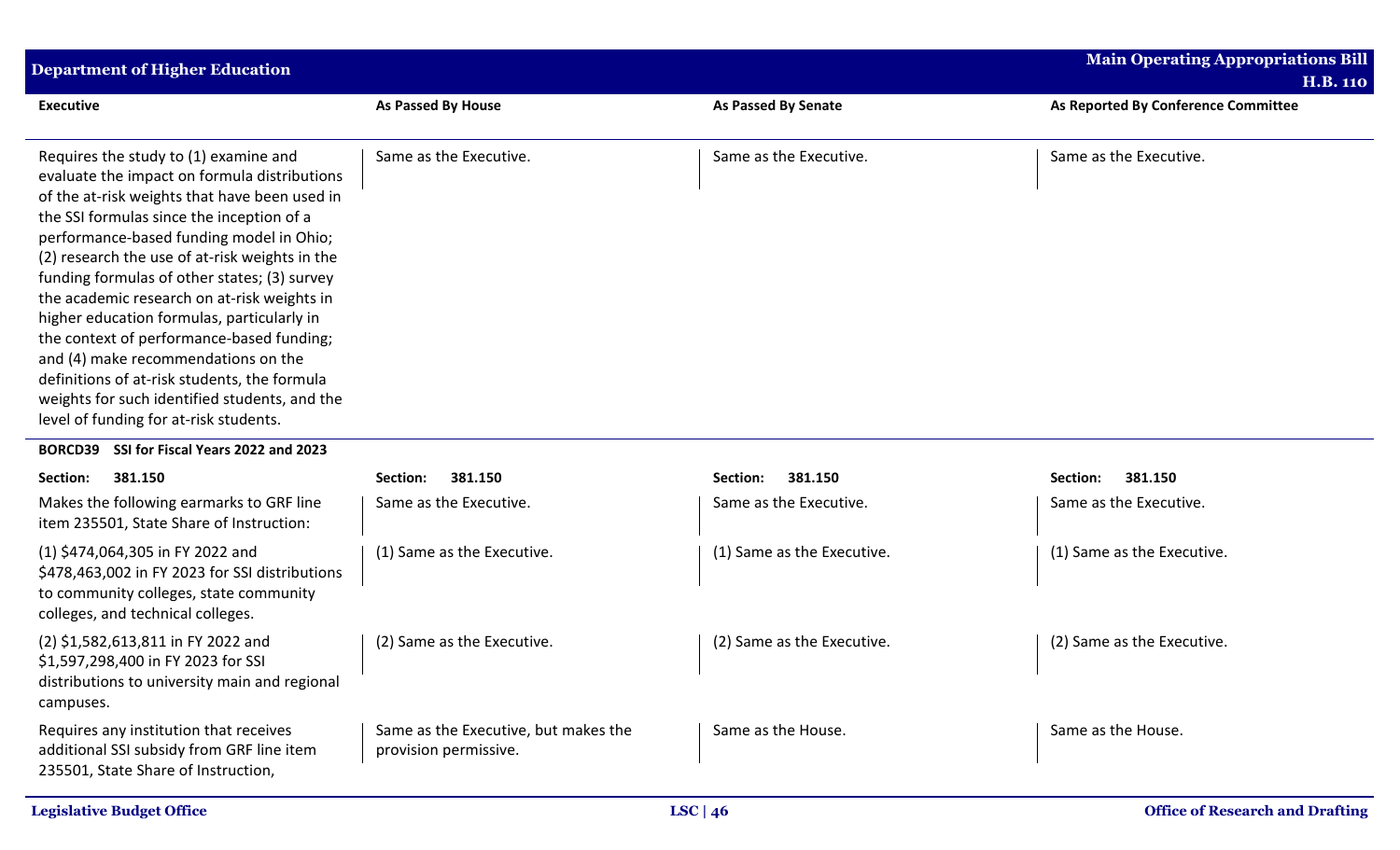| Executive | As Passed By House | As Passed By Senate | As Reported By Conference Committee |
|---|---|---|---|
| Requires the study to (1) examine and evaluate the impact on formula distributions of the at-risk weights that have been used in the SSI formulas since the inception of a performance-based funding model in Ohio; (2) research the use of at-risk weights in the funding formulas of other states; (3) survey the academic research on at-risk weights in higher education formulas, particularly in the context of performance-based funding; and (4) make recommendations on the definitions of at-risk students, the formula weights for such identified students, and the level of funding for at-risk students. | Same as the Executive. | Same as the Executive. | Same as the Executive. |
| **BORCD39 SSI for Fiscal Years 2022 and 2023** | | | |
| **Section: 381.150** | **Section: 381.150** | **Section: 381.150** | **Section: 381.150** |
| Makes the following earmarks to GRF line item 235501, State Share of Instruction: | Same as the Executive. | Same as the Executive. | Same as the Executive. |
| (1) $474,064,305 in FY 2022 and $478,463,002 in FY 2023 for SSI distributions to community colleges, state community colleges, and technical colleges. | (1) Same as the Executive. | (1) Same as the Executive. | (1) Same as the Executive. |
| (2) $1,582,613,811 in FY 2022 and $1,597,298,400 in FY 2023 for SSI distributions to university main and regional campuses. | (2) Same as the Executive. | (2) Same as the Executive. | (2) Same as the Executive. |
| Requires any institution that receives additional SSI subsidy from GRF line item 235501, State Share of Instruction, | Same as the Executive, but makes the provision permissive. | Same as the House. | Same as the House. |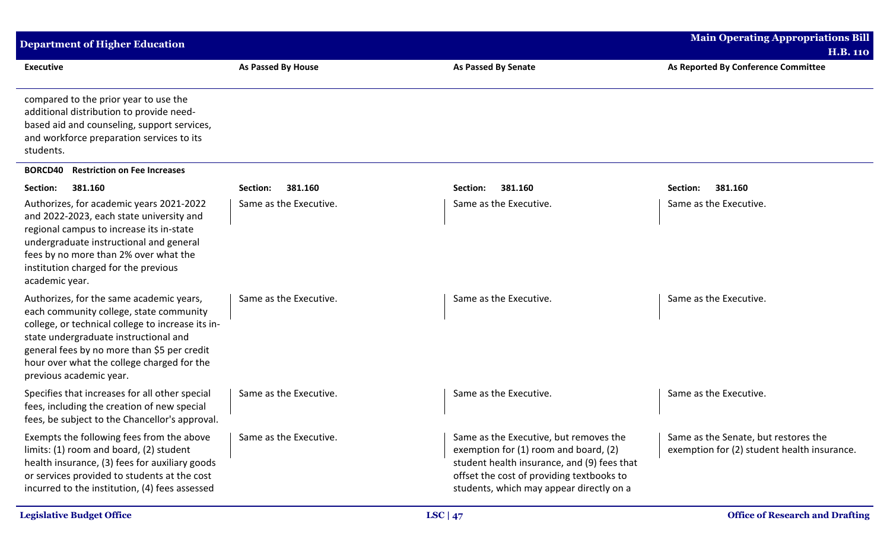| Executive | As Passed By House | As Passed By Senate | As Reported By Conference Committee |
|---|---|---|---|
| compared to the prior year to use the additional distribution to provide need-based aid and counseling, support services, and workforce preparation services to its students. | | | |
| **BORCD40 Restriction on Fee Increases** | | | |
| **Section: 381.160** | **Section: 381.160** | **Section: 381.160** | **Section: 381.160** |
| Authorizes, for academic years 2021-2022 and 2022-2023, each state university and regional campus to increase its in-state undergraduate instructional and general fees by no more than 2% over what the institution charged for the previous academic year. | Same as the Executive. | Same as the Executive. | Same as the Executive. |
| Authorizes, for the same academic years, each community college, state community college, or technical college to increase its in-state undergraduate instructional and general fees by no more than $5 per credit hour over what the college charged for the previous academic year. | Same as the Executive. | Same as the Executive. | Same as the Executive. |
| Specifies that increases for all other special fees, including the creation of new special fees, be subject to the Chancellor's approval. | Same as the Executive. | Same as the Executive. | Same as the Executive. |
| Exempts the following fees from the above limits: (1) room and board, (2) student health insurance, (3) fees for auxiliary goods or services provided to students at the cost incurred to the institution, (4) fees assessed | Same as the Executive. | Same as the Executive, but removes the exemption for (1) room and board, (2) student health insurance, and (9) fees that offset the cost of providing textbooks to students, which may appear directly on a | Same as the Senate, but restores the exemption for (2) student health insurance. |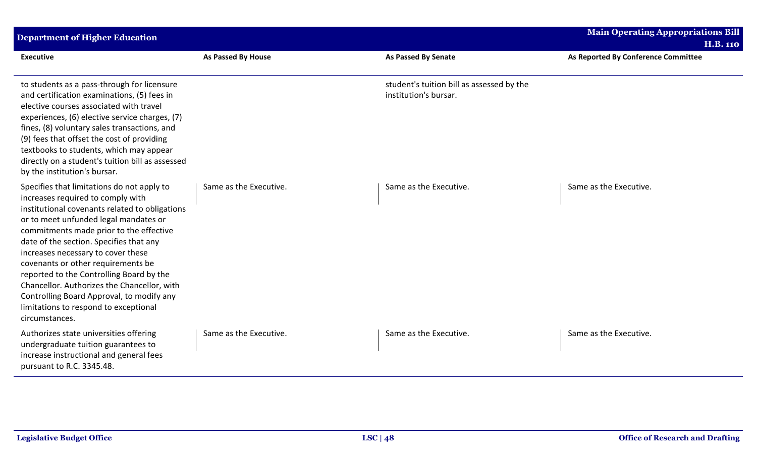| Executive | As Passed By House | As Passed By Senate | As Reported By Conference Committee |
| --- | --- | --- | --- |
| to students as a pass-through for licensure and certification examinations, (5) fees in elective courses associated with travel experiences, (6) elective service charges, (7) fines, (8) voluntary sales transactions, and (9) fees that offset the cost of providing textbooks to students, which may appear directly on a student's tuition bill as assessed by the institution's bursar. | | student's tuition bill as assessed by the institution's bursar. | |
| Specifies that limitations do not apply to increases required to comply with institutional covenants related to obligations or to meet unfunded legal mandates or commitments made prior to the effective date of the section. Specifies that any increases necessary to cover these covenants or other requirements be reported to the Controlling Board by the Chancellor. Authorizes the Chancellor, with Controlling Board Approval, to modify any limitations to respond to exceptional circumstances. | Same as the Executive. | Same as the Executive. | Same as the Executive. |
| Authorizes state universities offering undergraduate tuition guarantees to increase instructional and general fees pursuant to R.C. 3345.48. | Same as the Executive. | Same as the Executive. | Same as the Executive. |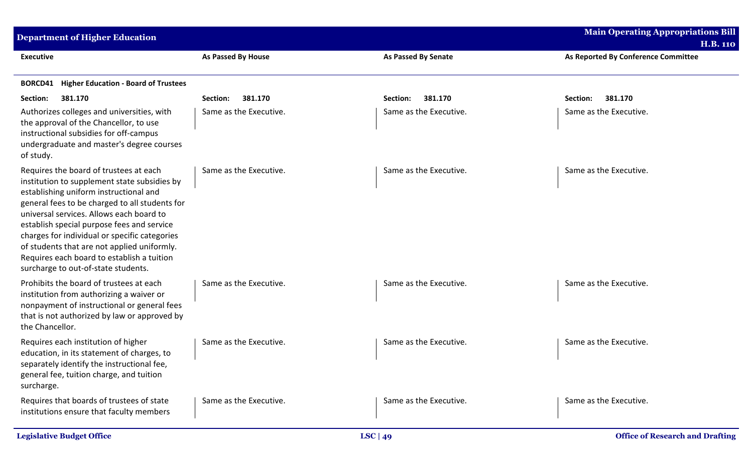| Executive | As Passed By House | As Passed By Senate | As Reported By Conference Committee |
|---|---|---|---|
| **BORCD41 Higher Education - Board of Trustees** | | | |
| **Section: 381.170** | **Section: 381.170** | **Section: 381.170** | **Section: 381.170** |
| Authorizes colleges and universities, with the approval of the Chancellor, to use instructional subsidies for off-campus undergraduate and master's degree courses of study. | Same as the Executive. | Same as the Executive. | Same as the Executive. |
| Requires the board of trustees at each institution to supplement state subsidies by establishing uniform instructional and general fees to be charged to all students for universal services. Allows each board to establish special purpose fees and service charges for individual or specific categories of students that are not applied uniformly. Requires each board to establish a tuition surcharge to out-of-state students. | Same as the Executive. | Same as the Executive. | Same as the Executive. |
| Prohibits the board of trustees at each institution from authorizing a waiver or nonpayment of instructional or general fees that is not authorized by law or approved by the Chancellor. | Same as the Executive. | Same as the Executive. | Same as the Executive. |
| Requires each institution of higher education, in its statement of charges, to separately identify the instructional fee, general fee, tuition charge, and tuition surcharge. | Same as the Executive. | Same as the Executive. | Same as the Executive. |
| Requires that boards of trustees of state institutions ensure that faculty members | Same as the Executive. | Same as the Executive. | Same as the Executive. |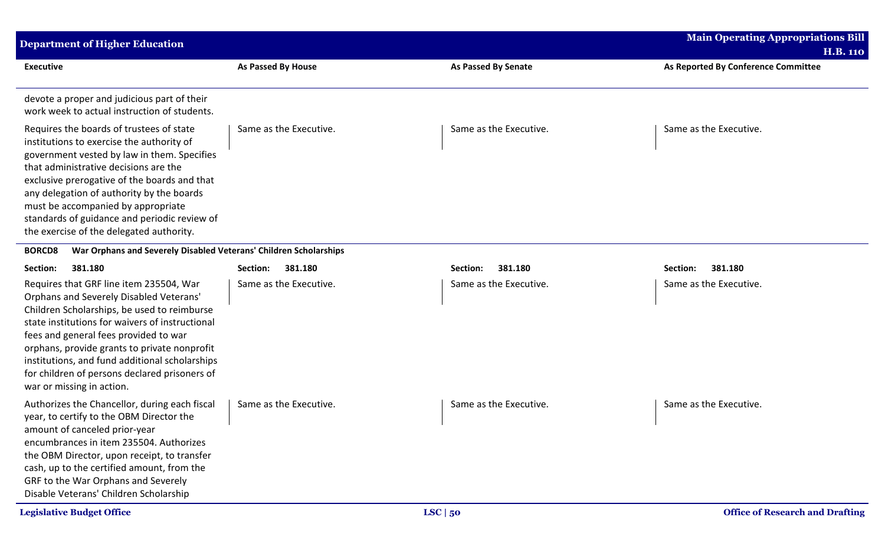| Executive | As Passed By House | As Passed By Senate | As Reported By Conference Committee |
|---|---|---|---|
| devote a proper and judicious part of their work week to actual instruction of students. | | | |
| Requires the boards of trustees of state institutions to exercise the authority of government vested by law in them. Specifies that administrative decisions are the exclusive prerogative of the boards and that any delegation of authority by the boards must be accompanied by appropriate standards of guidance and periodic review of the exercise of the delegated authority. | Same as the Executive. | Same as the Executive. | Same as the Executive. |
| **BORCD8 War Orphans and Severely Disabled Veterans' Children Scholarships** | | | |
| **Section: 381.180** | **Section: 381.180** | **Section: 381.180** | **Section: 381.180** |
| Requires that GRF line item 235504, War Orphans and Severely Disabled Veterans' Children Scholarships, be used to reimburse state institutions for waivers of instructional fees and general fees provided to war orphans, provide grants to private nonprofit institutions, and fund additional scholarships for children of persons declared prisoners of war or missing in action. | Same as the Executive. | Same as the Executive. | Same as the Executive. |
| Authorizes the Chancellor, during each fiscal year, to certify to the OBM Director the amount of canceled prior-year encumbrances in item 235504. Authorizes the OBM Director, upon receipt, to transfer cash, up to the certified amount, from the GRF to the War Orphans and Severely Disable Veterans' Children Scholarship | Same as the Executive. | Same as the Executive. | Same as the Executive. |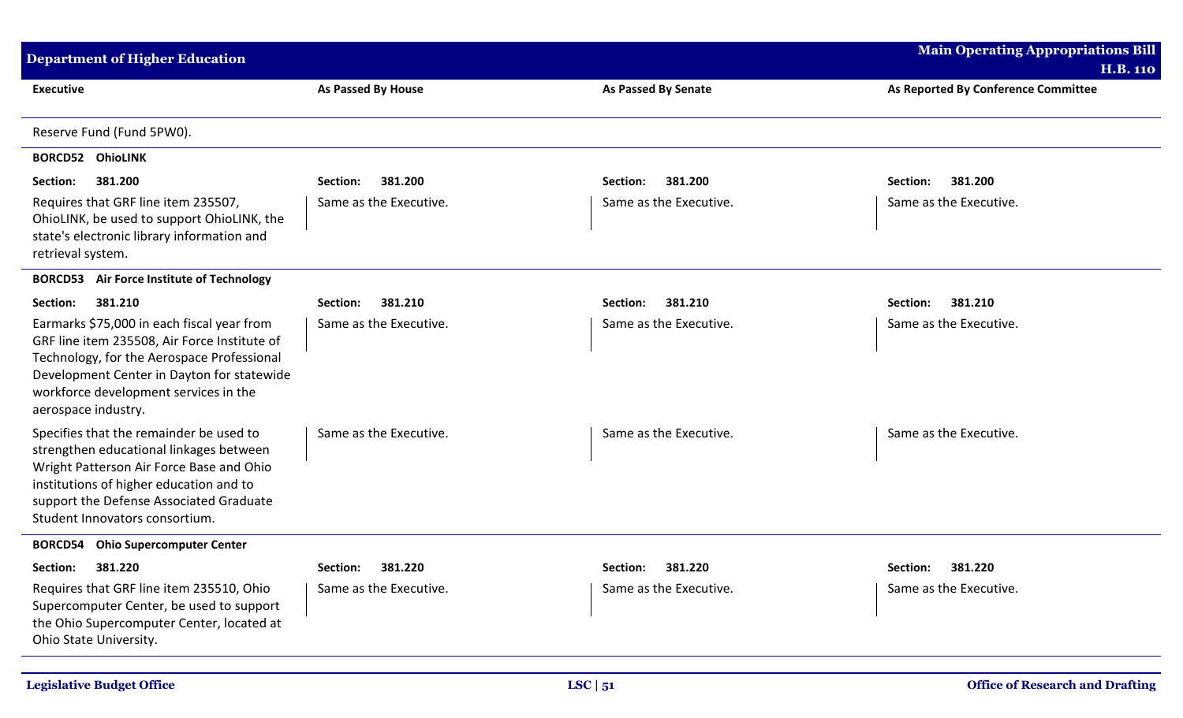| Executive | As Passed By House | As Passed By Senate | As Reported By Conference Committee |
|---|---|---|---|
| Reserve Fund (Fund 5PW0). | | | |
| **BORCD52 OhioLINK** | | | |
| **Section: 381.200** | **Section: 381.200** | **Section: 381.200** | **Section: 381.200** |
| Requires that GRF line item 235507, OhioLINK, be used to support OhioLINK, the state's electronic library information and retrieval system. | Same as the Executive. | Same as the Executive. | Same as the Executive. |
| **BORCD53 Air Force Institute of Technology** | | | |
| **Section: 381.210** | **Section: 381.210** | **Section: 381.210** | **Section: 381.210** |
| Earmarks $75,000 in each fiscal year from GRF line item 235508, Air Force Institute of Technology, for the Aerospace Professional Development Center in Dayton for statewide workforce development services in the aerospace industry. | Same as the Executive. | Same as the Executive. | Same as the Executive. |
| Specifies that the remainder be used to strengthen educational linkages between Wright Patterson Air Force Base and Ohio institutions of higher education and to support the Defense Associated Graduate Student Innovators consortium. | Same as the Executive. | Same as the Executive. | Same as the Executive. |
| **BORCD54 Ohio Supercomputer Center** | | | |
| **Section: 381.220** | **Section: 381.220** | **Section: 381.220** | **Section: 381.220** |
| Requires that GRF line item 235510, Ohio Supercomputer Center, be used to support the Ohio Supercomputer Center, located at Ohio State University. | Same as the Executive. | Same as the Executive. | Same as the Executive. |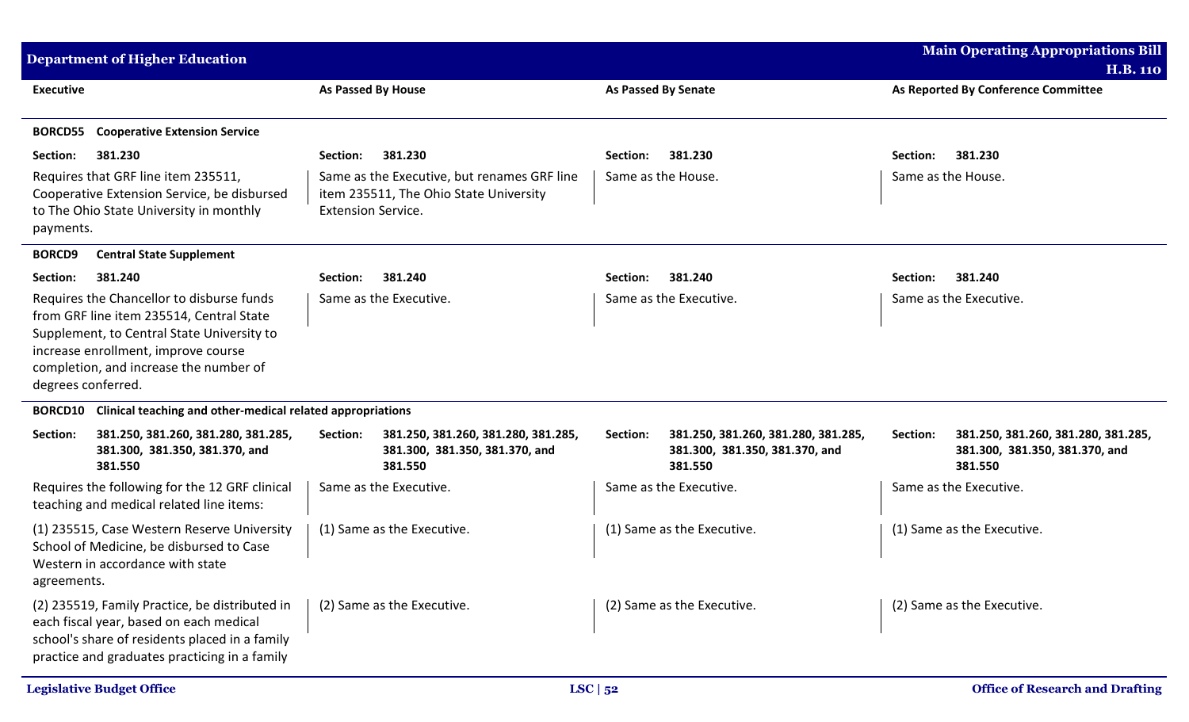| Executive | As Passed By House | As Passed By Senate | As Reported By Conference Committee |
|---|---|---|---|
| **BORCD55 Cooperative Extension Service** | | | |
| **Section: 381.230** | **Section: 381.230** | **Section: 381.230** | **Section: 381.230** |
| Requires that GRF line item 235511, Cooperative Extension Service, be disbursed to The Ohio State University in monthly payments. | Same as the Executive, but renames GRF line item 235511, The Ohio State University Extension Service. | Same as the House. | Same as the House. |
| **BORCD9 Central State Supplement** | | | |
| **Section: 381.240** | **Section: 381.240** | **Section: 381.240** | **Section: 381.240** |
| Requires the Chancellor to disburse funds from GRF line item 235514, Central State Supplement, to Central State University to increase enrollment, improve course completion, and increase the number of degrees conferred. | Same as the Executive. | Same as the Executive. | Same as the Executive. |
| **BORCD10 Clinical teaching and other-medical related appropriations** | | | |
| **Section: 381.250, 381.260, 381.280, 381.285, 381.300, 381.350, 381.370, and 381.550** | **Section: 381.250, 381.260, 381.280, 381.285, 381.300, 381.350, 381.370, and 381.550** | **Section: 381.250, 381.260, 381.280, 381.285, 381.300, 381.350, 381.370, and 381.550** | **Section: 381.250, 381.260, 381.280, 381.285, 381.300, 381.350, 381.370, and 381.550** |
| Requires the following for the 12 GRF clinical teaching and medical related line items: | Same as the Executive. | Same as the Executive. | Same as the Executive. |
| (1) 235515, Case Western Reserve University School of Medicine, be disbursed to Case Western in accordance with state agreements. | (1) Same as the Executive. | (1) Same as the Executive. | (1) Same as the Executive. |
| (2) 235519, Family Practice, be distributed in each fiscal year, based on each medical school's share of residents placed in a family practice and graduates practicing in a family | (2) Same as the Executive. | (2) Same as the Executive. | (2) Same as the Executive. |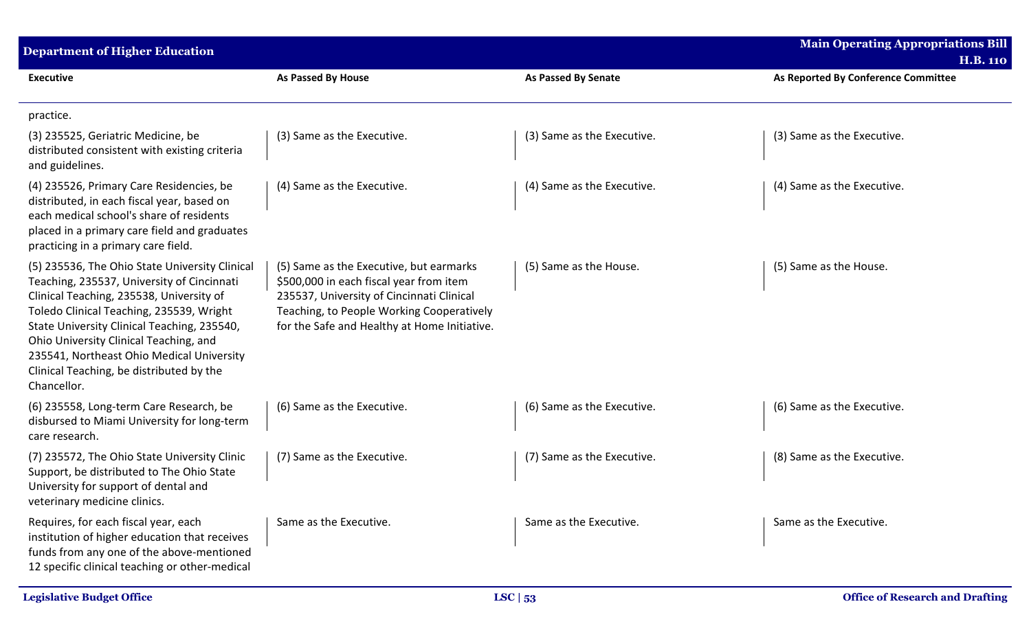| Executive | As Passed By House | As Passed By Senate | As Reported By Conference Committee |
|---|---|---|---|
| practice. | | | |
| (3) 235525, Geriatric Medicine, be distributed consistent with existing criteria and guidelines. | (3) Same as the Executive. | (3) Same as the Executive. | (3) Same as the Executive. |
| (4) 235526, Primary Care Residencies, be distributed, in each fiscal year, based on each medical school's share of residents placed in a primary care field and graduates practicing in a primary care field. | (4) Same as the Executive. | (4) Same as the Executive. | (4) Same as the Executive. |
| (5) 235536, The Ohio State University Clinical Teaching, 235537, University of Cincinnati Clinical Teaching, 235538, University of Toledo Clinical Teaching, 235539, Wright State University Clinical Teaching, 235540, Ohio University Clinical Teaching, and 235541, Northeast Ohio Medical University Clinical Teaching, be distributed by the Chancellor. | (5) Same as the Executive, but earmarks $500,000 in each fiscal year from item 235537, University of Cincinnati Clinical Teaching, to People Working Cooperatively for the Safe and Healthy at Home Initiative. | (5) Same as the House. | (5) Same as the House. |
| (6) 235558, Long-term Care Research, be disbursed to Miami University for long-term care research. | (6) Same as the Executive. | (6) Same as the Executive. | (6) Same as the Executive. |
| (7) 235572, The Ohio State University Clinic Support, be distributed to The Ohio State University for support of dental and veterinary medicine clinics. | (7) Same as the Executive. | (7) Same as the Executive. | (8) Same as the Executive. |
| Requires, for each fiscal year, each institution of higher education that receives funds from any one of the above-mentioned 12 specific clinical teaching or other-medical | Same as the Executive. | Same as the Executive. | Same as the Executive. |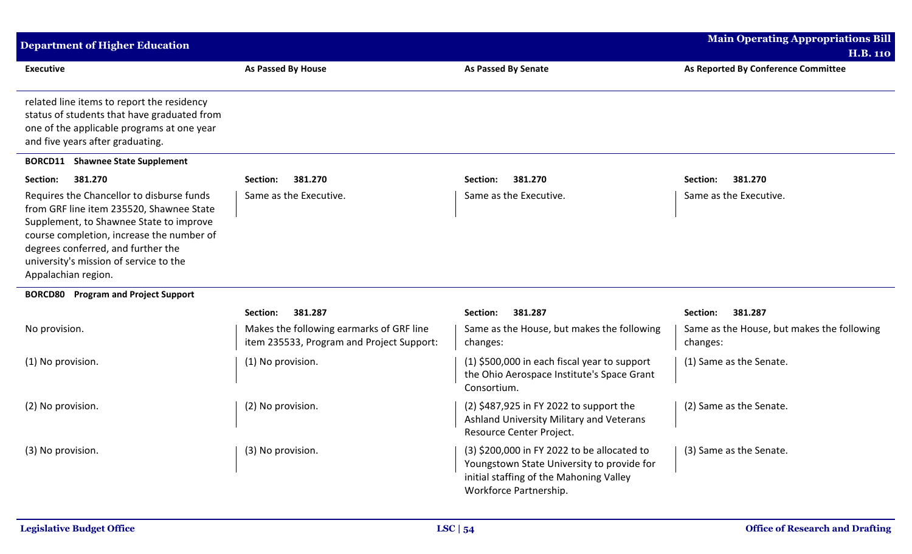| Executive | As Passed By House | As Passed By Senate | As Reported By Conference Committee |
|---|---|---|---|
| related line items to report the residency status of students that have graduated from one of the applicable programs at one year and five years after graduating. | | | |
| **BORCD11 Shawnee State Supplement** | | | |
| **Section: 381.270** | **Section: 381.270** | **Section: 381.270** | **Section: 381.270** |
| Requires the Chancellor to disburse funds from GRF line item 235520, Shawnee State Supplement, to Shawnee State to improve course completion, increase the number of degrees conferred, and further the university's mission of service to the Appalachian region. | Same as the Executive. | Same as the Executive. | Same as the Executive. |
| **BORCD80 Program and Project Support** | | | |
| | **Section: 381.287** | **Section: 381.287** | **Section: 381.287** |
| No provision. | Makes the following earmarks of GRF line item 235533, Program and Project Support: | Same as the House, but makes the following changes: | Same as the House, but makes the following changes: |
| (1) No provision. | (1) No provision. | (1) $500,000 in each fiscal year to support the Ohio Aerospace Institute's Space Grant Consortium. | (1) Same as the Senate. |
| (2) No provision. | (2) No provision. | (2) $487,925 in FY 2022 to support the Ashland University Military and Veterans Resource Center Project. | (2) Same as the Senate. |
| (3) No provision. | (3) No provision. | (3) $200,000 in FY 2022 to be allocated to Youngstown State University to provide for initial staffing of the Mahoning Valley Workforce Partnership. | (3) Same as the Senate. |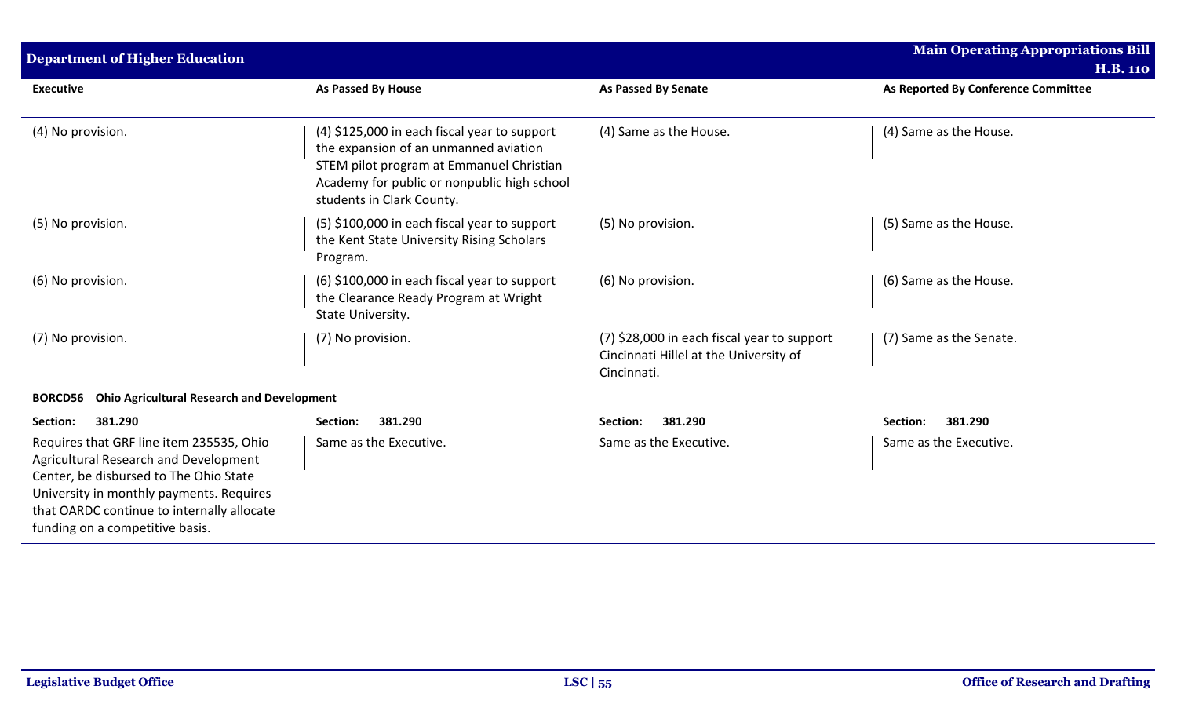| Executive | As Passed By House | As Passed By Senate | As Reported By Conference Committee |
|---|---|---|---|
| (4) No provision. | (4) $125,000 in each fiscal year to support the expansion of an unmanned aviation STEM pilot program at Emmanuel Christian Academy for public or nonpublic high school students in Clark County. | (4) Same as the House. | (4) Same as the House. |
| (5) No provision. | (5) $100,000 in each fiscal year to support the Kent State University Rising Scholars Program. | (5) No provision. | (5) Same as the House. |
| (6) No provision. | (6) $100,000 in each fiscal year to support the Clearance Ready Program at Wright State University. | (6) No provision. | (6) Same as the House. |
| (7) No provision. | (7) No provision. | (7) $28,000 in each fiscal year to support Cincinnati Hillel at the University of Cincinnati. | (7) Same as the Senate. |
| **BORCD56 Ohio Agricultural Research and Development** | | | |
| **Section: 381.290** | **Section: 381.290** | **Section: 381.290** | **Section: 381.290** |
| Requires that GRF line item 235535, Ohio Agricultural Research and Development Center, be disbursed to The Ohio State University in monthly payments. Requires that OARDC continue to internally allocate funding on a competitive basis. | Same as the Executive. | Same as the Executive. | Same as the Executive. |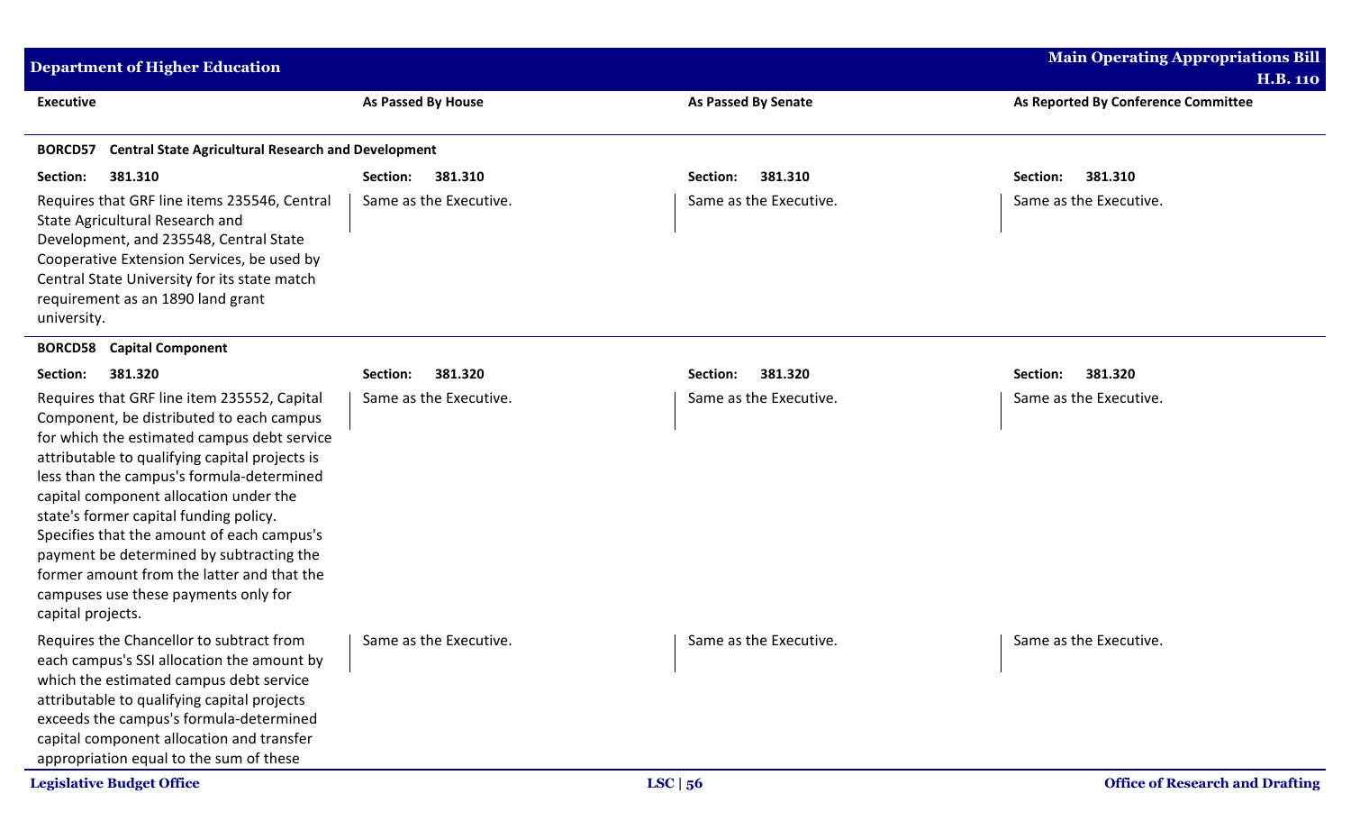| Executive | As Passed By House | As Passed By Senate | As Reported By Conference Committee |
|---|---|---|---|
| **BORCD57 Central State Agricultural Research and Development** | | | |
| **Section: 381.310** | **Section: 381.310** | **Section: 381.310** | **Section: 381.310** |
| Requires that GRF line items 235546, Central State Agricultural Research and Development, and 235548, Central State Cooperative Extension Services, be used by Central State University for its state match requirement as an 1890 land grant university. | Same as the Executive. | Same as the Executive. | Same as the Executive. |
| **BORCD58 Capital Component** | | | |
| **Section: 381.320** | **Section: 381.320** | **Section: 381.320** | **Section: 381.320** |
| Requires that GRF line item 235552, Capital Component, be distributed to each campus for which the estimated campus debt service attributable to qualifying capital projects is less than the campus's formula-determined capital component allocation under the state's former capital funding policy. Specifies that the amount of each campus's payment be determined by subtracting the former amount from the latter and that the campuses use these payments only for capital projects. | Same as the Executive. | Same as the Executive. | Same as the Executive. |
| Requires the Chancellor to subtract from each campus's SSI allocation the amount by which the estimated campus debt service attributable to qualifying capital projects exceeds the campus's formula-determined capital component allocation and transfer appropriation equal to the sum of these | Same as the Executive. | Same as the Executive. | Same as the Executive. |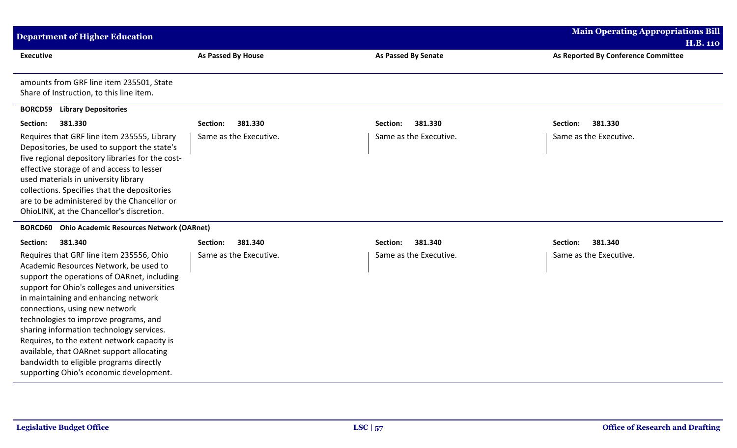| Executive | As Passed By House | As Passed By Senate | As Reported By Conference Committee |
|---|---|---|---|
| amounts from GRF line item 235501, State Share of Instruction, to this line item. | | | |
| **BORCD59 Library Depositories** | | | |
| **Section: 381.330** | **Section: 381.330** | **Section: 381.330** | **Section: 381.330** |
| Requires that GRF line item 235555, Library Depositories, be used to support the state's five regional depository libraries for the cost-effective storage of and access to lesser used materials in university library collections. Specifies that the depositories are to be administered by the Chancellor or OhioLINK, at the Chancellor's discretion. | Same as the Executive. | Same as the Executive. | Same as the Executive. |
| **BORCD60 Ohio Academic Resources Network (OARnet)** | | | |
| **Section: 381.340** | **Section: 381.340** | **Section: 381.340** | **Section: 381.340** |
| Requires that GRF line item 235556, Ohio Academic Resources Network, be used to support the operations of OARnet, including support for Ohio's colleges and universities in maintaining and enhancing network connections, using new network technologies to improve programs, and sharing information technology services. Requires, to the extent network capacity is available, that OARnet support allocating bandwidth to eligible programs directly supporting Ohio's economic development. | Same as the Executive. | Same as the Executive. | Same as the Executive. |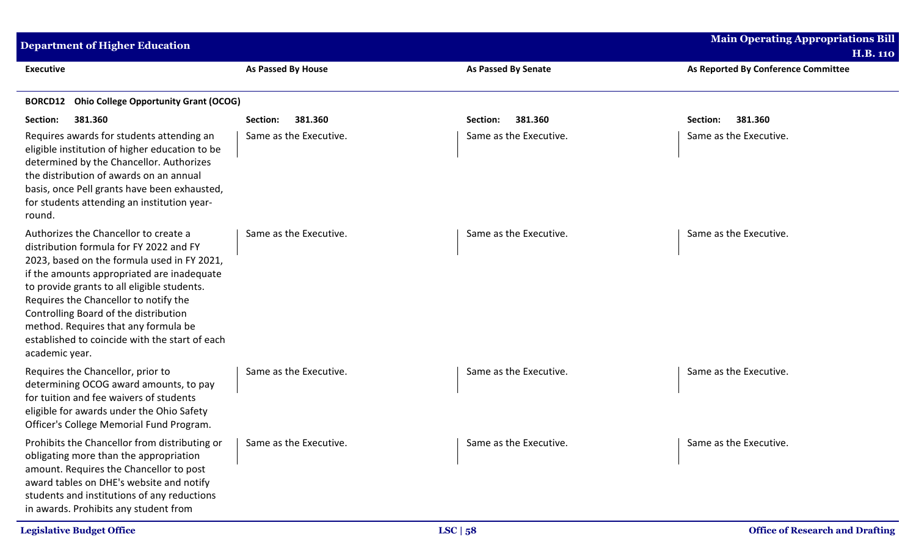| Executive | As Passed By House | As Passed By Senate | As Reported By Conference Committee |
|---|---|---|---|
| **BORCD12 Ohio College Opportunity Grant (OCOG)** | | | |
| **Section: 381.360** | **Section: 381.360** | **Section: 381.360** | **Section: 381.360** |
| Requires awards for students attending an eligible institution of higher education to be determined by the Chancellor. Authorizes the distribution of awards on an annual basis, once Pell grants have been exhausted, for students attending an institution year-round. | Same as the Executive. | Same as the Executive. | Same as the Executive. |
| Authorizes the Chancellor to create a distribution formula for FY 2022 and FY 2023, based on the formula used in FY 2021, if the amounts appropriated are inadequate to provide grants to all eligible students. Requires the Chancellor to notify the Controlling Board of the distribution method. Requires that any formula be established to coincide with the start of each academic year. | Same as the Executive. | Same as the Executive. | Same as the Executive. |
| Requires the Chancellor, prior to determining OCOG award amounts, to pay for tuition and fee waivers of students eligible for awards under the Ohio Safety Officer's College Memorial Fund Program. | Same as the Executive. | Same as the Executive. | Same as the Executive. |
| Prohibits the Chancellor from distributing or obligating more than the appropriation amount. Requires the Chancellor to post award tables on DHE's website and notify students and institutions of any reductions in awards. Prohibits any student from | Same as the Executive. | Same as the Executive. | Same as the Executive. |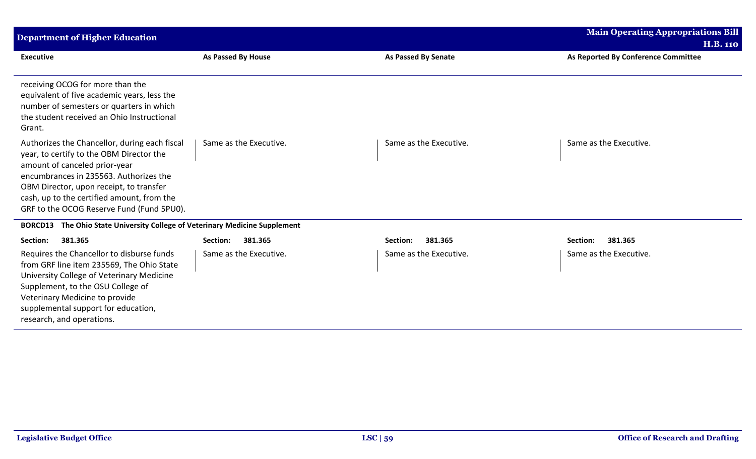| Executive | As Passed By House | As Passed By Senate | As Reported By Conference Committee |
|---|---|---|---|
| receiving OCOG for more than the equivalent of five academic years, less the number of semesters or quarters in which the student received an Ohio Instructional Grant. | | | |
| Authorizes the Chancellor, during each fiscal year, to certify to the OBM Director the amount of canceled prior-year encumbrances in 235563. Authorizes the OBM Director, upon receipt, to transfer cash, up to the certified amount, from the GRF to the OCOG Reserve Fund (Fund 5PU0). | Same as the Executive. | Same as the Executive. | Same as the Executive. |
| **BORCD13 The Ohio State University College of Veterinary Medicine Supplement** | | | |
| **Section: 381.365** | **Section: 381.365** | **Section: 381.365** | **Section: 381.365** |
| Requires the Chancellor to disburse funds from GRF line item 235569, The Ohio State University College of Veterinary Medicine Supplement, to the OSU College of Veterinary Medicine to provide supplemental support for education, research, and operations. | Same as the Executive. | Same as the Executive. | Same as the Executive. |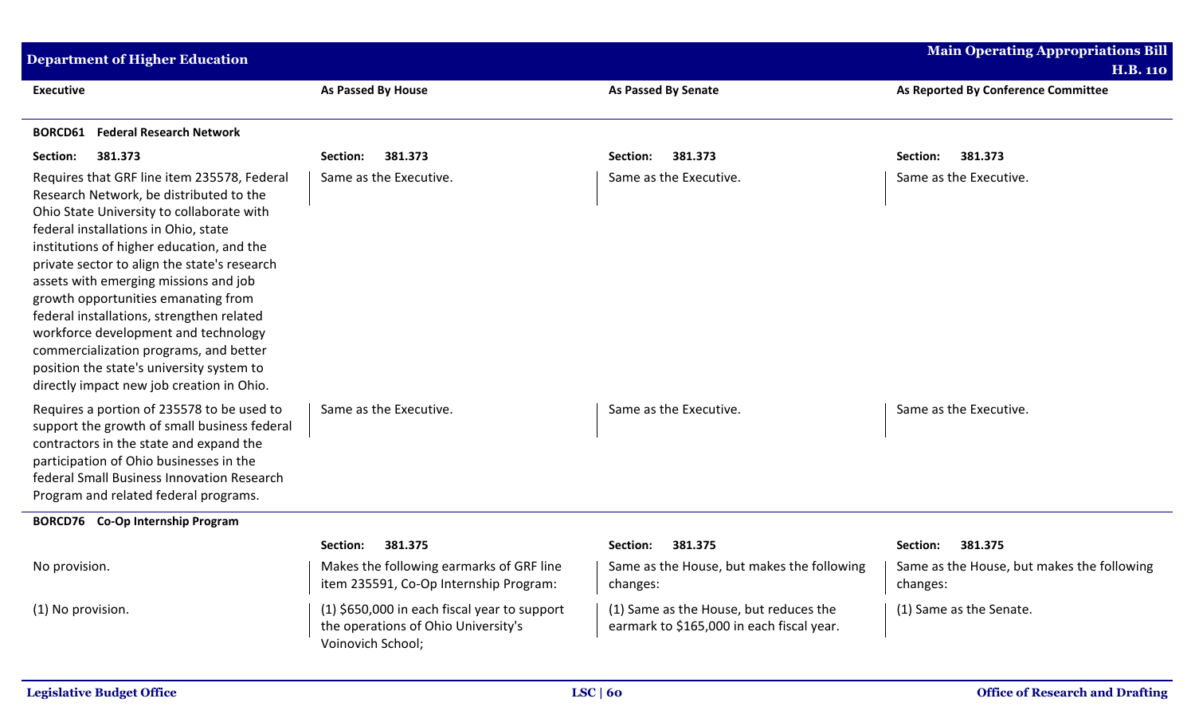| Executive | As Passed By House | As Passed By Senate | As Reported By Conference Committee |
|---|---|---|---|
| **BORCD61 Federal Research Network** | | | |
| **Section: 381.373** | **Section: 381.373** | **Section: 381.373** | **Section: 381.373** |
| Requires that GRF line item 235578, Federal Research Network, be distributed to the Ohio State University to collaborate with federal installations in Ohio, state institutions of higher education, and the private sector to align the state's research assets with emerging missions and job growth opportunities emanating from federal installations, strengthen related workforce development and technology commercialization programs, and better position the state's university system to directly impact new job creation in Ohio. | Same as the Executive. | Same as the Executive. | Same as the Executive. |
| Requires a portion of 235578 to be used to support the growth of small business federal contractors in the state and expand the participation of Ohio businesses in the federal Small Business Innovation Research Program and related federal programs. | Same as the Executive. | Same as the Executive. | Same as the Executive. |
| **BORCD76 Co-Op Internship Program** | | | |
| | **Section: 381.375** | **Section: 381.375** | **Section: 381.375** |
| No provision. | Makes the following earmarks of GRF line item 235591, Co-Op Internship Program: | Same as the House, but makes the following changes: | Same as the House, but makes the following changes: |
| (1) No provision. | (1) $650,000 in each fiscal year to support the operations of Ohio University's Voinovich School; | (1) Same as the House, but reduces the earmark to $165,000 in each fiscal year. | (1) Same as the Senate. |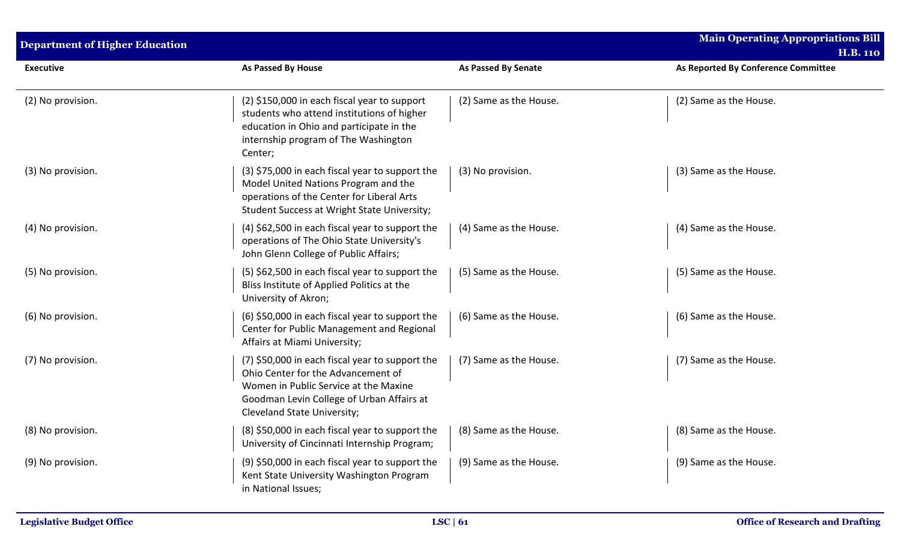| Executive | As Passed By House | As Passed By Senate | As Reported By Conference Committee |
|---|---|---|---|
| (2) No provision. | (2) $150,000 in each fiscal year to support students who attend institutions of higher education in Ohio and participate in the internship program of The Washington Center; | (2) Same as the House. | (2) Same as the House. |
| (3) No provision. | (3) $75,000 in each fiscal year to support the Model United Nations Program and the operations of the Center for Liberal Arts Student Success at Wright State University; | (3) No provision. | (3) Same as the House. |
| (4) No provision. | (4) $62,500 in each fiscal year to support the operations of The Ohio State University's John Glenn College of Public Affairs; | (4) Same as the House. | (4) Same as the House. |
| (5) No provision. | (5) $62,500 in each fiscal year to support the Bliss Institute of Applied Politics at the University of Akron; | (5) Same as the House. | (5) Same as the House. |
| (6) No provision. | (6) $50,000 in each fiscal year to support the Center for Public Management and Regional Affairs at Miami University; | (6) Same as the House. | (6) Same as the House. |
| (7) No provision. | (7) $50,000 in each fiscal year to support the Ohio Center for the Advancement of Women in Public Service at the Maxine Goodman Levin College of Urban Affairs at Cleveland State University; | (7) Same as the House. | (7) Same as the House. |
| (8) No provision. | (8) $50,000 in each fiscal year to support the University of Cincinnati Internship Program; | (8) Same as the House. | (8) Same as the House. |
| (9) No provision. | (9) $50,000 in each fiscal year to support the Kent State University Washington Program in National Issues; | (9) Same as the House. | (9) Same as the House. |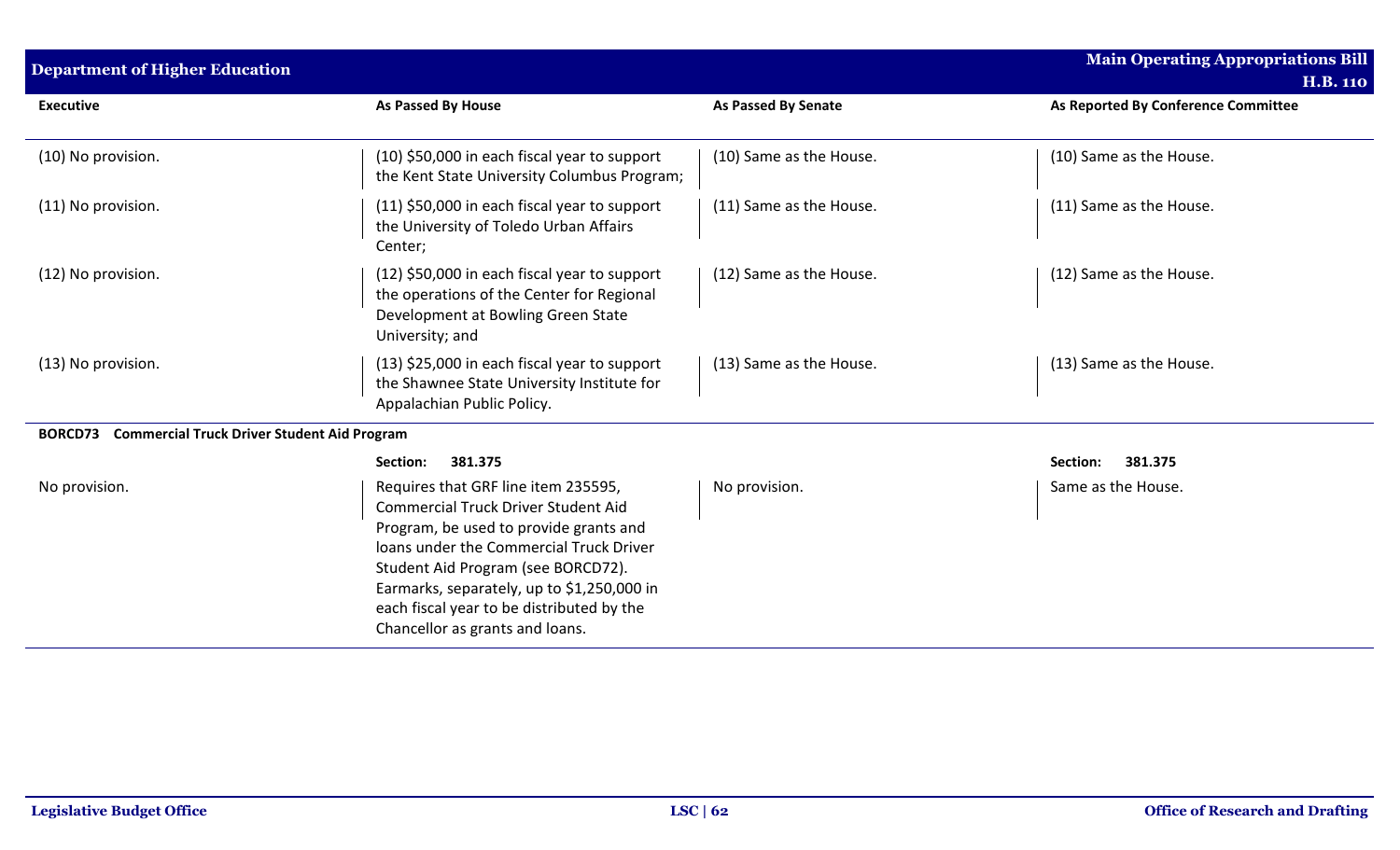| Executive | As Passed By House | As Passed By Senate | As Reported By Conference Committee |
|---|---|---|---|
| (10) No provision. | (10) $50,000 in each fiscal year to support the Kent State University Columbus Program; | (10) Same as the House. | (10) Same as the House. |
| (11) No provision. | (11) $50,000 in each fiscal year to support the University of Toledo Urban Affairs Center; | (11) Same as the House. | (11) Same as the House. |
| (12) No provision. | (12) $50,000 in each fiscal year to support the operations of the Center for Regional Development at Bowling Green State University; and | (12) Same as the House. | (12) Same as the House. |
| (13) No provision. | (13) $25,000 in each fiscal year to support the Shawnee State University Institute for Appalachian Public Policy. | (13) Same as the House. | (13) Same as the House. |
| **BORCD73 Commercial Truck Driver Student Aid Program** | | | |
| | **Section: 381.375** | | **Section: 381.375** |
| No provision. | Requires that GRF line item 235595, Commercial Truck Driver Student Aid Program, be used to provide grants and loans under the Commercial Truck Driver Student Aid Program (see BORCD72). Earmarks, separately, up to $1,250,000 in each fiscal year to be distributed by the Chancellor as grants and loans. | No provision. | Same as the House. |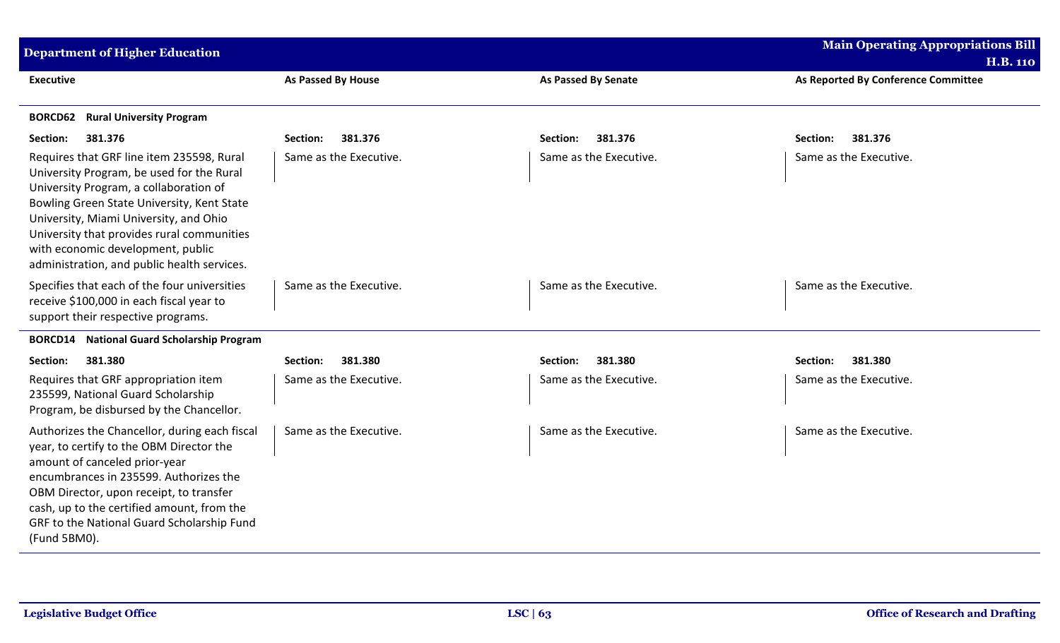| Executive | As Passed By House | As Passed By Senate | As Reported By Conference Committee |
|---|---|---|---|
| **BORCD62 Rural University Program** | | | |
| **Section: 381.376** | **Section: 381.376** | **Section: 381.376** | **Section: 381.376** |
| Requires that GRF line item 235598, Rural University Program, be used for the Rural University Program, a collaboration of Bowling Green State University, Kent State University, Miami University, and Ohio University that provides rural communities with economic development, public administration, and public health services. | Same as the Executive. | Same as the Executive. | Same as the Executive. |
| Specifies that each of the four universities receive $100,000 in each fiscal year to support their respective programs. | Same as the Executive. | Same as the Executive. | Same as the Executive. |
| **BORCD14 National Guard Scholarship Program** | | | |
| **Section: 381.380** | **Section: 381.380** | **Section: 381.380** | **Section: 381.380** |
| Requires that GRF appropriation item 235599, National Guard Scholarship Program, be disbursed by the Chancellor. | Same as the Executive. | Same as the Executive. | Same as the Executive. |
| Authorizes the Chancellor, during each fiscal year, to certify to the OBM Director the amount of canceled prior-year encumbrances in 235599. Authorizes the OBM Director, upon receipt, to transfer cash, up to the certified amount, from the GRF to the National Guard Scholarship Fund (Fund 5BM0). | Same as the Executive. | Same as the Executive. | Same as the Executive. |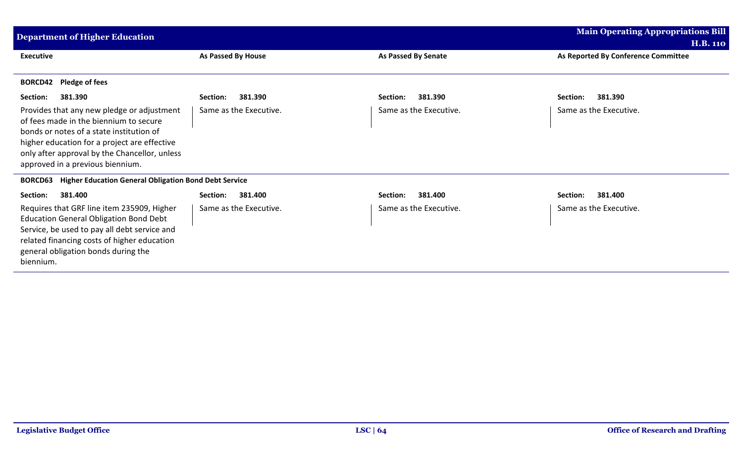| Executive | As Passed By House | As Passed By Senate | As Reported By Conference Committee |
|---|---|---|---|
| **BORCD42 Pledge of fees** | | | |
| **Section: 381.390** | **Section: 381.390** | **Section: 381.390** | **Section: 381.390** |
| Provides that any new pledge or adjustment of fees made in the biennium to secure bonds or notes of a state institution of higher education for a project are effective only after approval by the Chancellor, unless approved in a previous biennium. | Same as the Executive. | Same as the Executive. | Same as the Executive. |
| **BORCD63 Higher Education General Obligation Bond Debt Service** | | | |
| **Section: 381.400** | **Section: 381.400** | **Section: 381.400** | **Section: 381.400** |
| Requires that GRF line item 235909, Higher Education General Obligation Bond Debt Service, be used to pay all debt service and related financing costs of higher education general obligation bonds during the biennium. | Same as the Executive. | Same as the Executive. | Same as the Executive. |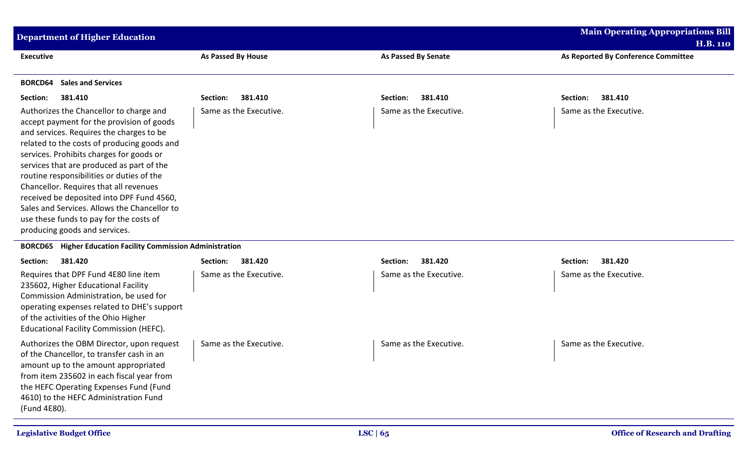| Executive | As Passed By House | As Passed By Senate | As Reported By Conference Committee |
|---|---|---|---|
| **BORCD64 Sales and Services** | | | |
| **Section: 381.410** | **Section: 381.410** | **Section: 381.410** | **Section: 381.410** |
| Authorizes the Chancellor to charge and accept payment for the provision of goods and services. Requires the charges to be related to the costs of producing goods and services. Prohibits charges for goods or services that are produced as part of the routine responsibilities or duties of the Chancellor. Requires that all revenues received be deposited into DPF Fund 4560, Sales and Services. Allows the Chancellor to use these funds to pay for the costs of producing goods and services. | Same as the Executive. | Same as the Executive. | Same as the Executive. |
| **BORCD65 Higher Education Facility Commission Administration** | | | |
| **Section: 381.420** | **Section: 381.420** | **Section: 381.420** | **Section: 381.420** |
| Requires that DPF Fund 4E80 line item 235602, Higher Educational Facility Commission Administration, be used for operating expenses related to DHE's support of the activities of the Ohio Higher Educational Facility Commission (HEFC). | Same as the Executive. | Same as the Executive. | Same as the Executive. |
| Authorizes the OBM Director, upon request of the Chancellor, to transfer cash in an amount up to the amount appropriated from item 235602 in each fiscal year from the HEFC Operating Expenses Fund (Fund 4610) to the HEFC Administration Fund (Fund 4E80). | Same as the Executive. | Same as the Executive. | Same as the Executive. |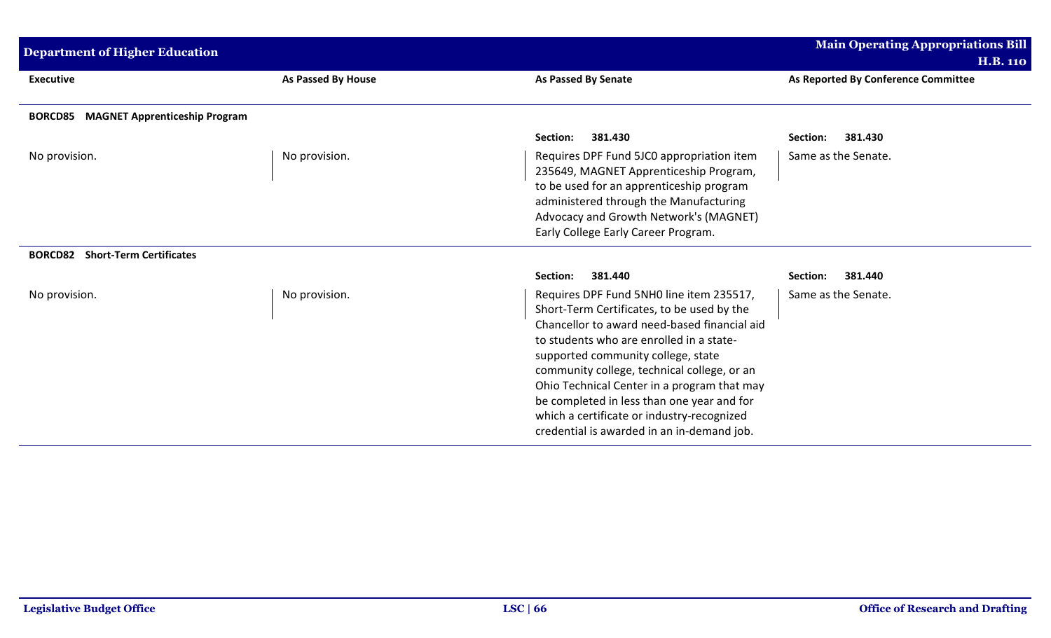| Executive | As Passed By House | As Passed By Senate | As Reported By Conference Committee |
|---|---|---|---|
| **BORCD85 MAGNET Apprenticeship Program** | | | |
| | | **Section: 381.430** | **Section: 381.430** |
| No provision. | No provision. | Requires DPF Fund 5JC0 appropriation item 235649, MAGNET Apprenticeship Program, to be used for an apprenticeship program administered through the Manufacturing Advocacy and Growth Network's (MAGNET) Early College Early Career Program. | Same as the Senate. |
| **BORCD82 Short-Term Certificates** | | | |
| | | **Section: 381.440** | **Section: 381.440** |
| No provision. | No provision. | Requires DPF Fund 5NH0 line item 235517, Short-Term Certificates, to be used by the Chancellor to award need-based financial aid to students who are enrolled in a state-supported community college, state community college, technical college, or an Ohio Technical Center in a program that may be completed in less than one year and for which a certificate or industry-recognized credential is awarded in an in-demand job. | Same as the Senate. |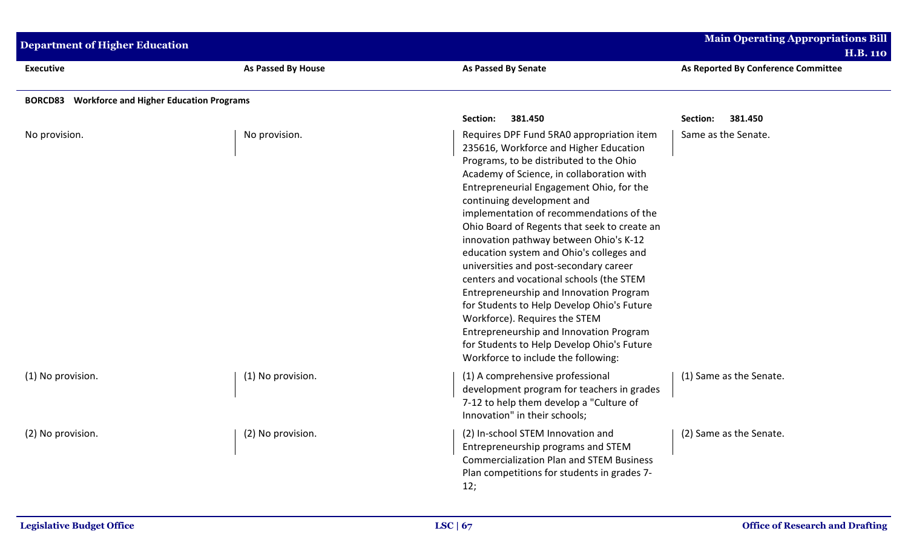| Executive | As Passed By House | As Passed By Senate | As Reported By Conference Committee |
|---|---|---|---|
| **BORCD83 Workforce and Higher Education Programs** | | | |
| | | **Section: 381.450** | **Section: 381.450** |
| No provision. | No provision. | Requires DPF Fund 5RA0 appropriation item 235616, Workforce and Higher Education Programs, to be distributed to the Ohio Academy of Science, in collaboration with Entrepreneurial Engagement Ohio, for the continuing development and implementation of recommendations of the Ohio Board of Regents that seek to create an innovation pathway between Ohio's K-12 education system and Ohio's colleges and universities and post-secondary career centers and vocational schools (the STEM Entrepreneurship and Innovation Program for Students to Help Develop Ohio's Future Workforce). Requires the STEM Entrepreneurship and Innovation Program for Students to Help Develop Ohio's Future Workforce to include the following: | Same as the Senate. |
| (1) No provision. | (1) No provision. | (1) A comprehensive professional development program for teachers in grades 7-12 to help them develop a "Culture of Innovation" in their schools; | (1) Same as the Senate. |
| (2) No provision. | (2) No provision. | (2) In-school STEM Innovation and Entrepreneurship programs and STEM Commercialization Plan and STEM Business Plan competitions for students in grades 7-12; | (2) Same as the Senate. |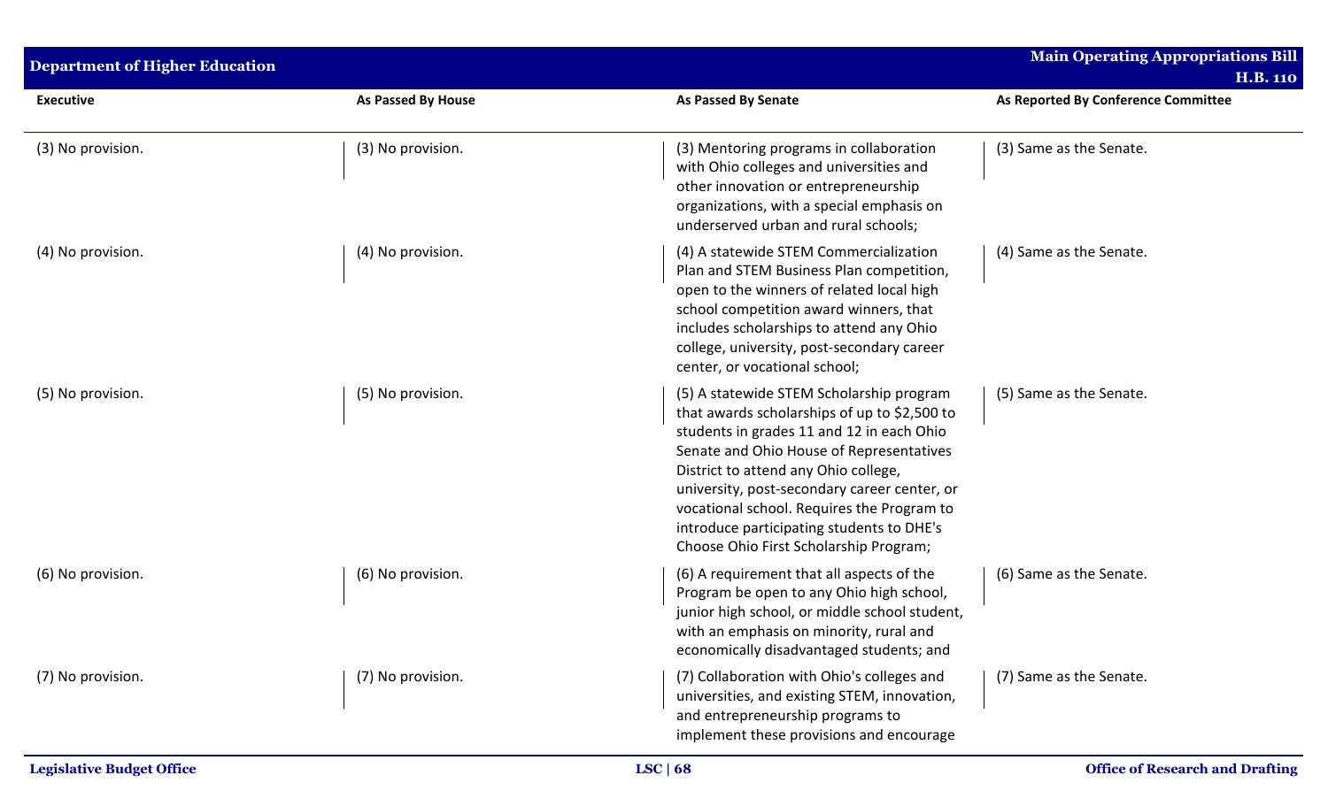| Executive | As Passed By House | As Passed By Senate | As Reported By Conference Committee |
|---|---|---|---|
| (3) No provision. | (3) No provision. | (3) Mentoring programs in collaboration with Ohio colleges and universities and other innovation or entrepreneurship organizations, with a special emphasis on underserved urban and rural schools; | (3) Same as the Senate. |
| (4) No provision. | (4) No provision. | (4) A statewide STEM Commercialization Plan and STEM Business Plan competition, open to the winners of related local high school competition award winners, that includes scholarships to attend any Ohio college, university, post-secondary career center, or vocational school; | (4) Same as the Senate. |
| (5) No provision. | (5) No provision. | (5) A statewide STEM Scholarship program that awards scholarships of up to $2,500 to students in grades 11 and 12 in each Ohio Senate and Ohio House of Representatives District to attend any Ohio college, university, post-secondary career center, or vocational school. Requires the Program to introduce participating students to DHE's Choose Ohio First Scholarship Program; | (5) Same as the Senate. |
| (6) No provision. | (6) No provision. | (6) A requirement that all aspects of the Program be open to any Ohio high school, junior high school, or middle school student, with an emphasis on minority, rural and economically disadvantaged students; and | (6) Same as the Senate. |
| (7) No provision. | (7) No provision. | (7) Collaboration with Ohio's colleges and universities, and existing STEM, innovation, and entrepreneurship programs to implement these provisions and encourage | (7) Same as the Senate. |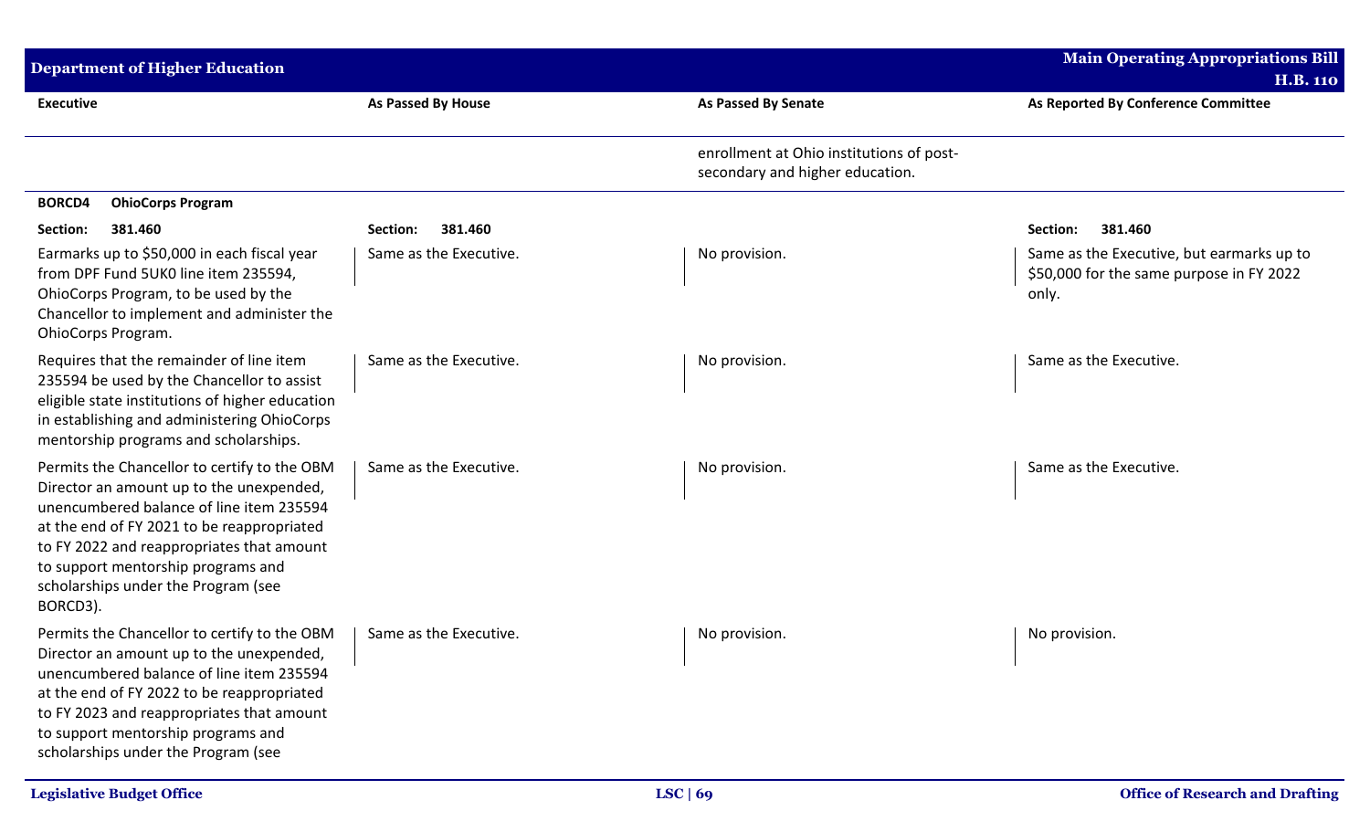| Executive | As Passed By House | As Passed By Senate | As Reported By Conference Committee |
|---|---|---|---|
| | | enrollment at Ohio institutions of post-secondary and higher education. | |
| **BORCD4 OhioCorps Program** | | | |
| **Section: 381.460** | **Section: 381.460** | | **Section: 381.460** |
| Earmarks up to $50,000 in each fiscal year from DPF Fund 5UK0 line item 235594, OhioCorps Program, to be used by the Chancellor to implement and administer the OhioCorps Program. | Same as the Executive. | No provision. | Same as the Executive, but earmarks up to $50,000 for the same purpose in FY 2022 only. |
| Requires that the remainder of line item 235594 be used by the Chancellor to assist eligible state institutions of higher education in establishing and administering OhioCorps mentorship programs and scholarships. | Same as the Executive. | No provision. | Same as the Executive. |
| Permits the Chancellor to certify to the OBM Director an amount up to the unexpended, unencumbered balance of line item 235594 at the end of FY 2021 to be reappropriated to FY 2022 and reappropriates that amount to support mentorship programs and scholarships under the Program (see BORCD3). | Same as the Executive. | No provision. | Same as the Executive. |
| Permits the Chancellor to certify to the OBM Director an amount up to the unexpended, unencumbered balance of line item 235594 at the end of FY 2022 to be reappropriated to FY 2023 and reappropriates that amount to support mentorship programs and scholarships under the Program (see | Same as the Executive. | No provision. | No provision. |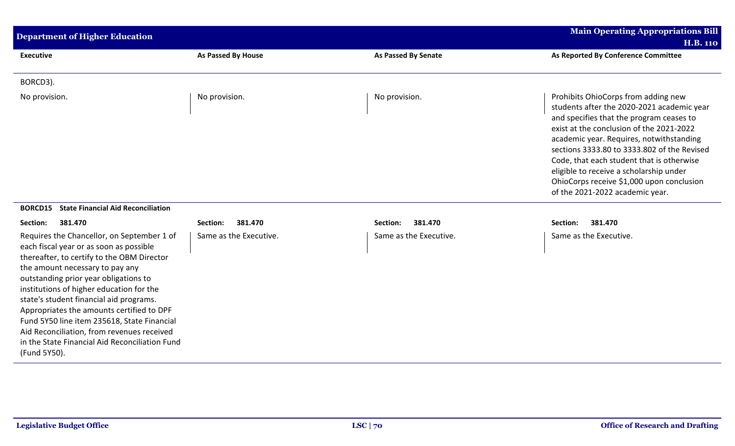| Executive | As Passed By House | As Passed By Senate | As Reported By Conference Committee |
|---|---|---|---|
| BORCD3). | | | |
| No provision. | No provision. | No provision. | Prohibits OhioCorps from adding new students after the 2020-2021 academic year and specifies that the program ceases to exist at the conclusion of the 2021-2022 academic year. Requires, notwithstanding sections 3333.80 to 3333.802 of the Revised Code, that each student that is otherwise eligible to receive a scholarship under OhioCorps receive $1,000 upon conclusion of the 2021-2022 academic year. |
| **BORCD15 State Financial Aid Reconciliation** | | | |
| **Section: 381.470** | **Section: 381.470** | **Section: 381.470** | **Section: 381.470** |
| Requires the Chancellor, on September 1 of each fiscal year or as soon as possible thereafter, to certify to the OBM Director the amount necessary to pay any outstanding prior year obligations to institutions of higher education for the state's student financial aid programs. Appropriates the amounts certified to DPF Fund 5Y50 line item 235618, State Financial Aid Reconciliation, from revenues received in the State Financial Aid Reconciliation Fund (Fund 5Y50). | Same as the Executive. | Same as the Executive. | Same as the Executive. |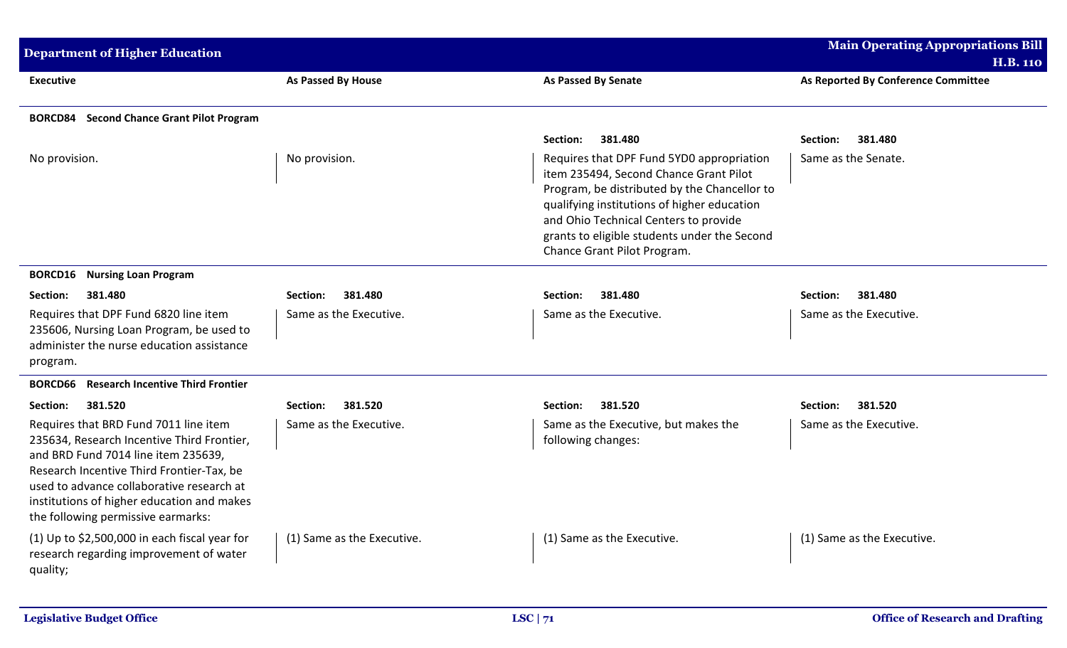| Executive | As Passed By House | As Passed By Senate | As Reported By Conference Committee |
|---|---|---|---|
| **BORCD84 Second Chance Grant Pilot Program** | | | |
| | | **Section: 381.480** | **Section: 381.480** |
| No provision. | No provision. | Requires that DPF Fund 5YD0 appropriation item 235494, Second Chance Grant Pilot Program, be distributed by the Chancellor to qualifying institutions of higher education and Ohio Technical Centers to provide grants to eligible students under the Second Chance Grant Pilot Program. | Same as the Senate. |
| **BORCD16 Nursing Loan Program** | | | |
| **Section: 381.480** | **Section: 381.480** | **Section: 381.480** | **Section: 381.480** |
| Requires that DPF Fund 6820 line item 235606, Nursing Loan Program, be used to administer the nurse education assistance program. | Same as the Executive. | Same as the Executive. | Same as the Executive. |
| **BORCD66 Research Incentive Third Frontier** | | | |
| **Section: 381.520** | **Section: 381.520** | **Section: 381.520** | **Section: 381.520** |
| Requires that BRD Fund 7011 line item 235634, Research Incentive Third Frontier, and BRD Fund 7014 line item 235639, Research Incentive Third Frontier-Tax, be used to advance collaborative research at institutions of higher education and makes the following permissive earmarks: | Same as the Executive. | Same as the Executive, but makes the following changes: | Same as the Executive. |
| (1) Up to $2,500,000 in each fiscal year for research regarding improvement of water quality; | (1) Same as the Executive. | (1) Same as the Executive. | (1) Same as the Executive. |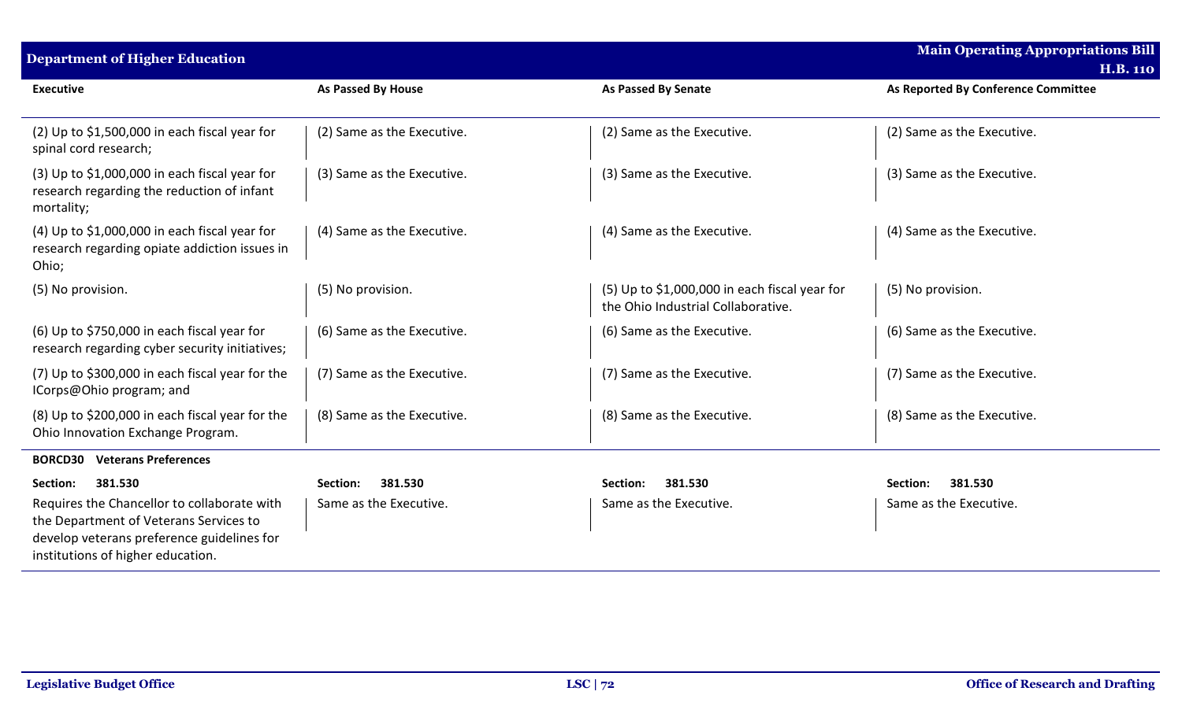| Executive | As Passed By House | As Passed By Senate | As Reported By Conference Committee |
|---|---|---|---|
| (2) Up to $1,500,000 in each fiscal year for spinal cord research; | (2) Same as the Executive. | (2) Same as the Executive. | (2) Same as the Executive. |
| (3) Up to $1,000,000 in each fiscal year for research regarding the reduction of infant mortality; | (3) Same as the Executive. | (3) Same as the Executive. | (3) Same as the Executive. |
| (4) Up to $1,000,000 in each fiscal year for research regarding opiate addiction issues in Ohio; | (4) Same as the Executive. | (4) Same as the Executive. | (4) Same as the Executive. |
| (5) No provision. | (5) No provision. | (5) Up to $1,000,000 in each fiscal year for the Ohio Industrial Collaborative. | (5) No provision. |
| (6) Up to $750,000 in each fiscal year for research regarding cyber security initiatives; | (6) Same as the Executive. | (6) Same as the Executive. | (6) Same as the Executive. |
| (7) Up to $300,000 in each fiscal year for the ICorps@Ohio program; and | (7) Same as the Executive. | (7) Same as the Executive. | (7) Same as the Executive. |
| (8) Up to $200,000 in each fiscal year for the Ohio Innovation Exchange Program. | (8) Same as the Executive. | (8) Same as the Executive. | (8) Same as the Executive. |
| **BORCD30 Veterans Preferences** | | | |
| **Section: 381.530** | **Section: 381.530** | **Section: 381.530** | **Section: 381.530** |
| Requires the Chancellor to collaborate with the Department of Veterans Services to develop veterans preference guidelines for institutions of higher education. | Same as the Executive. | Same as the Executive. | Same as the Executive. |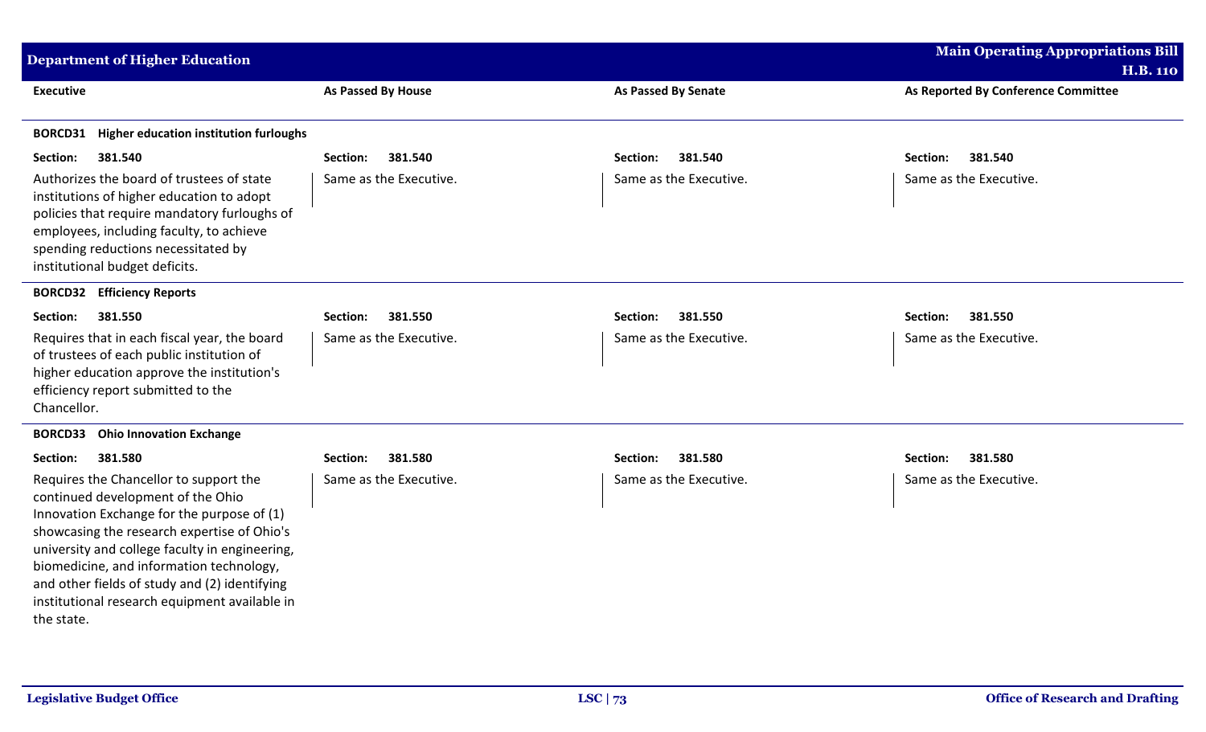## Department of Higher Education

| Executive | As Passed By House | As Passed By Senate | As Reported By Conference Committee |
|---|---|---|---|
| **BORCD31 Higher education institution furloughs** | | | |
| **Section: 381.540** | **Section: 381.540** | **Section: 381.540** | **Section: 381.540** |
| Authorizes the board of trustees of state institutions of higher education to adopt policies that require mandatory furloughs of employees, including faculty, to achieve spending reductions necessitated by institutional budget deficits. | Same as the Executive. | Same as the Executive. | Same as the Executive. |
| **BORCD32 Efficiency Reports** | | | |
| **Section: 381.550** | **Section: 381.550** | **Section: 381.550** | **Section: 381.550** |
| Requires that in each fiscal year, the board of trustees of each public institution of higher education approve the institution's efficiency report submitted to the Chancellor. | Same as the Executive. | Same as the Executive. | Same as the Executive. |
| **BORCD33 Ohio Innovation Exchange** | | | |
| **Section: 381.580** | **Section: 381.580** | **Section: 381.580** | **Section: 381.580** |
| Requires the Chancellor to support the continued development of the Ohio Innovation Exchange for the purpose of (1) showcasing the research expertise of Ohio's university and college faculty in engineering, biomedicine, and information technology, and other fields of study and (2) identifying institutional research equipment available in the state. | Same as the Executive. | Same as the Executive. | Same as the Executive. |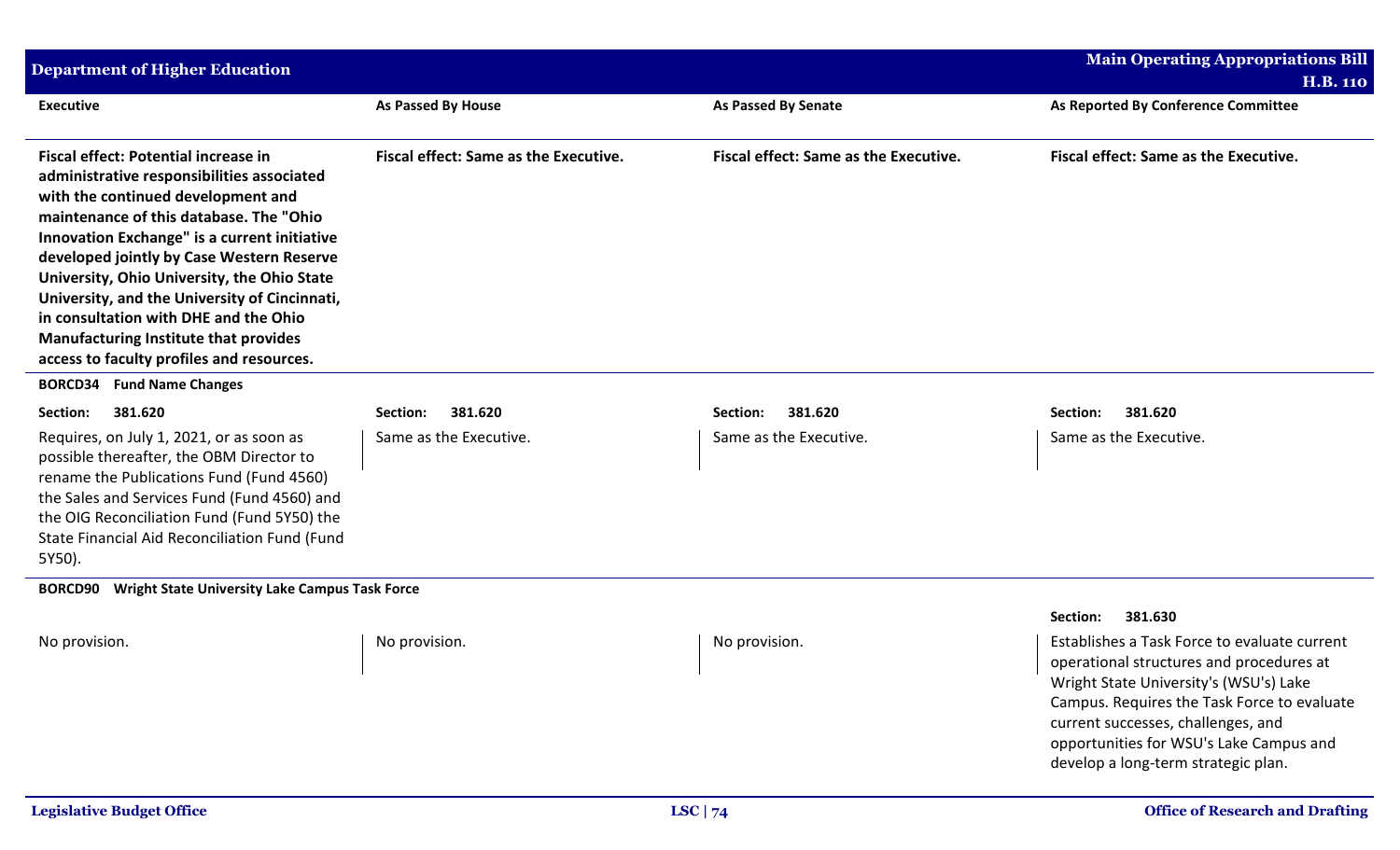| Executive | As Passed By House | As Passed By Senate | As Reported By Conference Committee |
|---|---|---|---|
| **Fiscal effect: Potential increase in administrative responsibilities associated with the continued development and maintenance of this database. The "Ohio Innovation Exchange" is a current initiative developed jointly by Case Western Reserve University, Ohio University, the Ohio State University, and the University of Cincinnati, in consultation with DHE and the Ohio Manufacturing Institute that provides access to faculty profiles and resources.** | **Fiscal effect: Same as the Executive.** | **Fiscal effect: Same as the Executive.** | **Fiscal effect: Same as the Executive.** |
| **BORCD34 Fund Name Changes** | | | |
| **Section: 381.620** | **Section: 381.620** | **Section: 381.620** | **Section: 381.620** |
| Requires, on July 1, 2021, or as soon as possible thereafter, the OBM Director to rename the Publications Fund (Fund 4560) the Sales and Services Fund (Fund 4560) and the OIG Reconciliation Fund (Fund 5Y50) the State Financial Aid Reconciliation Fund (Fund 5Y50). | Same as the Executive. | Same as the Executive. | Same as the Executive. |
| **BORCD90 Wright State University Lake Campus Task Force** | | | |
| | | | **Section: 381.630** |
| No provision. | No provision. | No provision. | Establishes a Task Force to evaluate current operational structures and procedures at Wright State University's (WSU's) Lake Campus. Requires the Task Force to evaluate current successes, challenges, and opportunities for WSU's Lake Campus and develop a long-term strategic plan. |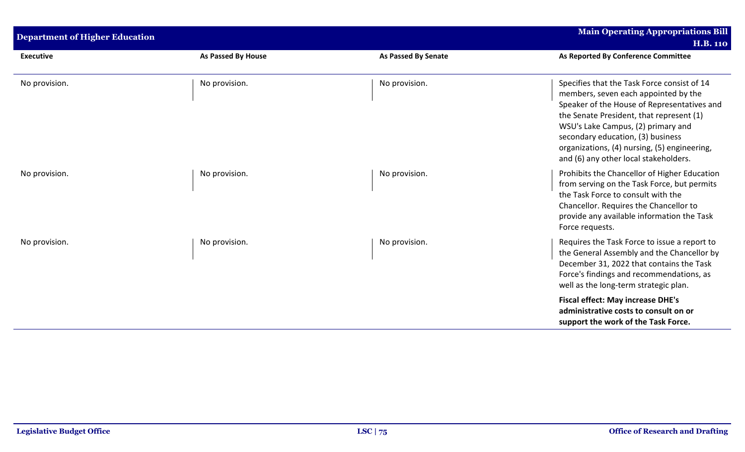| Executive | As Passed By House | As Passed By Senate | As Reported By Conference Committee |
| --- | --- | --- | --- |
| No provision. | No provision. | No provision. | Specifies that the Task Force consist of 14 members, seven each appointed by the Speaker of the House of Representatives and the Senate President, that represent (1) WSU's Lake Campus, (2) primary and secondary education, (3) business organizations, (4) nursing, (5) engineering, and (6) any other local stakeholders. |
| No provision. | No provision. | No provision. | Prohibits the Chancellor of Higher Education from serving on the Task Force, but permits the Task Force to consult with the Chancellor. Requires the Chancellor to provide any available information the Task Force requests. |
| No provision. | No provision. | No provision. | Requires the Task Force to issue a report to the General Assembly and the Chancellor by December 31, 2022 that contains the Task Force's findings and recommendations, as well as the long-term strategic plan. |
| | | | **Fiscal effect: May increase DHE's administrative costs to consult on or support the work of the Task Force.** |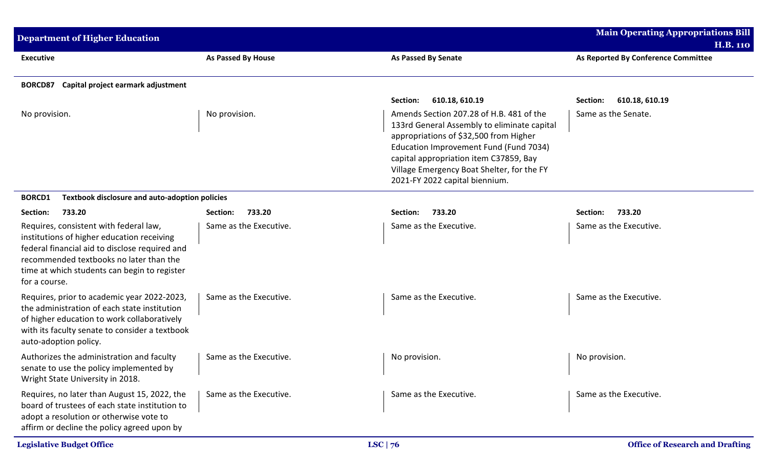| Executive | As Passed By House | As Passed By Senate | As Reported By Conference Committee |
|---|---|---|---|
| **BORCD87 Capital project earmark adjustment** | | | |
| | | **Section: 610.18, 610.19** | **Section: 610.18, 610.19** |
| No provision. | No provision. | Amends Section 207.28 of H.B. 481 of the 133rd General Assembly to eliminate capital appropriations of $32,500 from Higher Education Improvement Fund (Fund 7034) capital appropriation item C37859, Bay Village Emergency Boat Shelter, for the FY 2021-FY 2022 capital biennium. | Same as the Senate. |
| **BORCD1 Textbook disclosure and auto-adoption policies** | | | |
| **Section: 733.20** | **Section: 733.20** | **Section: 733.20** | **Section: 733.20** |
| Requires, consistent with federal law, institutions of higher education receiving federal financial aid to disclose required and recommended textbooks no later than the time at which students can begin to register for a course. | Same as the Executive. | Same as the Executive. | Same as the Executive. |
| Requires, prior to academic year 2022-2023, the administration of each state institution of higher education to work collaboratively with its faculty senate to consider a textbook auto-adoption policy. | Same as the Executive. | Same as the Executive. | Same as the Executive. |
| Authorizes the administration and faculty senate to use the policy implemented by Wright State University in 2018. | Same as the Executive. | No provision. | No provision. |
| Requires, no later than August 15, 2022, the board of trustees of each state institution to adopt a resolution or otherwise vote to affirm or decline the policy agreed upon by | Same as the Executive. | Same as the Executive. | Same as the Executive. |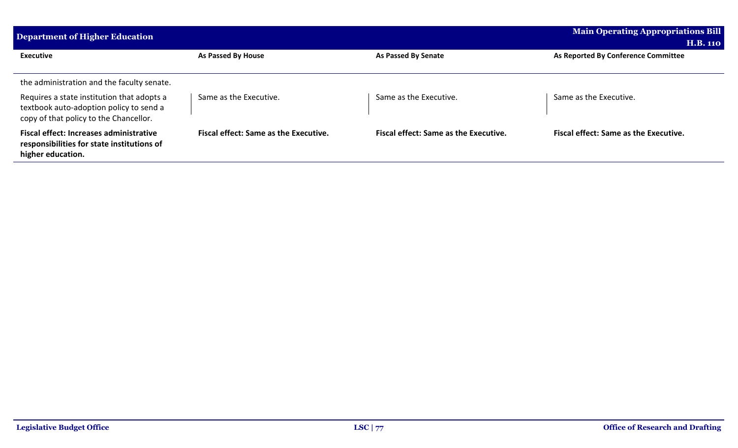| Executive | As Passed By House | As Passed By Senate | As Reported By Conference Committee |
|---|---|---|---|
| the administration and the faculty senate. | | | |
| Requires a state institution that adopts a textbook auto-adoption policy to send a copy of that policy to the Chancellor. | Same as the Executive. | Same as the Executive. | Same as the Executive. |
| **Fiscal effect: Increases administrative responsibilities for state institutions of higher education.** | **Fiscal effect: Same as the Executive.** | **Fiscal effect: Same as the Executive.** | **Fiscal effect: Same as the Executive.** |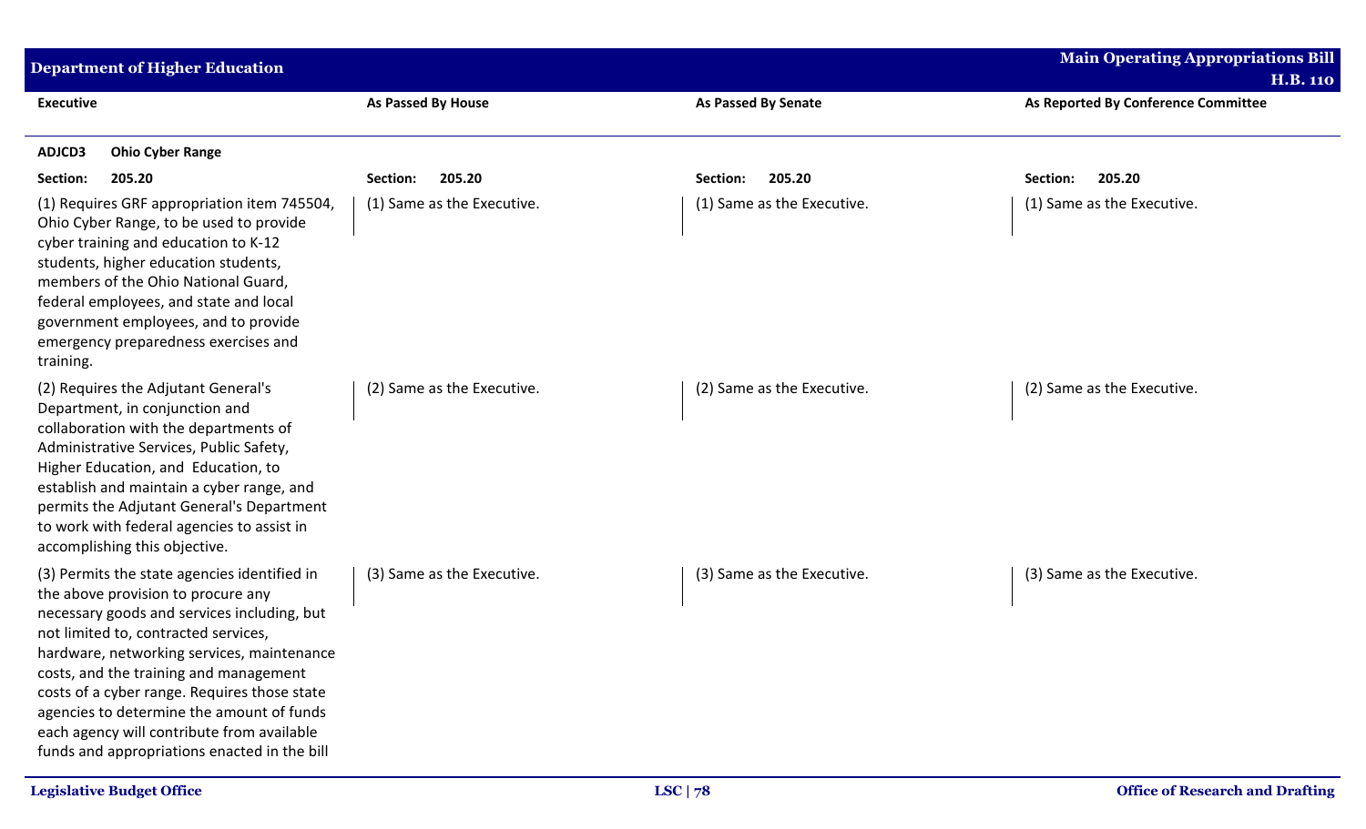| Executive | As Passed By House | As Passed By Senate | As Reported By Conference Committee |
|---|---|---|---|
| **ADJCD3 Ohio Cyber Range** | | | |
| **Section: 205.20** | **Section: 205.20** | **Section: 205.20** | **Section: 205.20** |
| (1) Requires GRF appropriation item 745504, Ohio Cyber Range, to be used to provide cyber training and education to K-12 students, higher education students, members of the Ohio National Guard, federal employees, and state and local government employees, and to provide emergency preparedness exercises and training. | (1) Same as the Executive. | (1) Same as the Executive. | (1) Same as the Executive. |
| (2) Requires the Adjutant General's Department, in conjunction and collaboration with the departments of Administrative Services, Public Safety, Higher Education, and Education, to establish and maintain a cyber range, and permits the Adjutant General's Department to work with federal agencies to assist in accomplishing this objective. | (2) Same as the Executive. | (2) Same as the Executive. | (2) Same as the Executive. |
| (3) Permits the state agencies identified in the above provision to procure any necessary goods and services including, but not limited to, contracted services, hardware, networking services, maintenance costs, and the training and management costs of a cyber range. Requires those state agencies to determine the amount of funds each agency will contribute from available funds and appropriations enacted in the bill | (3) Same as the Executive. | (3) Same as the Executive. | (3) Same as the Executive. |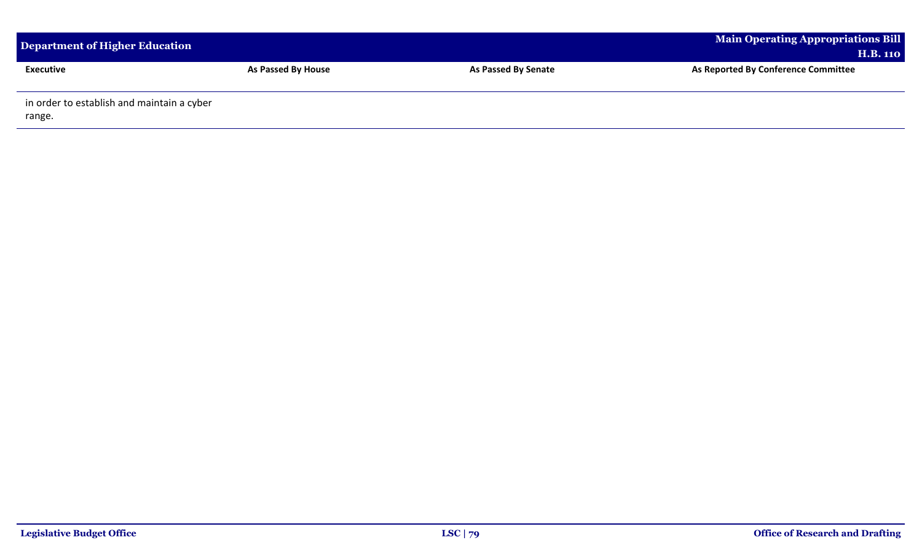| Executive | As Passed By House | As Passed By Senate | As Reported By Conference Committee |
| --- | --- | --- | --- |
| in order to establish and maintain a cyber range. | | | |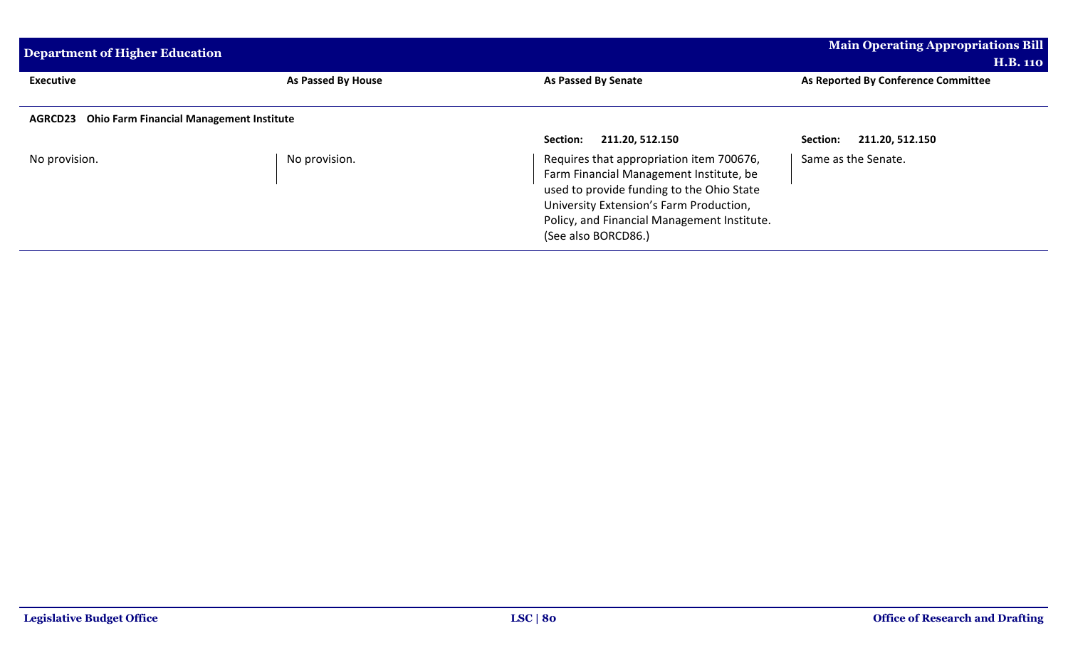| Executive | As Passed By House | As Passed By Senate | As Reported By Conference Committee |
|---|---|---|---|
| **AGRCD23 Ohio Farm Financial Management Institute** | | | |
| | | **Section: 211.20, 512.150** | **Section: 211.20, 512.150** |
| No provision. | No provision. | Requires that appropriation item 700676, Farm Financial Management Institute, be used to provide funding to the Ohio State University Extension's Farm Production, Policy, and Financial Management Institute. (See also BORCD86.) | Same as the Senate. |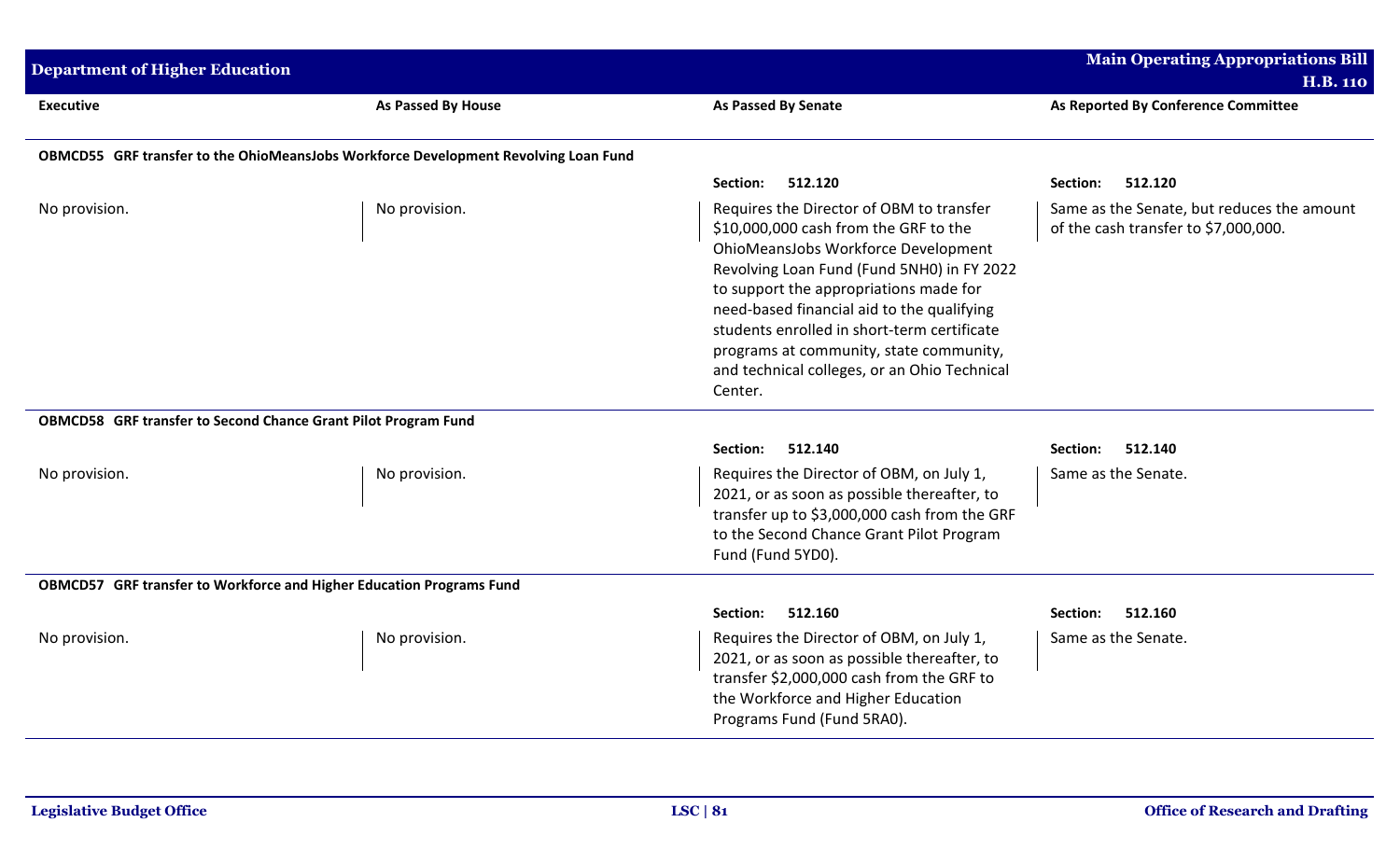| Executive | As Passed By House | As Passed By Senate | As Reported By Conference Committee |
|---|---|---|---|
| **OBMCD55 GRF transfer to the OhioMeansJobs Workforce Development Revolving Loan Fund** | | | |
| | | **Section: 512.120** | **Section: 512.120** |
| No provision. | No provision. | Requires the Director of OBM to transfer $10,000,000 cash from the GRF to the OhioMeansJobs Workforce Development Revolving Loan Fund (Fund 5NH0) in FY 2022 to support the appropriations made for need-based financial aid to the qualifying students enrolled in short-term certificate programs at community, state community, and technical colleges, or an Ohio Technical Center. | Same as the Senate, but reduces the amount of the cash transfer to $7,000,000. |
| **OBMCD58 GRF transfer to Second Chance Grant Pilot Program Fund** | | | |
| | | **Section: 512.140** | **Section: 512.140** |
| No provision. | No provision. | Requires the Director of OBM, on July 1, 2021, or as soon as possible thereafter, to transfer up to $3,000,000 cash from the GRF to the Second Chance Grant Pilot Program Fund (Fund 5YD0). | Same as the Senate. |
| **OBMCD57 GRF transfer to Workforce and Higher Education Programs Fund** | | | |
| | | **Section: 512.160** | **Section: 512.160** |
| No provision. | No provision. | Requires the Director of OBM, on July 1, 2021, or as soon as possible thereafter, to transfer $2,000,000 cash from the GRF to the Workforce and Higher Education Programs Fund (Fund 5RA0). | Same as the Senate. |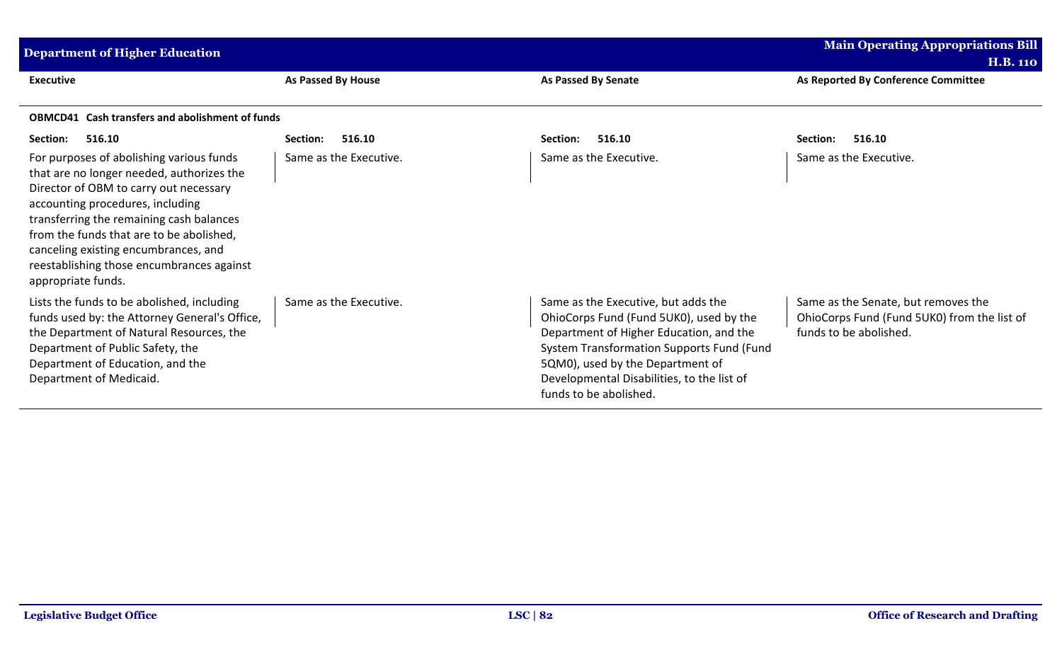| Executive | As Passed By House | As Passed By Senate | As Reported By Conference Committee |
|---|---|---|---|
| **OBMCD41 Cash transfers and abolishment of funds** | | | |
| **Section: 516.10** | **Section: 516.10** | **Section: 516.10** | **Section: 516.10** |
| For purposes of abolishing various funds that are no longer needed, authorizes the Director of OBM to carry out necessary accounting procedures, including transferring the remaining cash balances from the funds that are to be abolished, canceling existing encumbrances, and reestablishing those encumbrances against appropriate funds. | Same as the Executive. | Same as the Executive. | Same as the Executive. |
| Lists the funds to be abolished, including funds used by: the Attorney General's Office, the Department of Natural Resources, the Department of Public Safety, the Department of Education, and the Department of Medicaid. | Same as the Executive. | Same as the Executive, but adds the OhioCorps Fund (Fund 5UK0), used by the Department of Higher Education, and the System Transformation Supports Fund (Fund 5QM0), used by the Department of Developmental Disabilities, to the list of funds to be abolished. | Same as the Senate, but removes the OhioCorps Fund (Fund 5UK0) from the list of funds to be abolished. |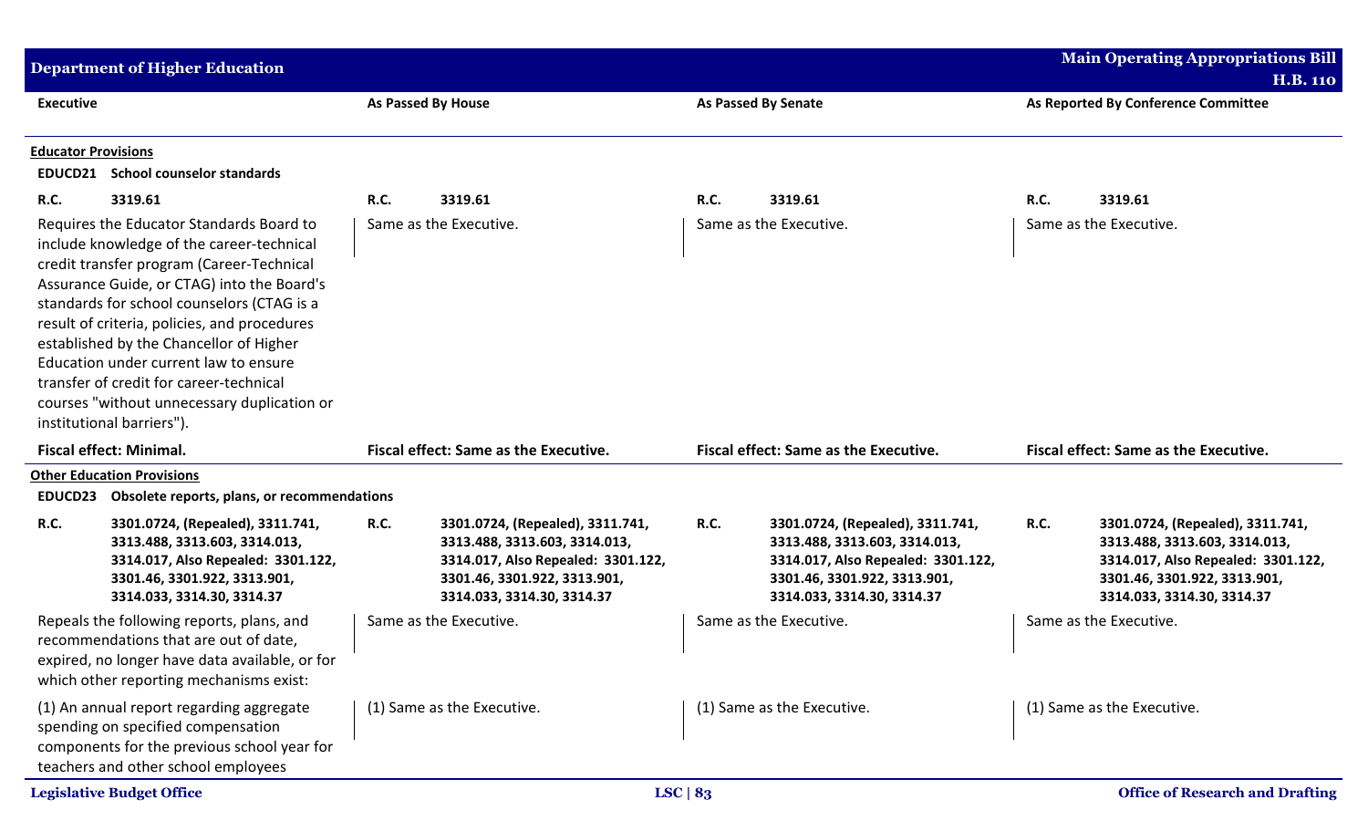| Executive | As Passed By House | As Passed By Senate | As Reported By Conference Committee |
|---|---|---|---|
| **Educator Provisions** | | | |
| **EDUCD21 School counselor standards** | | | |
| **R.C.** 3319.61 | **R.C.** 3319.61 | **R.C.** 3319.61 | **R.C.** 3319.61 |
| Requires the Educator Standards Board to include knowledge of the career-technical credit transfer program (Career-Technical Assurance Guide, or CTAG) into the Board's standards for school counselors (CTAG is a result of criteria, policies, and procedures established by the Chancellor of Higher Education under current law to ensure transfer of credit for career-technical courses "without unnecessary duplication or institutional barriers"). | Same as the Executive. | Same as the Executive. | Same as the Executive. |
| **Fiscal effect: Minimal.** | **Fiscal effect: Same as the Executive.** | **Fiscal effect: Same as the Executive.** | **Fiscal effect: Same as the Executive.** |
| **Other Education Provisions** | | | |
| **EDUCD23 Obsolete reports, plans, or recommendations** | | | |
| **R.C.** 3301.0724, (Repealed), 3311.741, 3313.488, 3313.603, 3314.013, 3314.017, Also Repealed: 3301.122, 3301.46, 3301.922, 3313.901, 3314.033, 3314.30, 3314.37 | **R.C.** 3301.0724, (Repealed), 3311.741, 3313.488, 3313.603, 3314.013, 3314.017, Also Repealed: 3301.122, 3301.46, 3301.922, 3313.901, 3314.033, 3314.30, 3314.37 | **R.C.** 3301.0724, (Repealed), 3311.741, 3313.488, 3313.603, 3314.013, 3314.017, Also Repealed: 3301.122, 3301.46, 3301.922, 3313.901, 3314.033, 3314.30, 3314.37 | **R.C.** 3301.0724, (Repealed), 3311.741, 3313.488, 3313.603, 3314.013, 3314.017, Also Repealed: 3301.122, 3301.46, 3301.922, 3313.901, 3314.033, 3314.30, 3314.37 |
| Repeals the following reports, plans, and recommendations that are out of date, expired, no longer have data available, or for which other reporting mechanisms exist: | Same as the Executive. | Same as the Executive. | Same as the Executive. |
| (1) An annual report regarding aggregate spending on specified compensation components for the previous school year for teachers and other school employees | (1) Same as the Executive. | (1) Same as the Executive. | (1) Same as the Executive. |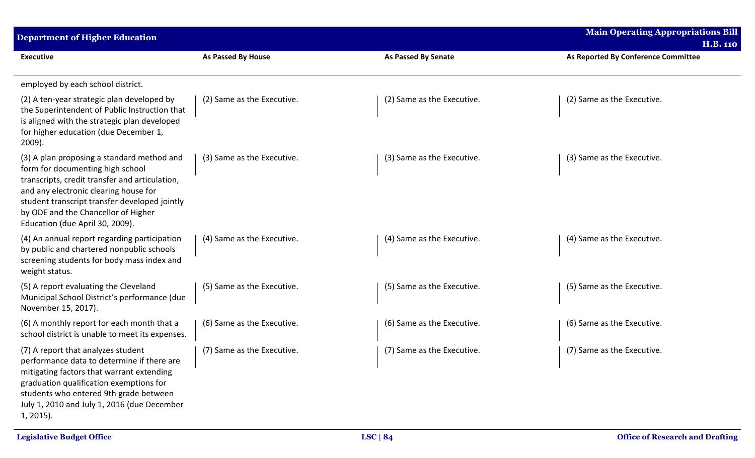| Executive | As Passed By House | As Passed By Senate | As Reported By Conference Committee |
|---|---|---|---|
| employed by each school district. | | | |
| (2) A ten-year strategic plan developed by the Superintendent of Public Instruction that is aligned with the strategic plan developed for higher education (due December 1, 2009). | (2) Same as the Executive. | (2) Same as the Executive. | (2) Same as the Executive. |
| (3) A plan proposing a standard method and form for documenting high school transcripts, credit transfer and articulation, and any electronic clearing house for student transcript transfer developed jointly by ODE and the Chancellor of Higher Education (due April 30, 2009). | (3) Same as the Executive. | (3) Same as the Executive. | (3) Same as the Executive. |
| (4) An annual report regarding participation by public and chartered nonpublic schools screening students for body mass index and weight status. | (4) Same as the Executive. | (4) Same as the Executive. | (4) Same as the Executive. |
| (5) A report evaluating the Cleveland Municipal School District's performance (due November 15, 2017). | (5) Same as the Executive. | (5) Same as the Executive. | (5) Same as the Executive. |
| (6) A monthly report for each month that a school district is unable to meet its expenses. | (6) Same as the Executive. | (6) Same as the Executive. | (6) Same as the Executive. |
| (7) A report that analyzes student performance data to determine if there are mitigating factors that warrant extending graduation qualification exemptions for students who entered 9th grade between July 1, 2010 and July 1, 2016 (due December 1, 2015). | (7) Same as the Executive. | (7) Same as the Executive. | (7) Same as the Executive. |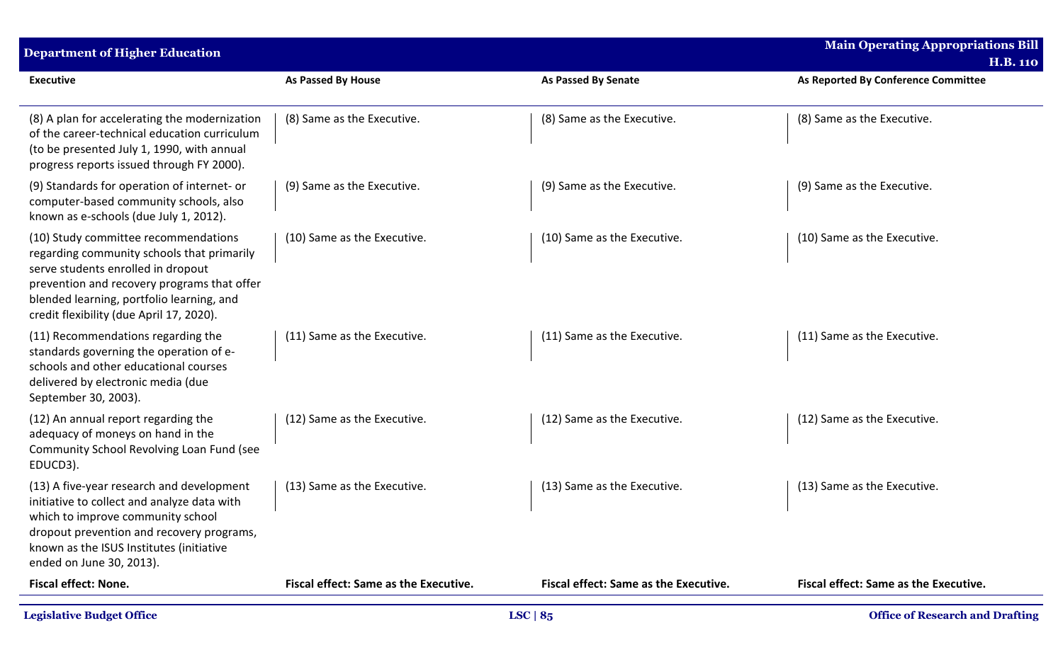| Executive | As Passed By House | As Passed By Senate | As Reported By Conference Committee |
|---|---|---|---|
| (8) A plan for accelerating the modernization of the career-technical education curriculum (to be presented July 1, 1990, with annual progress reports issued through FY 2000). | (8) Same as the Executive. | (8) Same as the Executive. | (8) Same as the Executive. |
| (9) Standards for operation of internet- or computer-based community schools, also known as e-schools (due July 1, 2012). | (9) Same as the Executive. | (9) Same as the Executive. | (9) Same as the Executive. |
| (10) Study committee recommendations regarding community schools that primarily serve students enrolled in dropout prevention and recovery programs that offer blended learning, portfolio learning, and credit flexibility (due April 17, 2020). | (10) Same as the Executive. | (10) Same as the Executive. | (10) Same as the Executive. |
| (11) Recommendations regarding the standards governing the operation of e-schools and other educational courses delivered by electronic media (due September 30, 2003). | (11) Same as the Executive. | (11) Same as the Executive. | (11) Same as the Executive. |
| (12) An annual report regarding the adequacy of moneys on hand in the Community School Revolving Loan Fund (see EDUCD3). | (12) Same as the Executive. | (12) Same as the Executive. | (12) Same as the Executive. |
| (13) A five-year research and development initiative to collect and analyze data with which to improve community school dropout prevention and recovery programs, known as the ISUS Institutes (initiative ended on June 30, 2013). | (13) Same as the Executive. | (13) Same as the Executive. | (13) Same as the Executive. |
| **Fiscal effect: None.** | **Fiscal effect: Same as the Executive.** | **Fiscal effect: Same as the Executive.** | **Fiscal effect: Same as the Executive.** |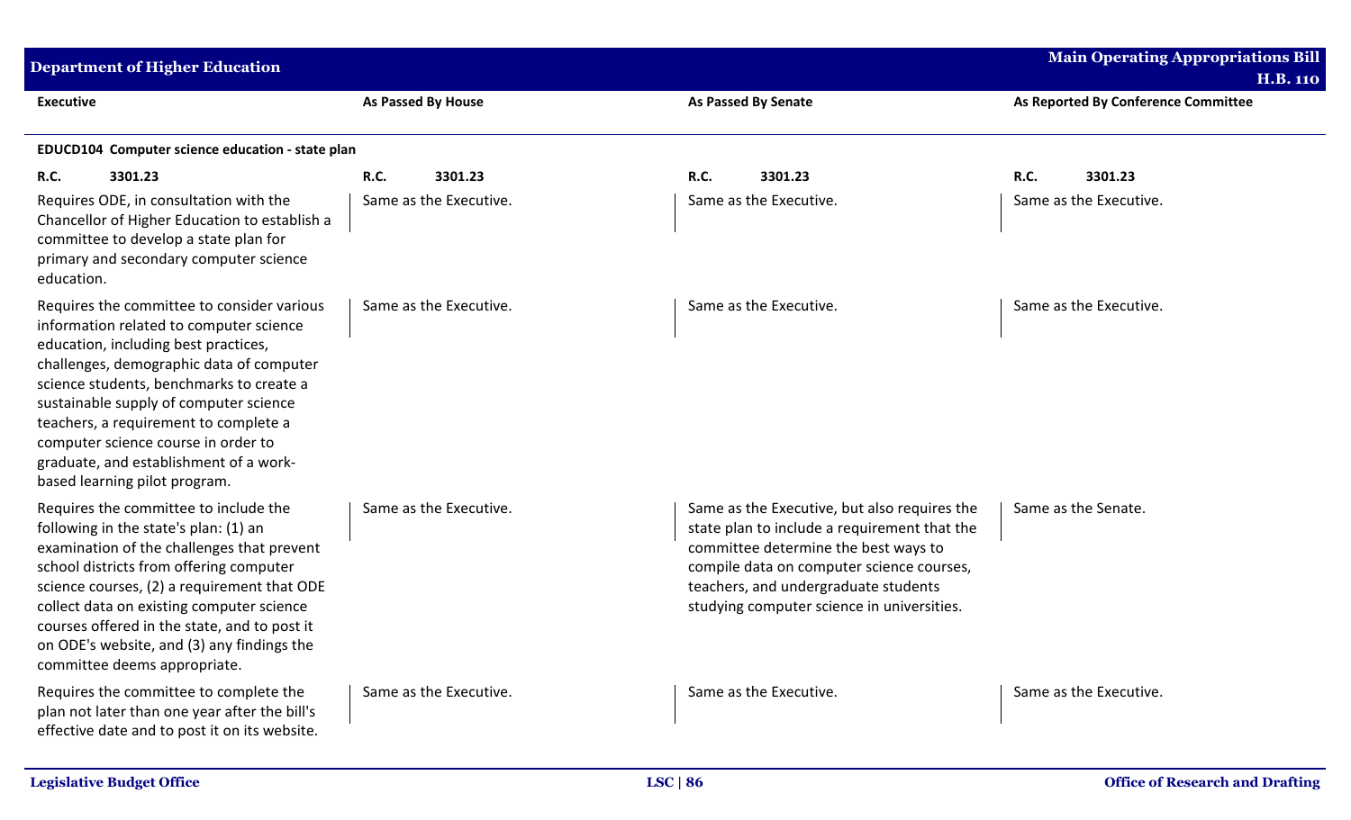| Executive | As Passed By House | As Passed By Senate | As Reported By Conference Committee |
|---|---|---|---|
| **EDUCD104 Computer science education - state plan** | | | |
| **R.C. 3301.23** | **R.C. 3301.23** | **R.C. 3301.23** | **R.C. 3301.23** |
| Requires ODE, in consultation with the Chancellor of Higher Education to establish a committee to develop a state plan for primary and secondary computer science education. | Same as the Executive. | Same as the Executive. | Same as the Executive. |
| Requires the committee to consider various information related to computer science education, including best practices, challenges, demographic data of computer science students, benchmarks to create a sustainable supply of computer science teachers, a requirement to complete a computer science course in order to graduate, and establishment of a work-based learning pilot program. | Same as the Executive. | Same as the Executive. | Same as the Executive. |
| Requires the committee to include the following in the state's plan: (1) an examination of the challenges that prevent school districts from offering computer science courses, (2) a requirement that ODE collect data on existing computer science courses offered in the state, and to post it on ODE's website, and (3) any findings the committee deems appropriate. | Same as the Executive. | Same as the Executive, but also requires the state plan to include a requirement that the committee determine the best ways to compile data on computer science courses, teachers, and undergraduate students studying computer science in universities. | Same as the Senate. |
| Requires the committee to complete the plan not later than one year after the bill's effective date and to post it on its website. | Same as the Executive. | Same as the Executive. | Same as the Executive. |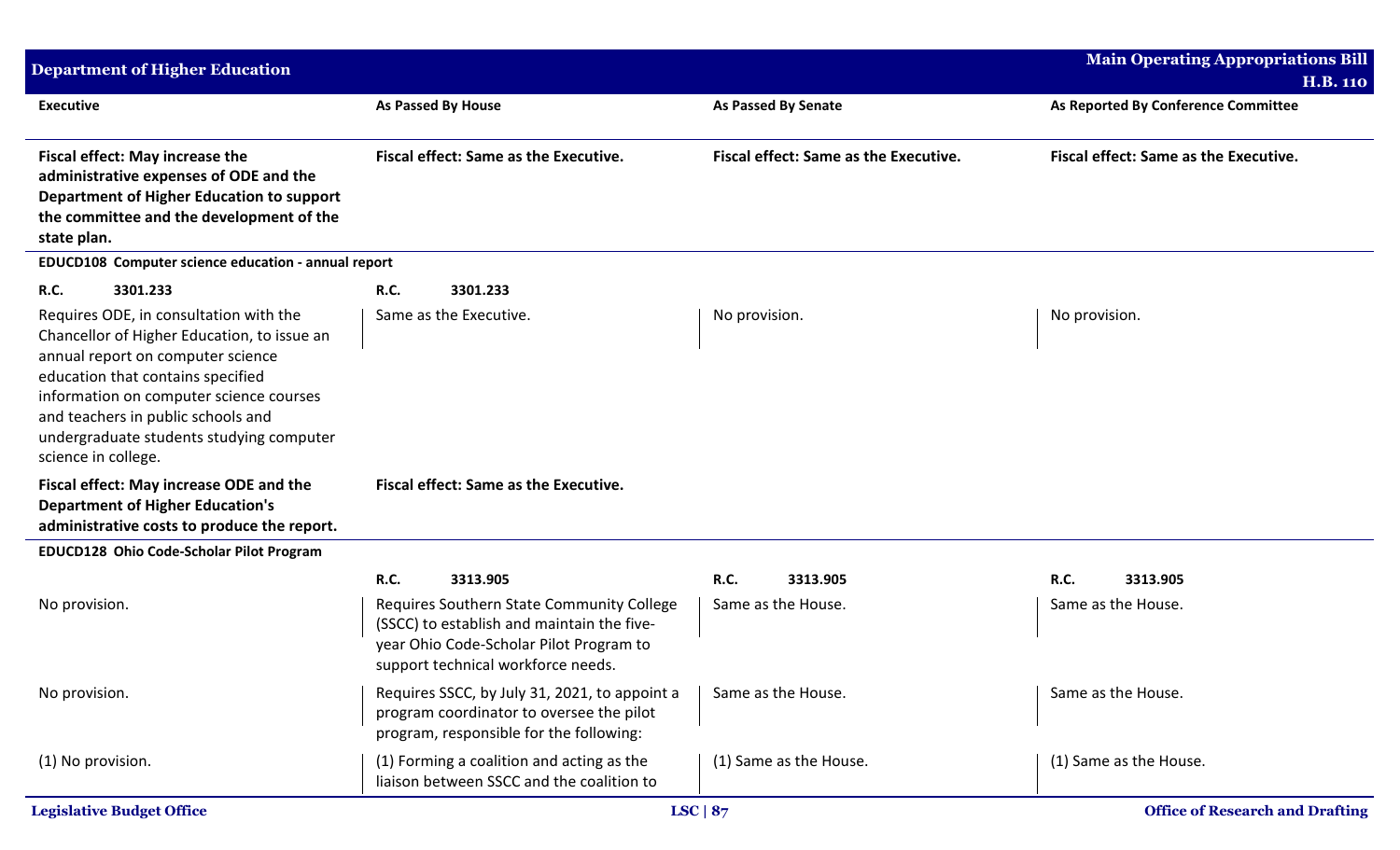| Executive | As Passed By House | As Passed By Senate | As Reported By Conference Committee |
|---|---|---|---|
| **Fiscal effect: May increase the administrative expenses of ODE and the Department of Higher Education to support the committee and the development of the state plan.** | **Fiscal effect: Same as the Executive.** | **Fiscal effect: Same as the Executive.** | **Fiscal effect: Same as the Executive.** |
| **EDUCD108 Computer science education - annual report** | | | |
| **R.C. 3301.233** | **R.C. 3301.233** | | |
| Requires ODE, in consultation with the Chancellor of Higher Education, to issue an annual report on computer science education that contains specified information on computer science courses and teachers in public schools and undergraduate students studying computer science in college. | Same as the Executive. | No provision. | No provision. |
| **Fiscal effect: May increase ODE and the Department of Higher Education's administrative costs to produce the report.** | **Fiscal effect: Same as the Executive.** | | |
| **EDUCD128 Ohio Code-Scholar Pilot Program** | | | |
| | **R.C. 3313.905** | **R.C. 3313.905** | **R.C. 3313.905** |
| No provision. | Requires Southern State Community College (SSCC) to establish and maintain the five-year Ohio Code-Scholar Pilot Program to support technical workforce needs. | Same as the House. | Same as the House. |
| No provision. | Requires SSCC, by July 31, 2021, to appoint a program coordinator to oversee the pilot program, responsible for the following: | Same as the House. | Same as the House. |
| (1) No provision. | (1) Forming a coalition and acting as the liaison between SSCC and the coalition to | (1) Same as the House. | (1) Same as the House. |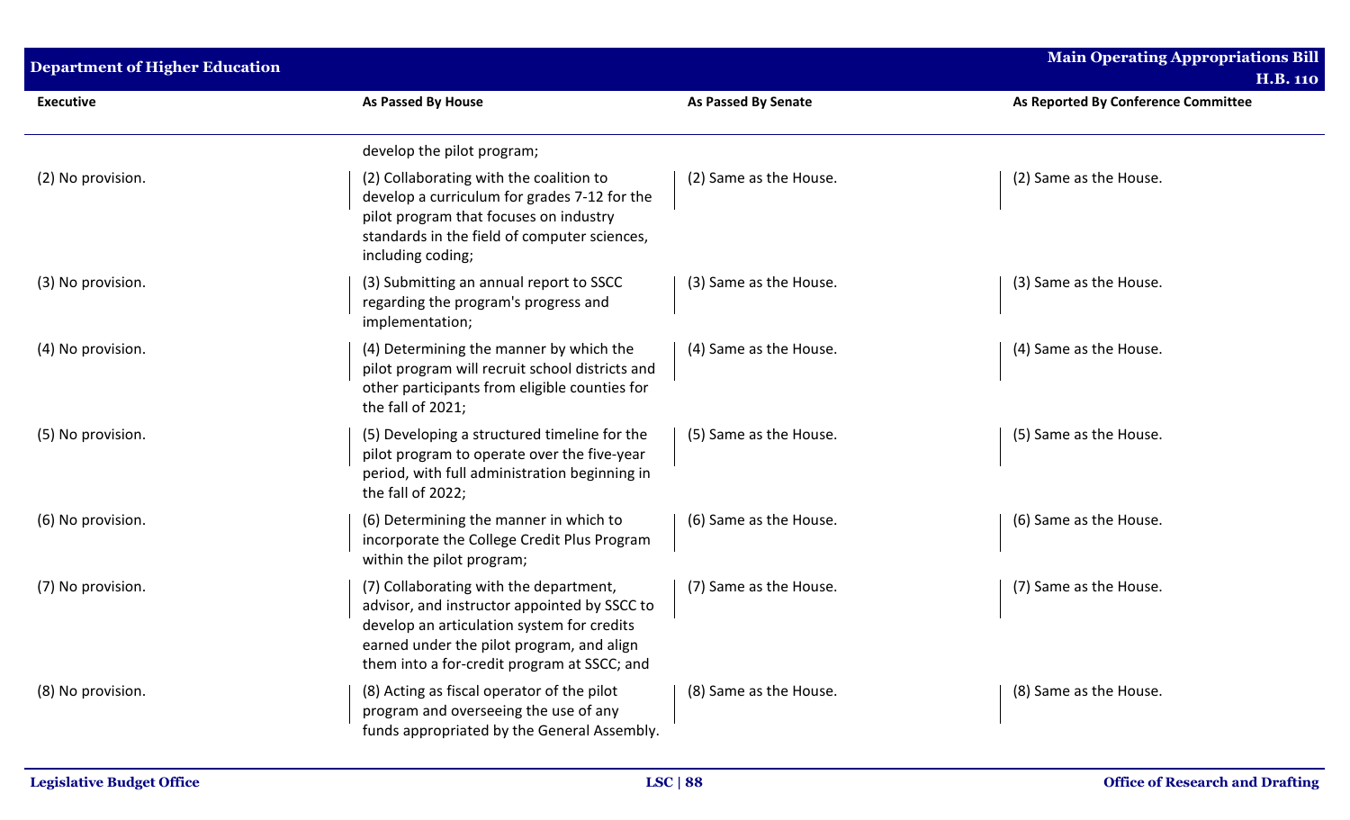| Executive | As Passed By House | As Passed By Senate | As Reported By Conference Committee |
|---|---|---|---|
| | develop the pilot program; | | |
| (2) No provision. | (2) Collaborating with the coalition to develop a curriculum for grades 7-12 for the pilot program that focuses on industry standards in the field of computer sciences, including coding; | (2) Same as the House. | (2) Same as the House. |
| (3) No provision. | (3) Submitting an annual report to SSCC regarding the program's progress and implementation; | (3) Same as the House. | (3) Same as the House. |
| (4) No provision. | (4) Determining the manner by which the pilot program will recruit school districts and other participants from eligible counties for the fall of 2021; | (4) Same as the House. | (4) Same as the House. |
| (5) No provision. | (5) Developing a structured timeline for the pilot program to operate over the five-year period, with full administration beginning in the fall of 2022; | (5) Same as the House. | (5) Same as the House. |
| (6) No provision. | (6) Determining the manner in which to incorporate the College Credit Plus Program within the pilot program; | (6) Same as the House. | (6) Same as the House. |
| (7) No provision. | (7) Collaborating with the department, advisor, and instructor appointed by SSCC to develop an articulation system for credits earned under the pilot program, and align them into a for-credit program at SSCC; and | (7) Same as the House. | (7) Same as the House. |
| (8) No provision. | (8) Acting as fiscal operator of the pilot program and overseeing the use of any funds appropriated by the General Assembly. | (8) Same as the House. | (8) Same as the House. |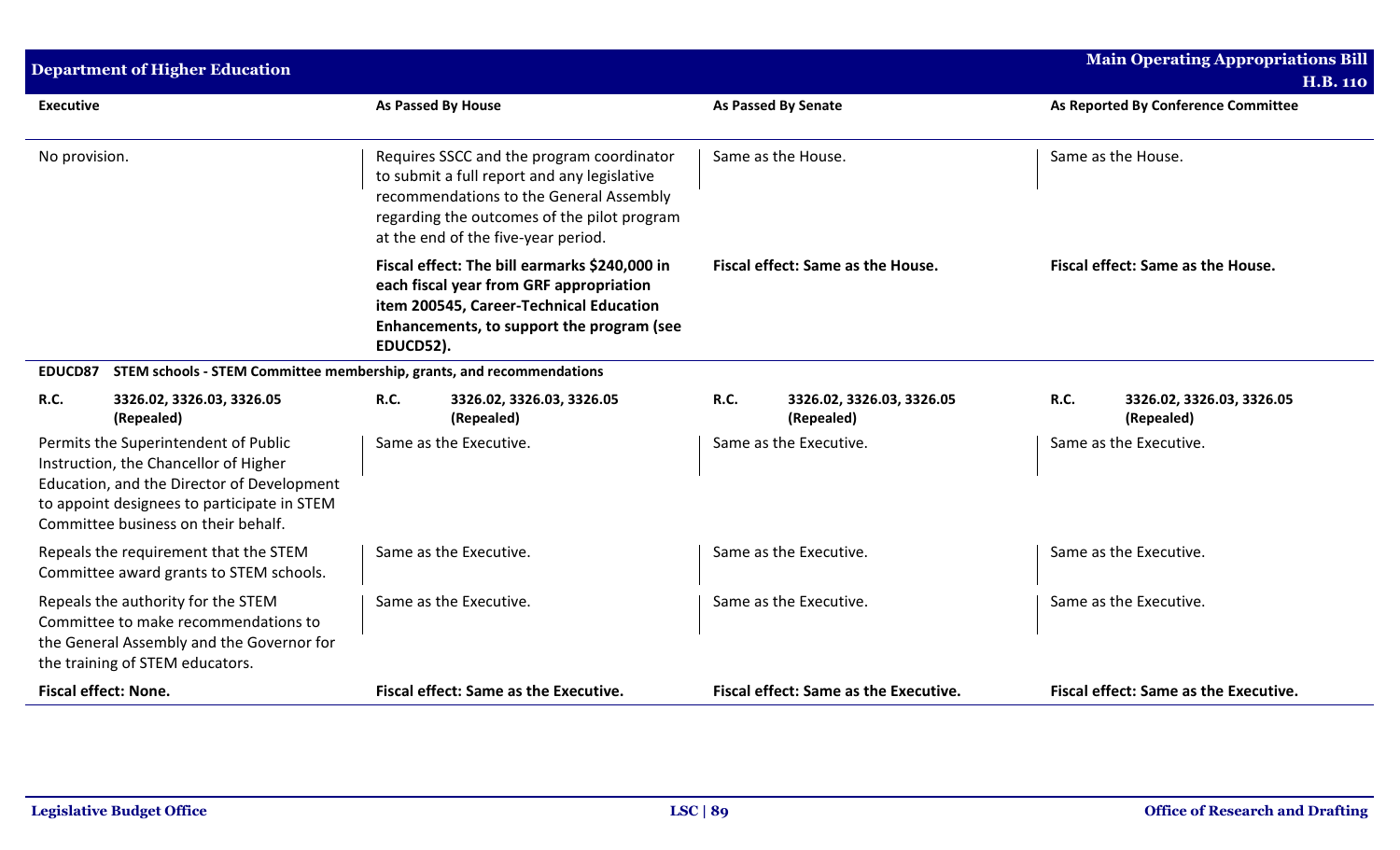| Executive | As Passed By House | As Passed By Senate | As Reported By Conference Committee |
|---|---|---|---|
| No provision. | Requires SSCC and the program coordinator to submit a full report and any legislative recommendations to the General Assembly regarding the outcomes of the pilot program at the end of the five-year period. | Same as the House. | Same as the House. |
| | **Fiscal effect: The bill earmarks $240,000 in each fiscal year from GRF appropriation item 200545, Career-Technical Education Enhancements, to support the program (see EDUCD52).** | **Fiscal effect: Same as the House.** | **Fiscal effect: Same as the House.** |
| **EDUCD87 STEM schools - STEM Committee membership, grants, and recommendations** | | | |
| **R.C. 3326.02, 3326.03, 3326.05 (Repealed)** | **R.C. 3326.02, 3326.03, 3326.05 (Repealed)** | **R.C. 3326.02, 3326.03, 3326.05 (Repealed)** | **R.C. 3326.02, 3326.03, 3326.05 (Repealed)** |
| Permits the Superintendent of Public Instruction, the Chancellor of Higher Education, and the Director of Development to appoint designees to participate in STEM Committee business on their behalf. | Same as the Executive. | Same as the Executive. | Same as the Executive. |
| Repeals the requirement that the STEM Committee award grants to STEM schools. | Same as the Executive. | Same as the Executive. | Same as the Executive. |
| Repeals the authority for the STEM Committee to make recommendations to the General Assembly and the Governor for the training of STEM educators. | Same as the Executive. | Same as the Executive. | Same as the Executive. |
| **Fiscal effect: None.** | **Fiscal effect: Same as the Executive.** | **Fiscal effect: Same as the Executive.** | **Fiscal effect: Same as the Executive.** |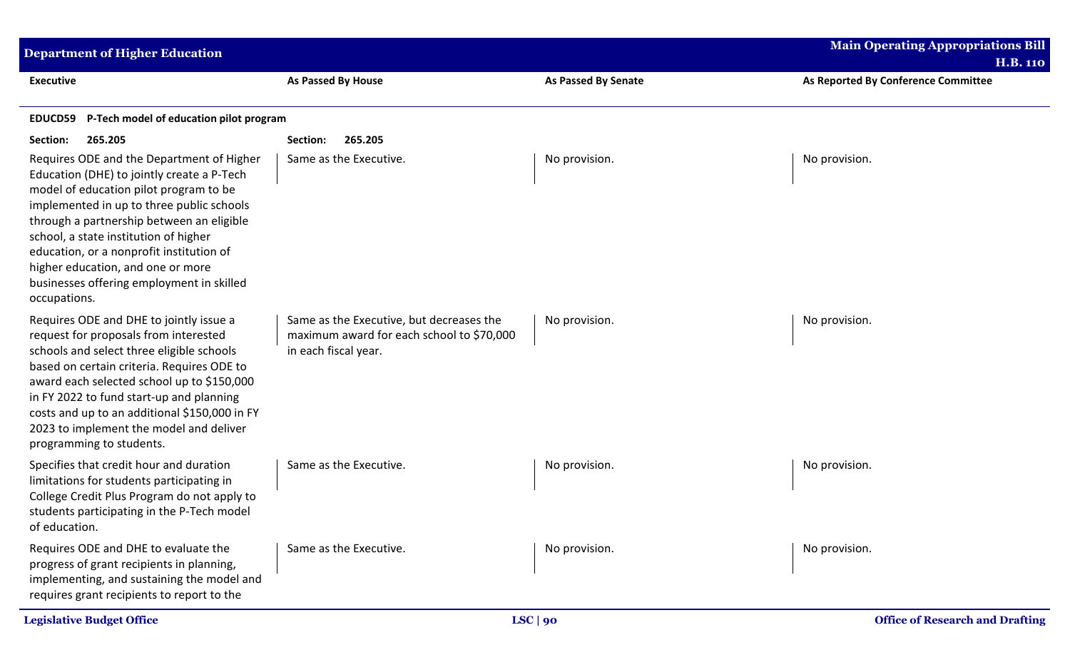| Executive | As Passed By House | As Passed By Senate | As Reported By Conference Committee |
|---|---|---|---|
| **EDUCD59 P-Tech model of education pilot program** | | | |
| **Section: 265.205** | **Section: 265.205** | | |
| Requires ODE and the Department of Higher Education (DHE) to jointly create a P-Tech model of education pilot program to be implemented in up to three public schools through a partnership between an eligible school, a state institution of higher education, or a nonprofit institution of higher education, and one or more businesses offering employment in skilled occupations. | Same as the Executive. | No provision. | No provision. |
| Requires ODE and DHE to jointly issue a request for proposals from interested schools and select three eligible schools based on certain criteria. Requires ODE to award each selected school up to $150,000 in FY 2022 to fund start-up and planning costs and up to an additional $150,000 in FY 2023 to implement the model and deliver programming to students. | Same as the Executive, but decreases the maximum award for each school to $70,000 in each fiscal year. | No provision. | No provision. |
| Specifies that credit hour and duration limitations for students participating in College Credit Plus Program do not apply to students participating in the P-Tech model of education. | Same as the Executive. | No provision. | No provision. |
| Requires ODE and DHE to evaluate the progress of grant recipients in planning, implementing, and sustaining the model and requires grant recipients to report to the | Same as the Executive. | No provision. | No provision. |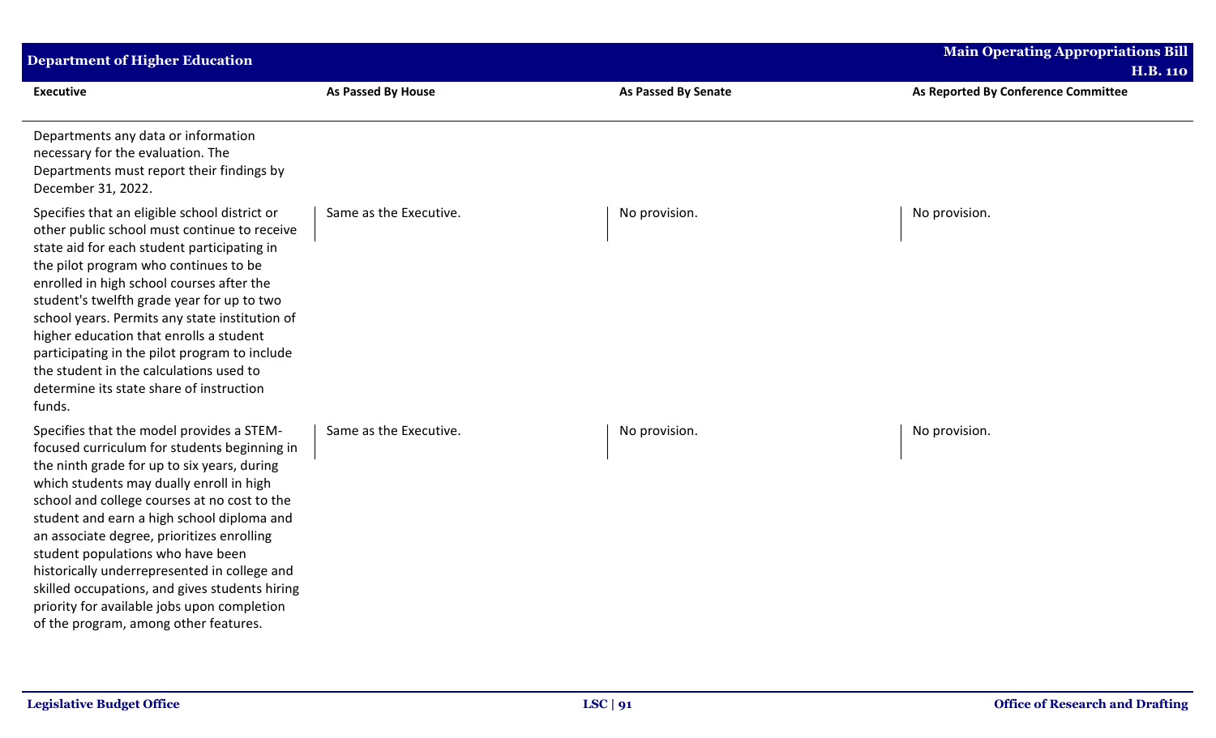| Executive | As Passed By House | As Passed By Senate | As Reported By Conference Committee |
|---|---|---|---|
| Departments any data or information necessary for the evaluation. The Departments must report their findings by December 31, 2022. | | | |
| Specifies that an eligible school district or other public school must continue to receive state aid for each student participating in the pilot program who continues to be enrolled in high school courses after the student's twelfth grade year for up to two school years. Permits any state institution of higher education that enrolls a student participating in the pilot program to include the student in the calculations used to determine its state share of instruction funds. | Same as the Executive. | No provision. | No provision. |
| Specifies that the model provides a STEM-focused curriculum for students beginning in the ninth grade for up to six years, during which students may dually enroll in high school and college courses at no cost to the student and earn a high school diploma and an associate degree, prioritizes enrolling student populations who have been historically underrepresented in college and skilled occupations, and gives students hiring priority for available jobs upon completion of the program, among other features. | Same as the Executive. | No provision. | No provision. |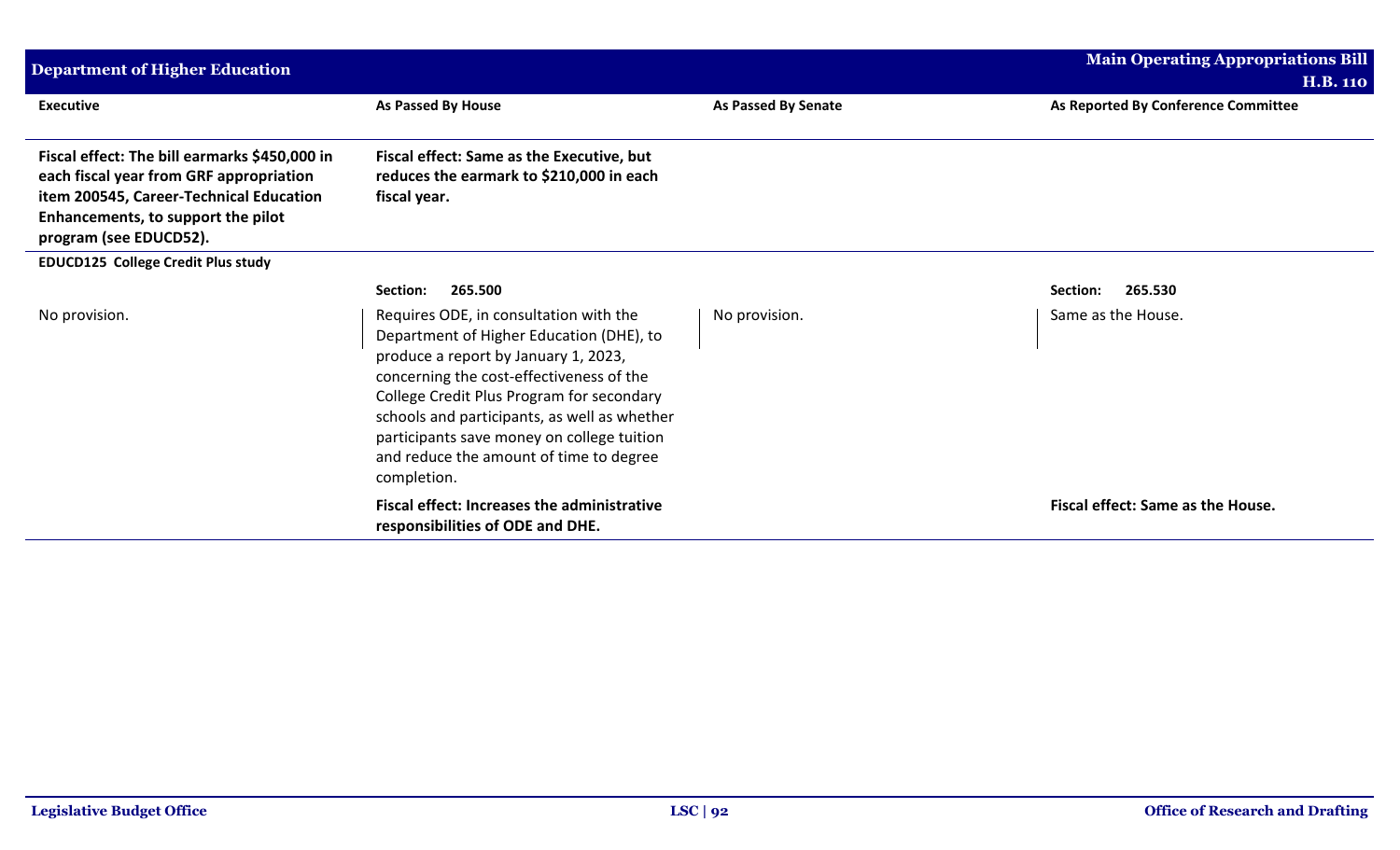| Executive | As Passed By House | As Passed By Senate | As Reported By Conference Committee |
|---|---|---|---|
| **Fiscal effect: The bill earmarks $450,000 in each fiscal year from GRF appropriation item 200545, Career-Technical Education Enhancements, to support the pilot program (see EDUCD52).** | **Fiscal effect: Same as the Executive, but reduces the earmark to $210,000 in each fiscal year.** | | |
| **EDUCD125 College Credit Plus study** | | | |
| | **Section: 265.500** | | **Section: 265.530** |
| No provision. | Requires ODE, in consultation with the Department of Higher Education (DHE), to produce a report by January 1, 2023, concerning the cost-effectiveness of the College Credit Plus Program for secondary schools and participants, as well as whether participants save money on college tuition and reduce the amount of time to degree completion. | No provision. | Same as the House. |
| | **Fiscal effect: Increases the administrative responsibilities of ODE and DHE.** | | **Fiscal effect: Same as the House.** |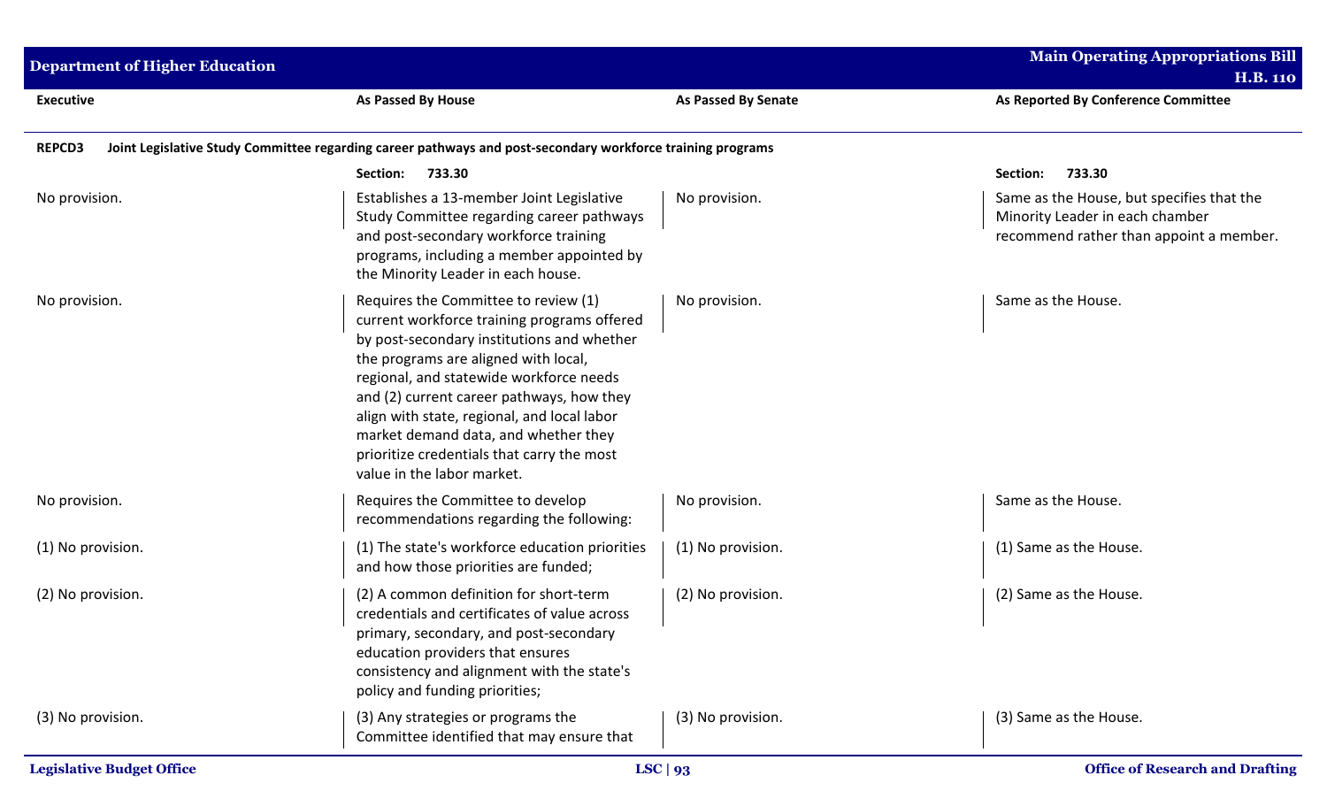| Executive | As Passed By House | As Passed By Senate | As Reported By Conference Committee |
|---|---|---|---|
| **REPCD3** | **Joint Legislative Study Committee regarding career pathways and post-secondary workforce training programs** | | |
| | **Section: 733.30** | | **Section: 733.30** |
| No provision. | Establishes a 13-member Joint Legislative Study Committee regarding career pathways and post-secondary workforce training programs, including a member appointed by the Minority Leader in each house. | No provision. | Same as the House, but specifies that the Minority Leader in each chamber recommend rather than appoint a member. |
| No provision. | Requires the Committee to review (1) current workforce training programs offered by post-secondary institutions and whether the programs are aligned with local, regional, and statewide workforce needs and (2) current career pathways, how they align with state, regional, and local labor market demand data, and whether they prioritize credentials that carry the most value in the labor market. | No provision. | Same as the House. |
| No provision. | Requires the Committee to develop recommendations regarding the following: | No provision. | Same as the House. |
| (1) No provision. | (1) The state's workforce education priorities and how those priorities are funded; | (1) No provision. | (1) Same as the House. |
| (2) No provision. | (2) A common definition for short-term credentials and certificates of value across primary, secondary, and post-secondary education providers that ensures consistency and alignment with the state's policy and funding priorities; | (2) No provision. | (2) Same as the House. |
| (3) No provision. | (3) Any strategies or programs the Committee identified that may ensure that | (3) No provision. | (3) Same as the House. |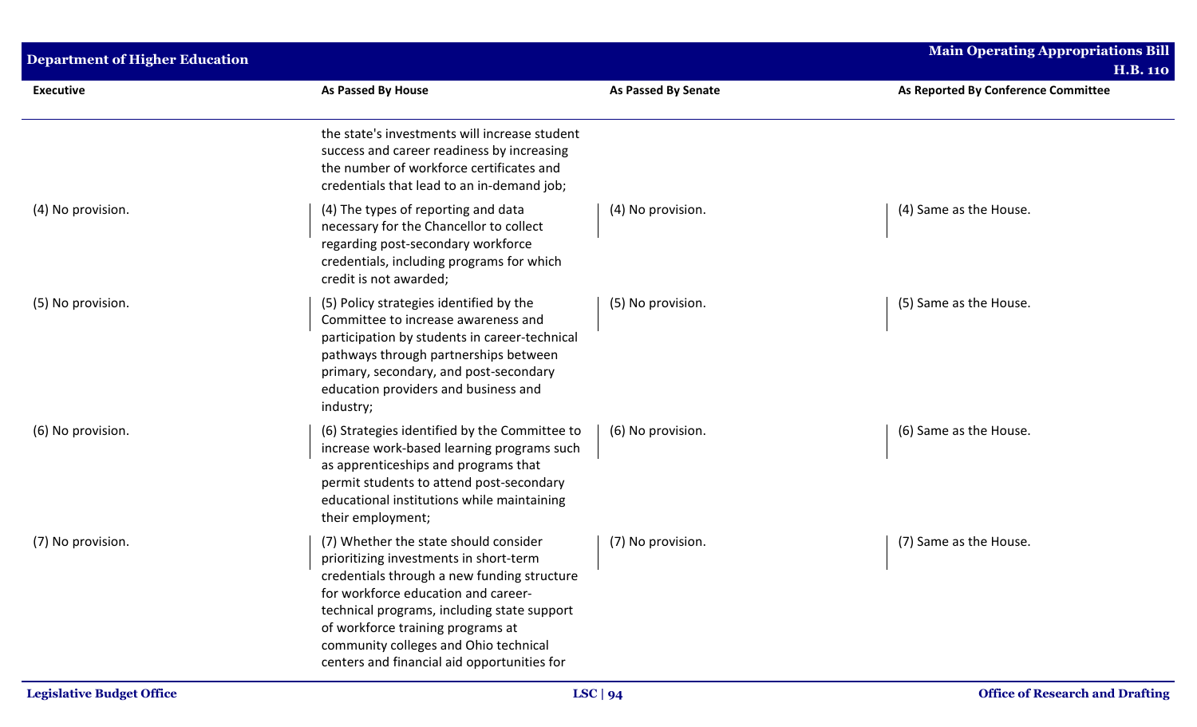| Executive | As Passed By House | As Passed By Senate | As Reported By Conference Committee |
|---|---|---|---|
| | the state's investments will increase student success and career readiness by increasing the number of workforce certificates and credentials that lead to an in-demand job; | | |
| (4) No provision. | (4) The types of reporting and data necessary for the Chancellor to collect regarding post-secondary workforce credentials, including programs for which credit is not awarded; | (4) No provision. | (4) Same as the House. |
| (5) No provision. | (5) Policy strategies identified by the Committee to increase awareness and participation by students in career-technical pathways through partnerships between primary, secondary, and post-secondary education providers and business and industry; | (5) No provision. | (5) Same as the House. |
| (6) No provision. | (6) Strategies identified by the Committee to increase work-based learning programs such as apprenticeships and programs that permit students to attend post-secondary educational institutions while maintaining their employment; | (6) No provision. | (6) Same as the House. |
| (7) No provision. | (7) Whether the state should consider prioritizing investments in short-term credentials through a new funding structure for workforce education and career-technical programs, including state support of workforce training programs at community colleges and Ohio technical centers and financial aid opportunities for | (7) No provision. | (7) Same as the House. |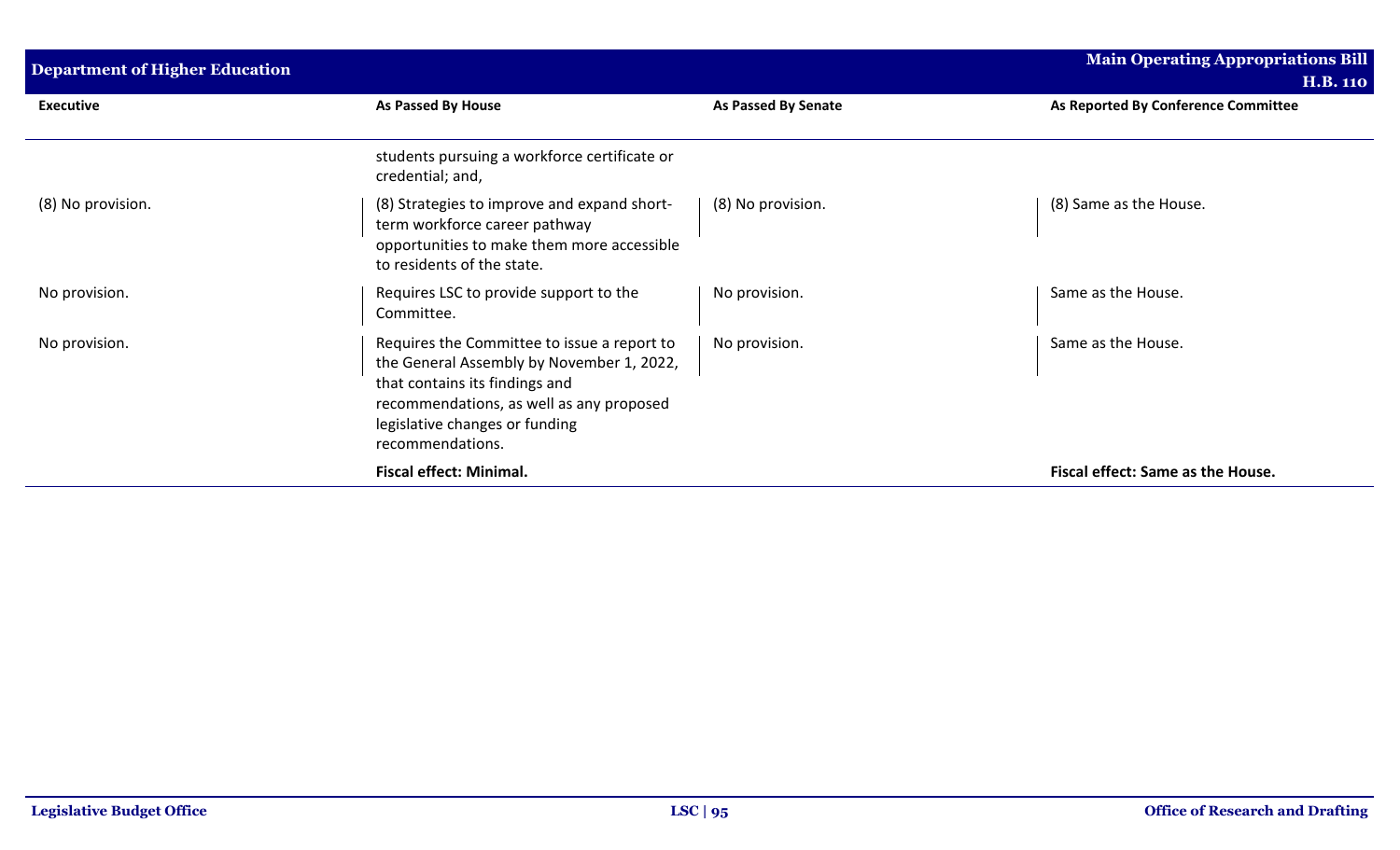| Executive | As Passed By House | As Passed By Senate | As Reported By Conference Committee |
|---|---|---|---|
| | students pursuing a workforce certificate or credential; and, | | |
| (8) No provision. | (8) Strategies to improve and expand short-term workforce career pathway opportunities to make them more accessible to residents of the state. | (8) No provision. | (8) Same as the House. |
| No provision. | Requires LSC to provide support to the Committee. | No provision. | Same as the House. |
| No provision. | Requires the Committee to issue a report to the General Assembly by November 1, 2022, that contains its findings and recommendations, as well as any proposed legislative changes or funding recommendations. | No provision. | Same as the House. |
| | **Fiscal effect: Minimal.** | | **Fiscal effect: Same as the House.** |